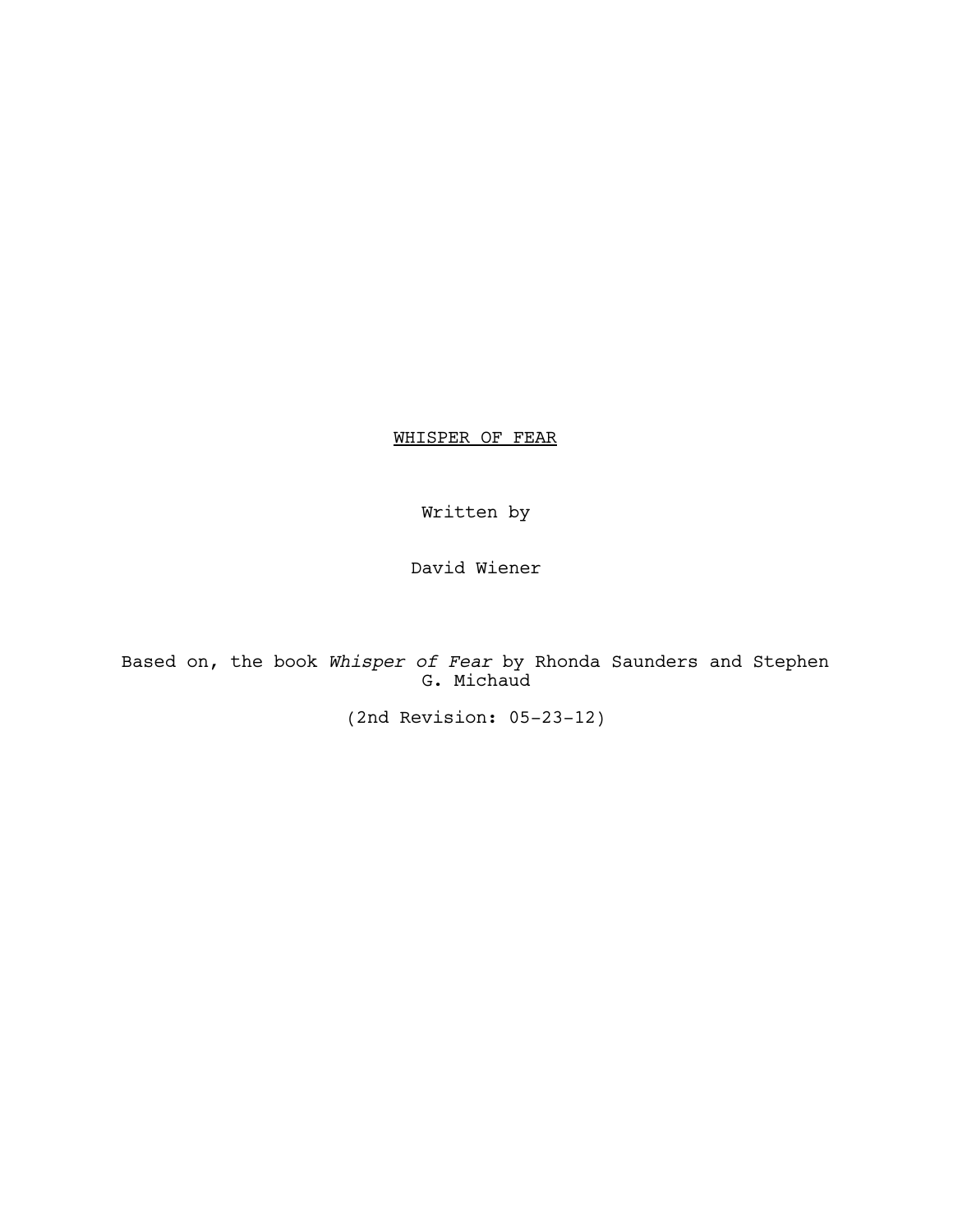# <u>WHISPER OF FEAR</u>

Written by

David Wiener

Based on, the book *Whisper of Fear* by Rhonda Saunders and Stephen G. Michaud

(2nd Revision: 05-23-12)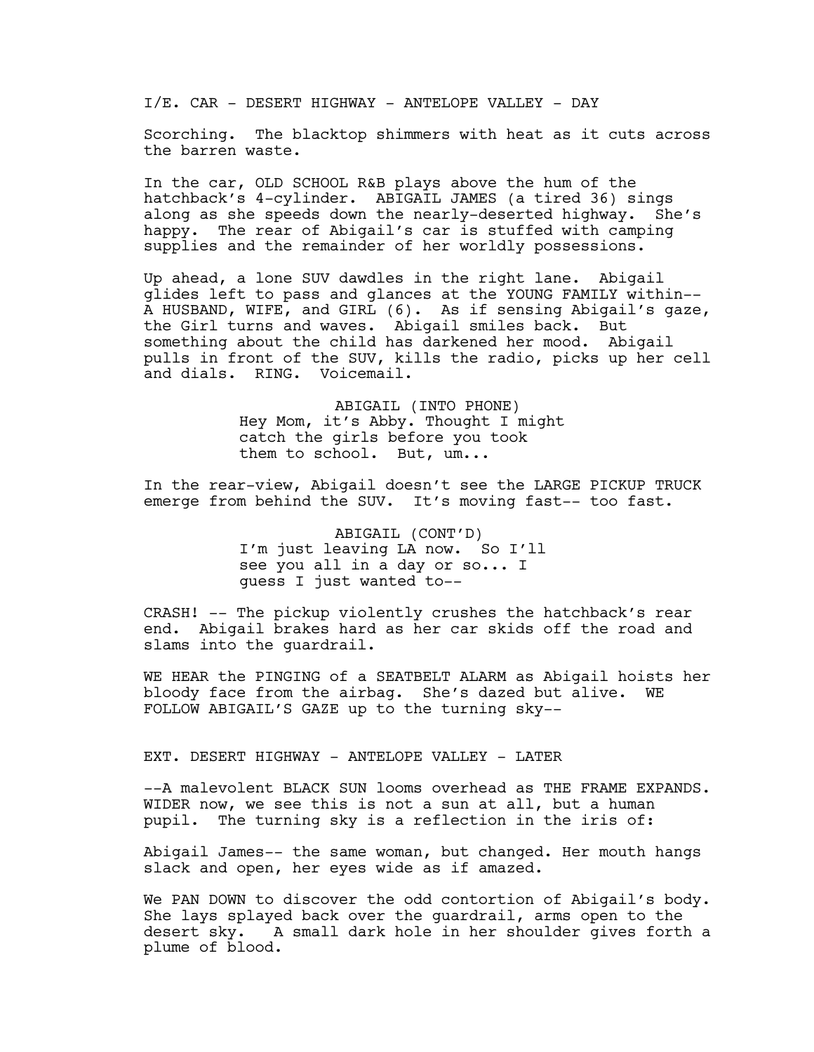I/E. CAR - DESERT HIGHWAY - ANTELOPE VALLEY - DAY

Scorching. The blacktop shimmers with heat as it cuts across the barren waste.

In the car, OLD SCHOOL R&B plays above the hum of the hatchback's 4-cylinder. ABIGAIL JAMES (a tired 36) sings along as she speeds down the nearly-deserted highway. She's happy. The rear of Abigail's car is stuffed with camping supplies and the remainder of her worldly possessions.

Up ahead, a lone SUV dawdles in the right lane. Abigail glides left to pass and glances at the YOUNG FAMILY within-- A HUSBAND, WIFE, and GIRL (6). As if sensing Abigail's gaze, the Girl turns and waves. Abigail smiles back. But something about the child has darkened her mood. Abigail pulls in front of the SUV, kills the radio, picks up her cell and dials. RING. Voicemail.

ABIGAIL (INTO PHONE)
Hey Mom, it's Abby. Thought I might catch the girls before you took them to school. But, um...

In the rear-view, Abigail doesn't see the LARGE PICKUP TRUCK emerge from behind the SUV. It's moving fast-- too fast.

ABIGAIL (CONT'D)
I'm just leaving LA now. So I'll see you all in a day or so... I guess I just wanted to--

CRASH! -- The pickup violently crushes the hatchback's rear end. Abigail brakes hard as her car skids off the road and slams into the guardrail.

WE HEAR the PINGING of a SEATBELT ALARM as Abigail hoists her bloody face from the airbag. She's dazed but alive. WE FOLLOW ABIGAIL'S GAZE up to the turning sky--

EXT. DESERT HIGHWAY - ANTELOPE VALLEY - LATER

--A malevolent BLACK SUN looms overhead as THE FRAME EXPANDS. WIDER now, we see this is not a sun at all, but a human pupil. The turning sky is a reflection in the iris of:

Abigail James-- the same woman, but changed. Her mouth hangs slack and open, her eyes wide as if amazed.

We PAN DOWN to discover the odd contortion of Abigail's body. She lays splayed back over the guardrail, arms open to the desert sky. A small dark hole in her shoulder gives forth a plume of blood.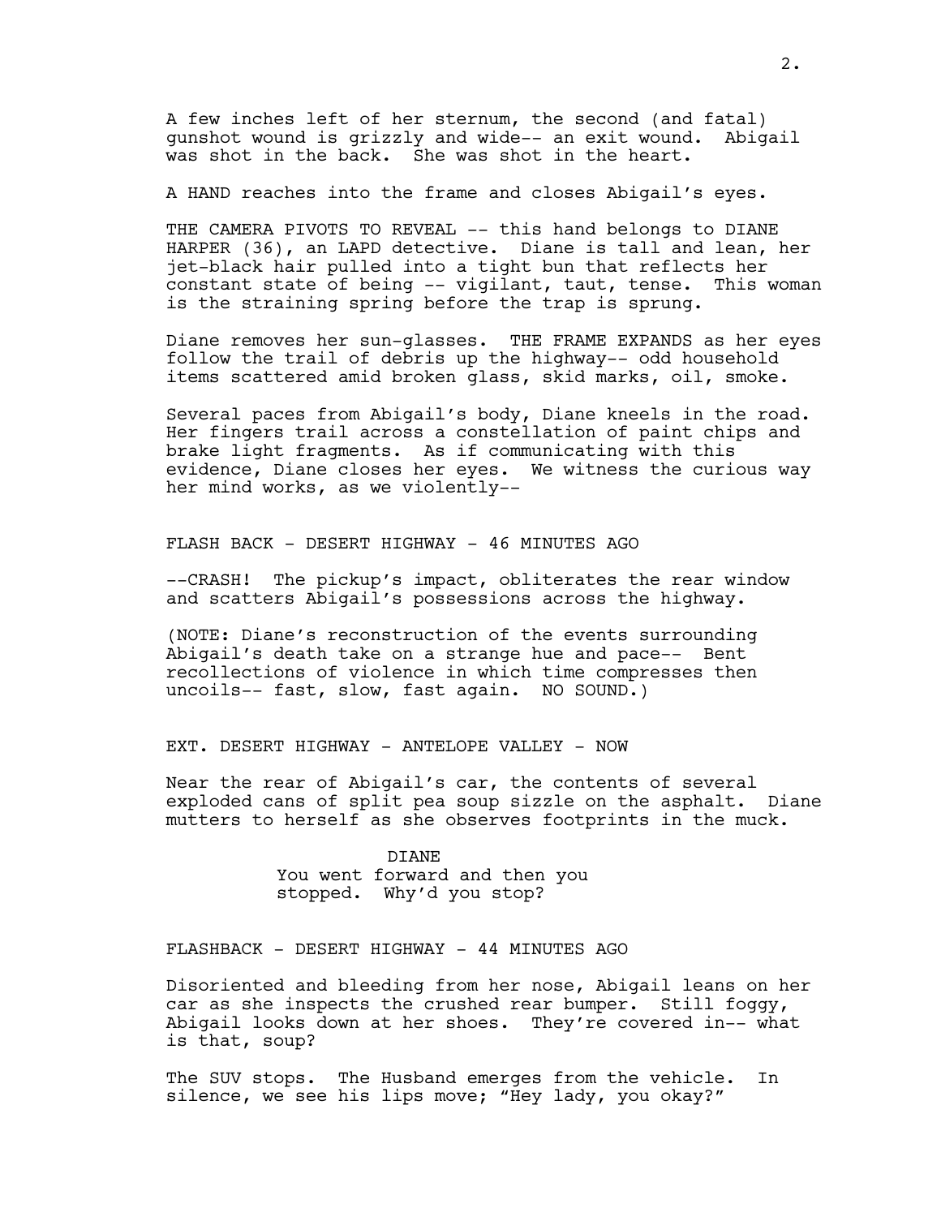A few inches left of her sternum, the second (and fatal) gunshot wound is grizzly and wide-- an exit wound. Abigail was shot in the back. She was shot in the heart.

A HAND reaches into the frame and closes Abigail's eyes.

THE CAMERA PIVOTS TO REVEAL -- this hand belongs to DIANE HARPER (36), an LAPD detective. Diane is tall and lean, her jet-black hair pulled into a tight bun that reflects her constant state of being -- vigilant, taut, tense. This woman is the straining spring before the trap is sprung.

Diane removes her sun-glasses. THE FRAME EXPANDS as her eyes follow the trail of debris up the highway-- odd household items scattered amid broken glass, skid marks, oil, smoke.

Several paces from Abigail's body, Diane kneels in the road. Her fingers trail across a constellation of paint chips and brake light fragments. As if communicating with this evidence, Diane closes her eyes. We witness the curious way her mind works, as we violently--

FLASH BACK - DESERT HIGHWAY - 46 MINUTES AGO

--CRASH! The pickup's impact, obliterates the rear window and scatters Abigail's possessions across the highway.

(NOTE: Diane's reconstruction of the events surrounding Abigail's death take on a strange hue and pace-- Bent recollections of violence in which time compresses then uncoils-- fast, slow, fast again. NO SOUND.)

EXT. DESERT HIGHWAY - ANTELOPE VALLEY - NOW

Near the rear of Abigail's car, the contents of several exploded cans of split pea soup sizzle on the asphalt. Diane mutters to herself as she observes footprints in the muck.

DIANE
You went forward and then you stopped. Why'd you stop?

FLASHBACK - DESERT HIGHWAY - 44 MINUTES AGO

Disoriented and bleeding from her nose, Abigail leans on her car as she inspects the crushed rear bumper. Still foggy, Abigail looks down at her shoes. They're covered in-- what is that, soup?

The SUV stops. The Husband emerges from the vehicle. In silence, we see his lips move; "Hey lady, you okay?"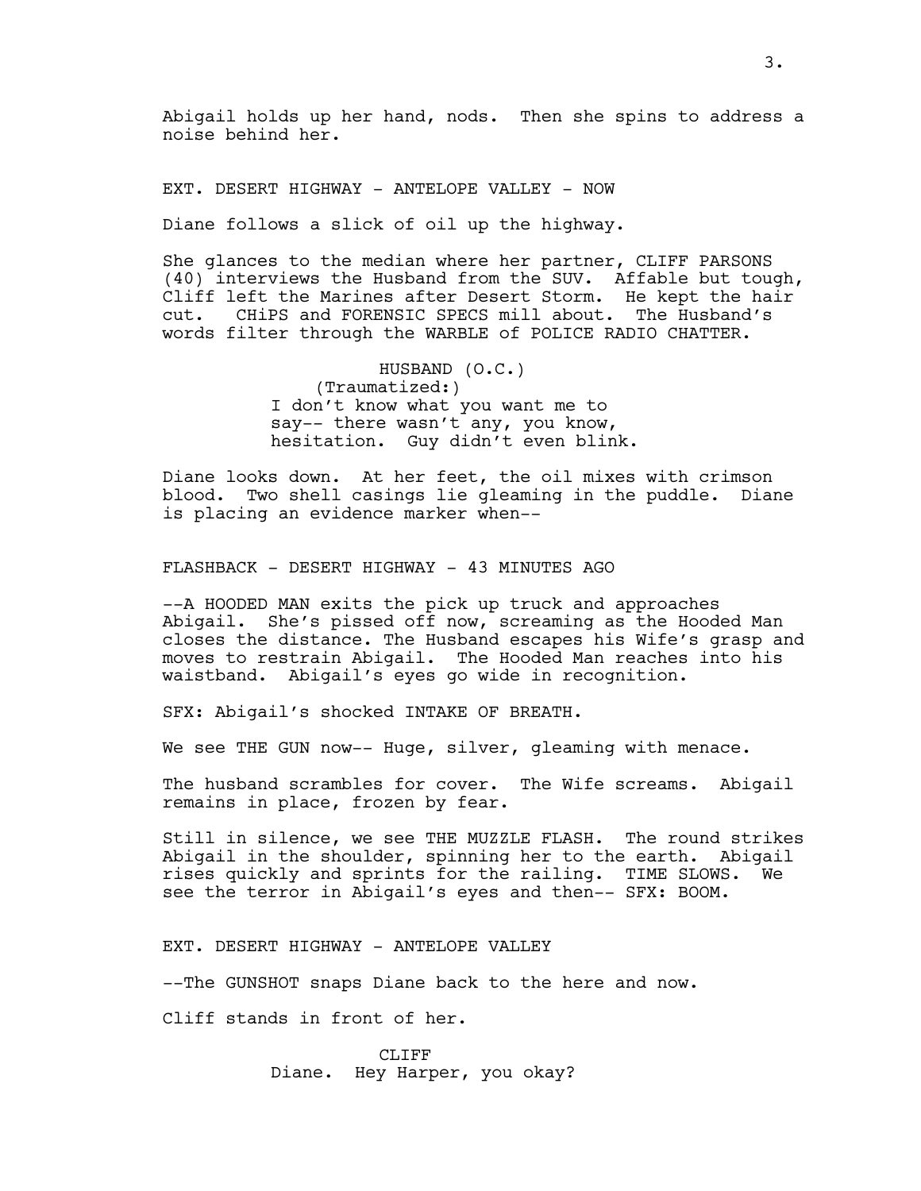Abigail holds up her hand, nods. Then she spins to address a noise behind her.

EXT. DESERT HIGHWAY - ANTELOPE VALLEY - NOW

Diane follows a slick of oil up the highway.

She glances to the median where her partner, CLIFF PARSONS (40) interviews the Husband from the SUV. Affable but tough, Cliff left the Marines after Desert Storm. He kept the hair cut. CHiPS and FORENSIC SPECS mill about. The Husband's words filter through the WARBLE of POLICE RADIO CHATTER.

HUSBAND (O.C.)
(Traumatized:)
I don't know what you want me to say-- there wasn't any, you know, hesitation. Guy didn't even blink.

Diane looks down. At her feet, the oil mixes with crimson blood. Two shell casings lie gleaming in the puddle. Diane is placing an evidence marker when--

FLASHBACK - DESERT HIGHWAY - 43 MINUTES AGO

--A HOODED MAN exits the pick up truck and approaches Abigail. She's pissed off now, screaming as the Hooded Man closes the distance. The Husband escapes his Wife's grasp and moves to restrain Abigail. The Hooded Man reaches into his waistband. Abigail's eyes go wide in recognition.

SFX: Abigail's shocked INTAKE OF BREATH.

We see THE GUN now-- Huge, silver, gleaming with menace.

The husband scrambles for cover. The Wife screams. Abigail remains in place, frozen by fear.

Still in silence, we see THE MUZZLE FLASH. The round strikes Abigail in the shoulder, spinning her to the earth. Abigail rises quickly and sprints for the railing. TIME SLOWS. We see the terror in Abigail's eyes and then-- SFX: BOOM.

EXT. DESERT HIGHWAY - ANTELOPE VALLEY

--The GUNSHOT snaps Diane back to the here and now.

Cliff stands in front of her.

CLIFF
Diane. Hey Harper, you okay?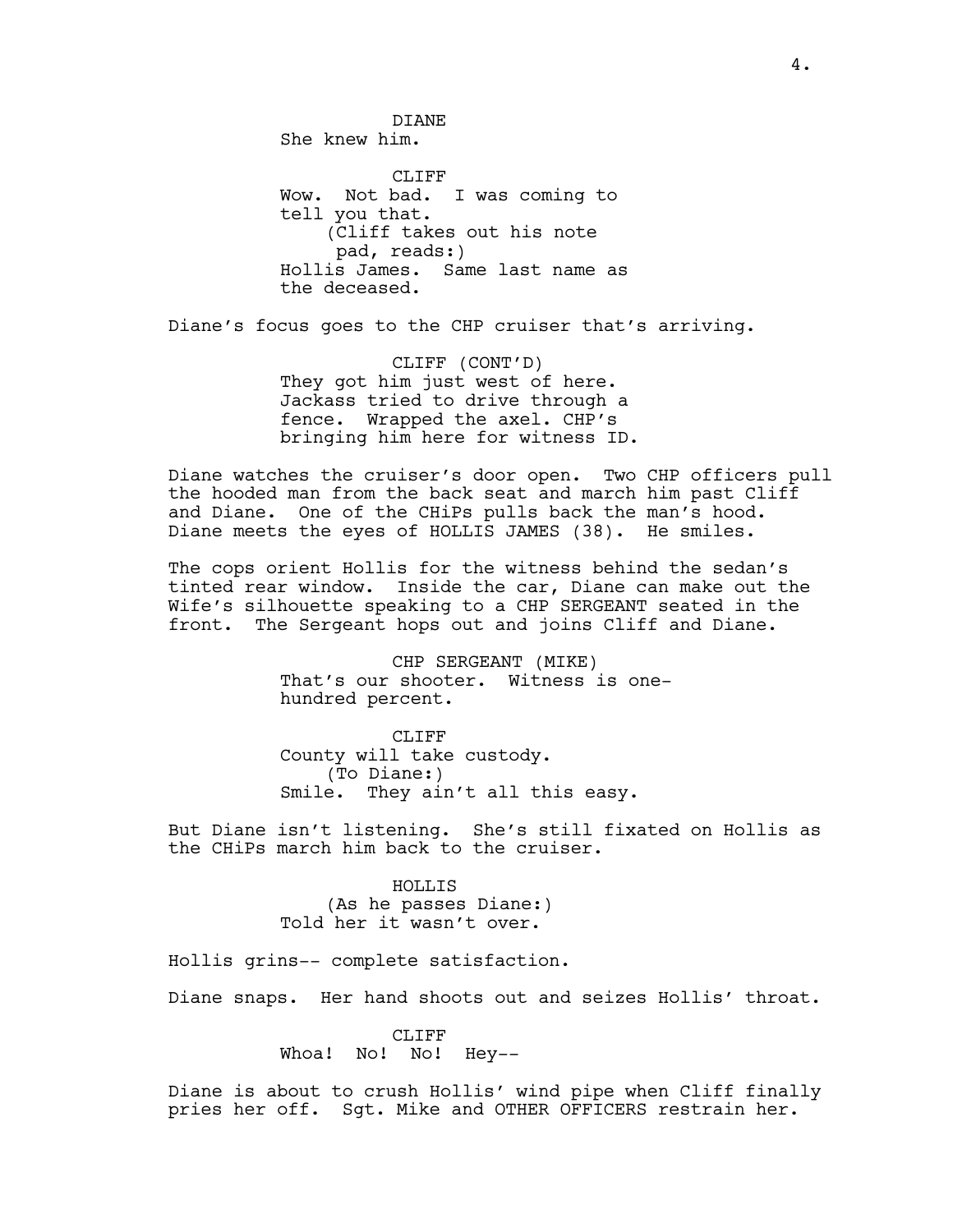DIANE
She knew him.

CLIFF
Wow. Not bad. I was coming to tell you that.
(Cliff takes out his note pad, reads:)
Hollis James. Same last name as the deceased.

Diane's focus goes to the CHP cruiser that's arriving.

CLIFF (CONT'D)
They got him just west of here. Jackass tried to drive through a fence. Wrapped the axel. CHP's bringing him here for witness ID.

Diane watches the cruiser's door open. Two CHP officers pull the hooded man from the back seat and march him past Cliff and Diane. One of the CHiPs pulls back the man's hood. Diane meets the eyes of HOLLIS JAMES (38). He smiles.

The cops orient Hollis for the witness behind the sedan's tinted rear window. Inside the car, Diane can make out the Wife's silhouette speaking to a CHP SERGEANT seated in the front. The Sergeant hops out and joins Cliff and Diane.

CHP SERGEANT (MIKE)
That's our shooter. Witness is one-hundred percent.

CLIFF
County will take custody.
(To Diane:)
Smile. They ain't all this easy.

But Diane isn't listening. She's still fixated on Hollis as the CHiPs march him back to the cruiser.

HOLLIS
(As he passes Diane:)
Told her it wasn't over.

Hollis grins-- complete satisfaction.

Diane snaps. Her hand shoots out and seizes Hollis' throat.

CLIFF
Whoa! No! No! Hey--

Diane is about to crush Hollis' wind pipe when Cliff finally pries her off. Sgt. Mike and OTHER OFFICERS restrain her.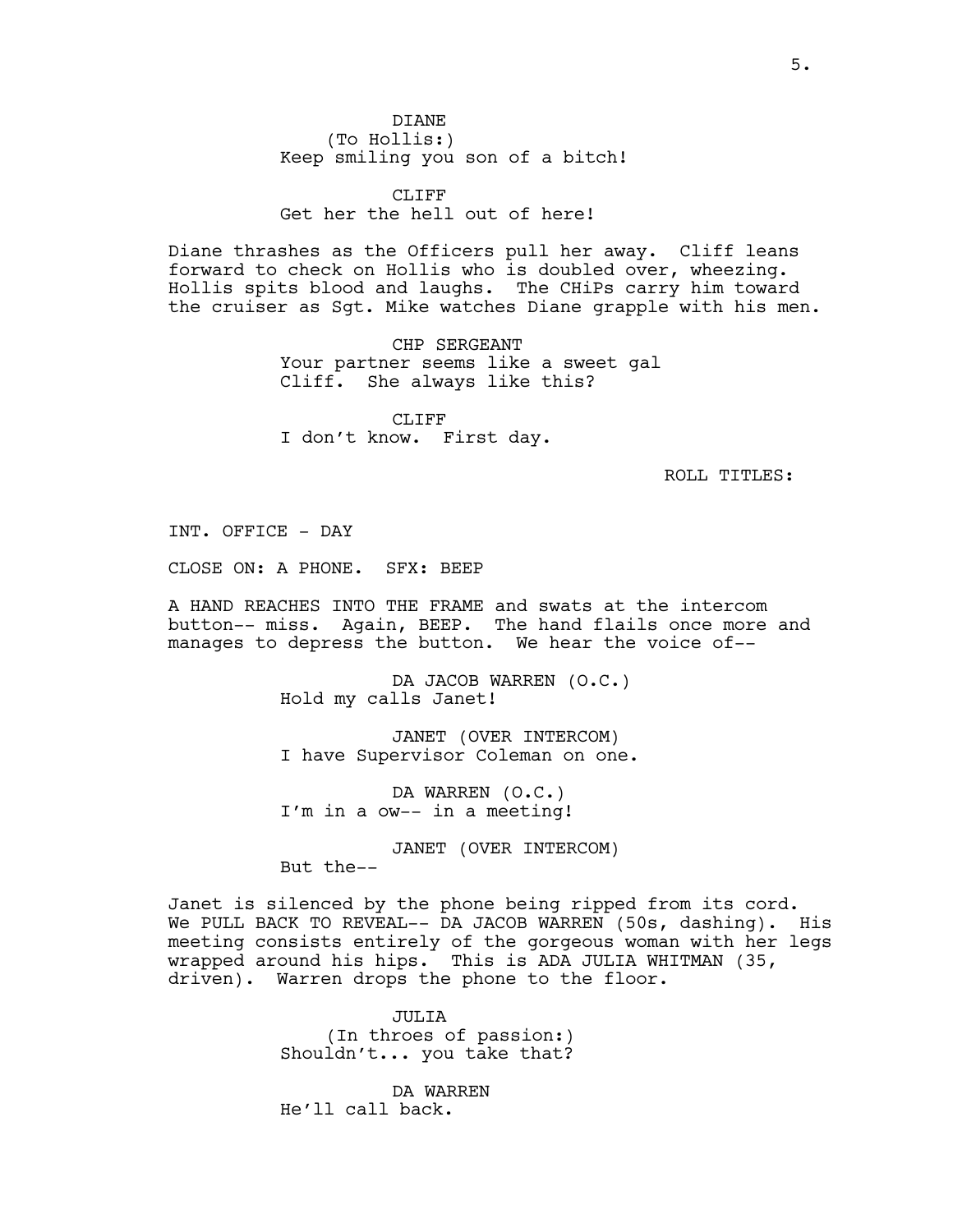DIANE
(To Hollis:)
Keep smiling you son of a bitch!

CLIFF
Get her the hell out of here!

Diane thrashes as the Officers pull her away. Cliff leans forward to check on Hollis who is doubled over, wheezing. Hollis spits blood and laughs. The CHiPs carry him toward the cruiser as Sgt. Mike watches Diane grapple with his men.

CHP SERGEANT
Your partner seems like a sweet gal Cliff. She always like this?

CLIFF
I don't know. First day.

ROLL TITLES:

INT. OFFICE - DAY

CLOSE ON: A PHONE. SFX: BEEP

A HAND REACHES INTO THE FRAME and swats at the intercom button-- miss. Again, BEEP. The hand flails once more and manages to depress the button. We hear the voice of--

DA JACOB WARREN (O.C.)
Hold my calls Janet!

JANET (OVER INTERCOM)
I have Supervisor Coleman on one.

DA WARREN (O.C.)
I'm in a ow-- in a meeting!

JANET (OVER INTERCOM)
But the--

Janet is silenced by the phone being ripped from its cord. We PULL BACK TO REVEAL-- DA JACOB WARREN (50s, dashing). His meeting consists entirely of the gorgeous woman with her legs wrapped around his hips. This is ADA JULIA WHITMAN (35, driven). Warren drops the phone to the floor.

JULIA
(In throes of passion:)
Shouldn't... you take that?

DA WARREN
He'll call back.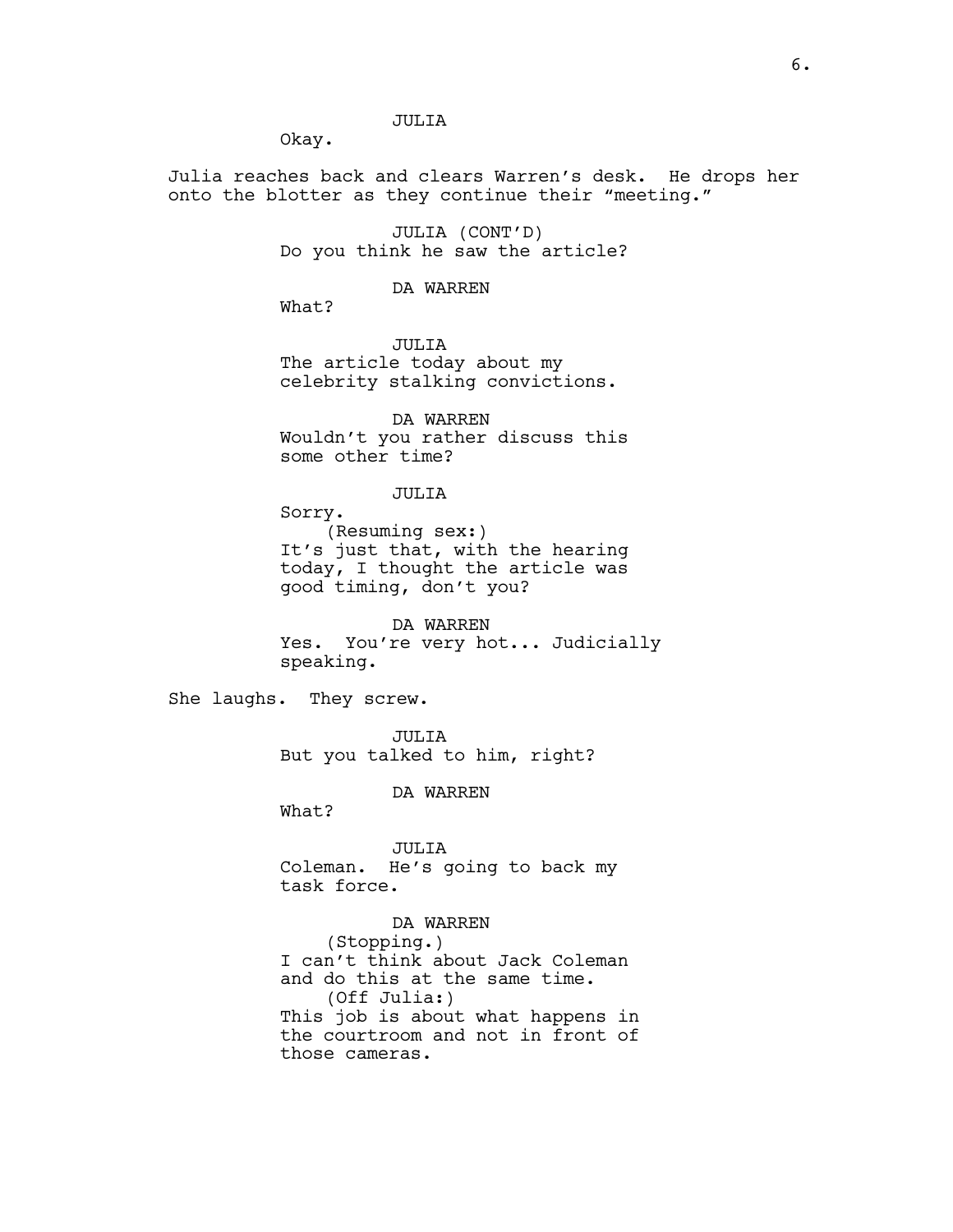JULIA

Okay.

Julia reaches back and clears Warren's desk. He drops her onto the blotter as they continue their "meeting."

JULIA (CONT'D)

Do you think he saw the article?

DA WARREN

What?

JULIA

The article today about my celebrity stalking convictions.

DA WARREN

Wouldn't you rather discuss this some other time?

JULIA

Sorry.

(Resuming sex:)

It's just that, with the hearing today, I thought the article was good timing, don't you?

DA WARREN

Yes. You're very hot... Judicially speaking.

She laughs. They screw.

JULIA

But you talked to him, right?

DA WARREN

What?

JULIA

Coleman. He's going to back my task force.

DA WARREN

(Stopping.)

I can't think about Jack Coleman and do this at the same time.

(Off Julia:)

This job is about what happens in the courtroom and not in front of those cameras.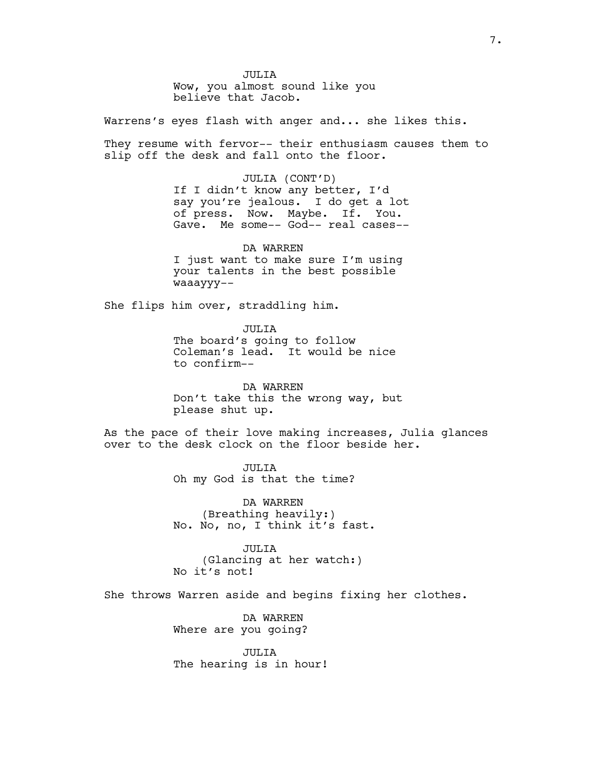JULIA
Wow, you almost sound like you believe that Jacob.

Warrens's eyes flash with anger and... she likes this.

They resume with fervor-- their enthusiasm causes them to slip off the desk and fall onto the floor.

JULIA (CONT'D)
If I didn't know any better, I'd say you're jealous. I do get a lot of press. Now. Maybe. If. You. Gave. Me some-- God-- real cases--

DA WARREN
I just want to make sure I'm using your talents in the best possible waaayyy--

She flips him over, straddling him.

JULIA
The board's going to follow Coleman's lead. It would be nice to confirm--

DA WARREN
Don't take this the wrong way, but please shut up.

As the pace of their love making increases, Julia glances over to the desk clock on the floor beside her.

JULIA
Oh my God is that the time?

DA WARREN
(Breathing heavily:)
No. No, no, I think it's fast.

JULIA
(Glancing at her watch:)
No it's not!

She throws Warren aside and begins fixing her clothes.

DA WARREN
Where are you going?

JULIA
The hearing is in hour!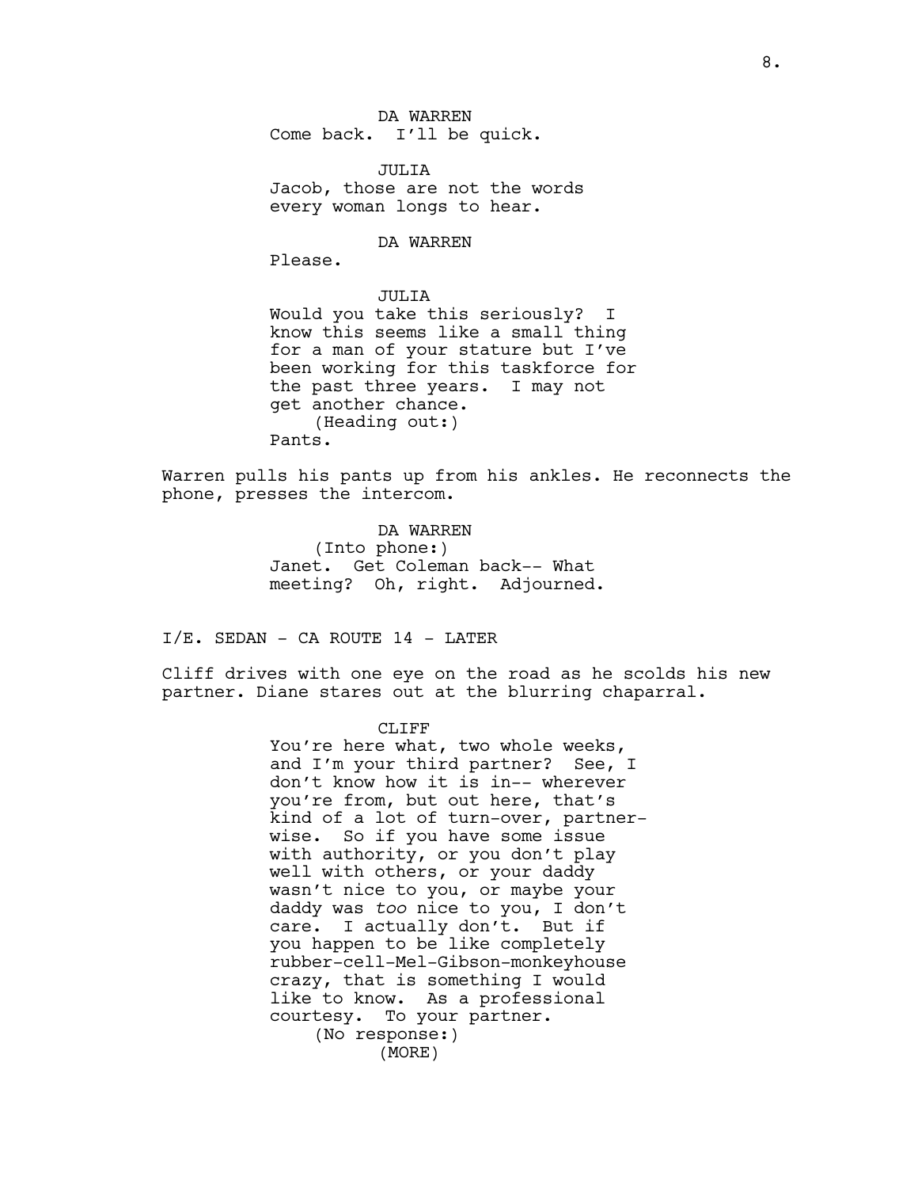DA WARREN
Come back. I'll be quick.

JULIA
Jacob, those are not the words every woman longs to hear.

DA WARREN
Please.

JULIA
Would you take this seriously? I know this seems like a small thing for a man of your stature but I've been working for this taskforce for the past three years. I may not get another chance.
(Heading out:)
Pants.

Warren pulls his pants up from his ankles. He reconnects the phone, presses the intercom.

DA WARREN
(Into phone:)
Janet. Get Coleman back-- What meeting? Oh, right. Adjourned.

I/E. SEDAN - CA ROUTE 14 - LATER

Cliff drives with one eye on the road as he scolds his new partner. Diane stares out at the blurring chaparral.

CLIFF
You're here what, two whole weeks, and I'm your third partner? See, I don't know how it is in-- wherever you're from, but out here, that's kind of a lot of turn-over, partner-wise. So if you have some issue with authority, or you don't play well with others, or your daddy wasn't nice to you, or maybe your daddy was *too* nice to you, I don't care. I actually don't. But if you happen to be like completely rubber-cell-Mel-Gibson-monkeyhouse crazy, that is something I would like to know. As a professional courtesy. To your partner.
(No response:)
(MORE)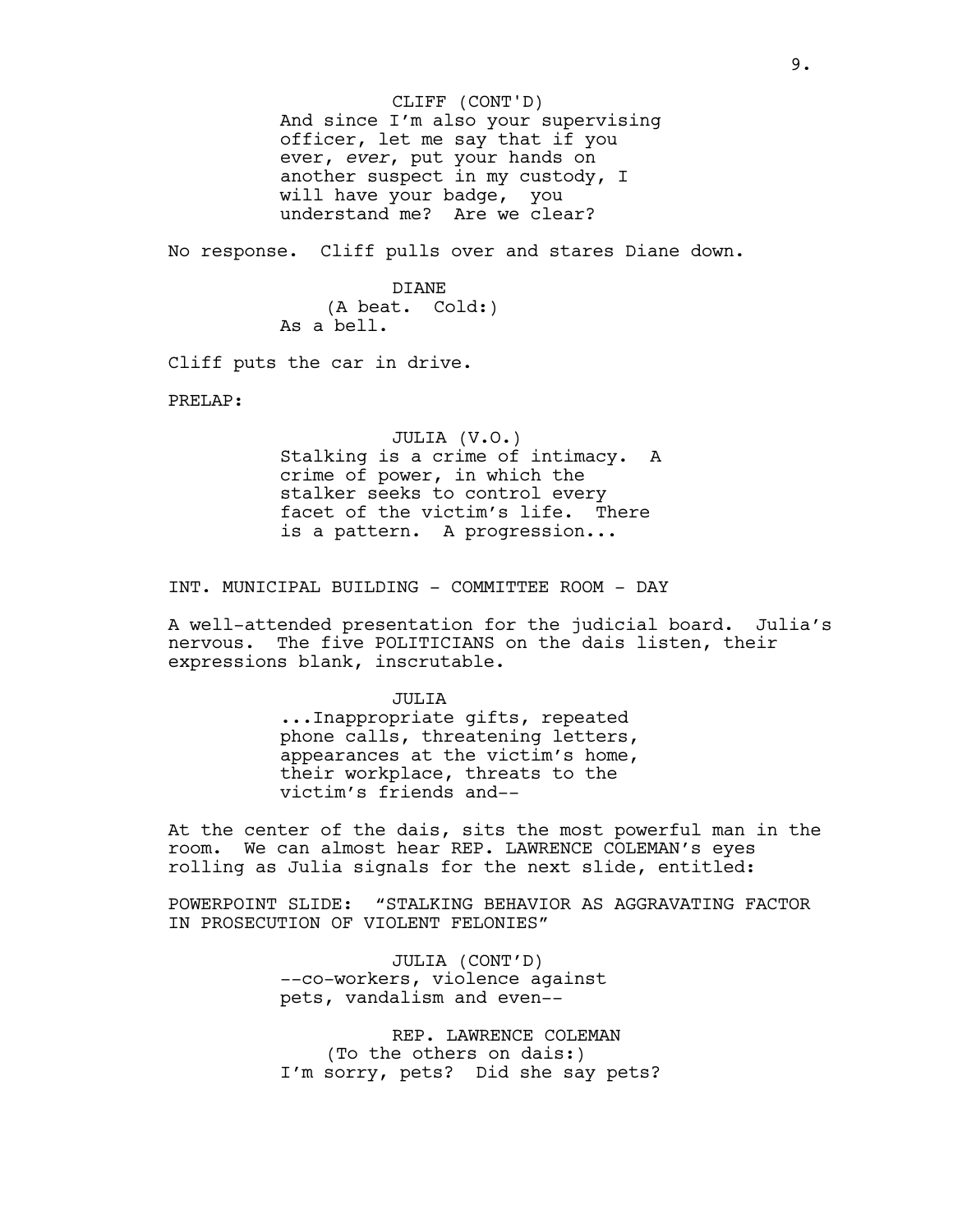CLIFF (CONT'D)
And since I'm also your supervising officer, let me say that if you ever, *ever*, put your hands on another suspect in my custody, I will have your badge, you understand me? Are we clear?

No response. Cliff pulls over and stares Diane down.

DIANE
(A beat. Cold:)
As a bell.

Cliff puts the car in drive.

PRELAP:

JULIA (V.O.)
Stalking is a crime of intimacy. A crime of power, in which the stalker seeks to control every facet of the victim's life. There is a pattern. A progression...

INT. MUNICIPAL BUILDING - COMMITTEE ROOM - DAY

A well-attended presentation for the judicial board. Julia's nervous. The five POLITICIANS on the dais listen, their expressions blank, inscrutable.

JULIA
...Inappropriate gifts, repeated phone calls, threatening letters, appearances at the victim's home, their workplace, threats to the victim's friends and--

At the center of the dais, sits the most powerful man in the room. We can almost hear REP. LAWRENCE COLEMAN's eyes rolling as Julia signals for the next slide, entitled:

POWERPOINT SLIDE: "STALKING BEHAVIOR AS AGGRAVATING FACTOR IN PROSECUTION OF VIOLENT FELONIES"

JULIA (CONT'D)
--co-workers, violence against pets, vandalism and even--

REP. LAWRENCE COLEMAN
(To the others on dais:)
I'm sorry, pets? Did she say pets?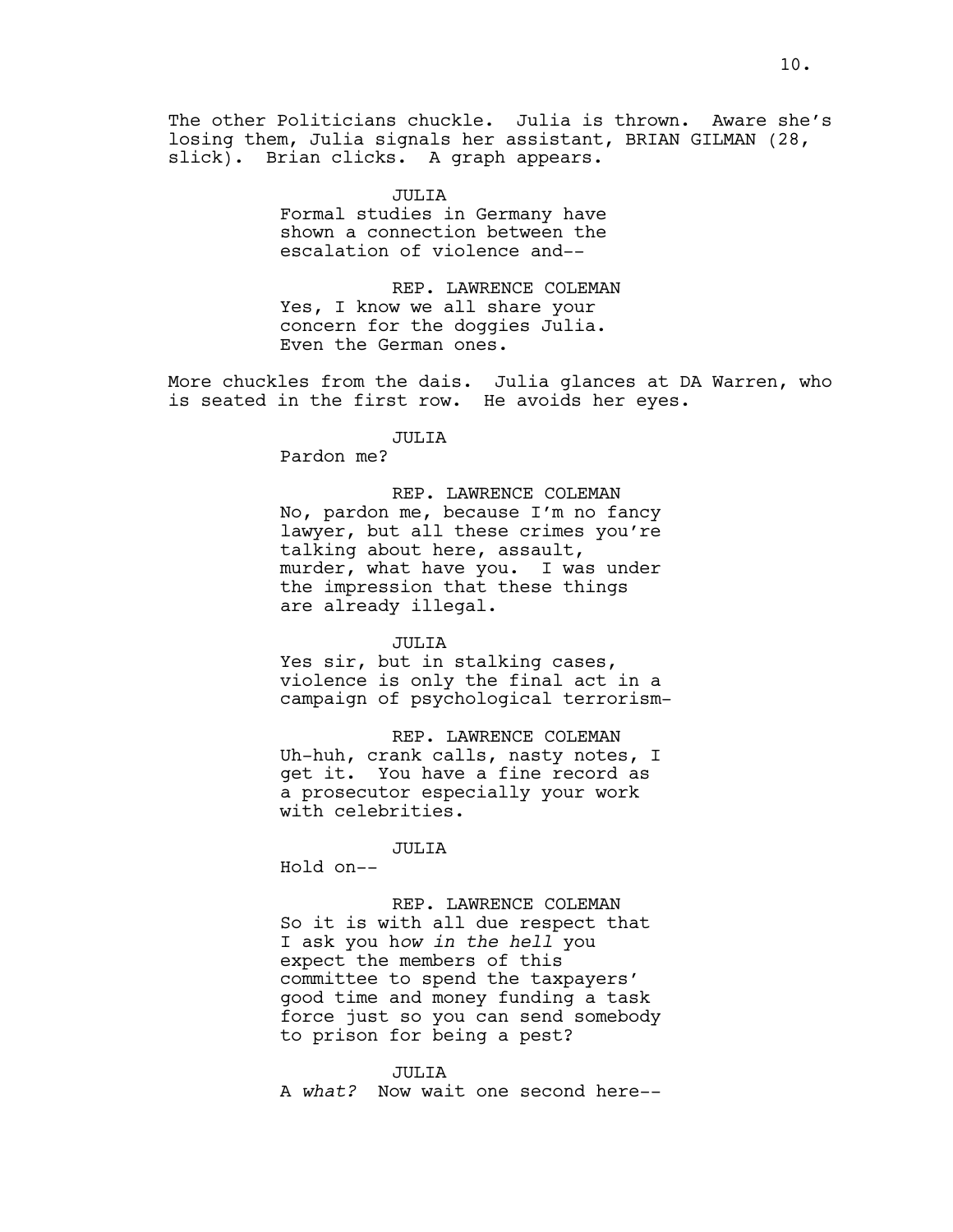The other Politicians chuckle. Julia is thrown. Aware she's losing them, Julia signals her assistant, BRIAN GILMAN (28, slick). Brian clicks. A graph appears.

JULIA
Formal studies in Germany have shown a connection between the escalation of violence and--

REP. LAWRENCE COLEMAN
Yes, I know we all share your concern for the doggies Julia. Even the German ones.

More chuckles from the dais. Julia glances at DA Warren, who is seated in the first row. He avoids her eyes.

JULIA
Pardon me?

REP. LAWRENCE COLEMAN
No, pardon me, because I'm no fancy lawyer, but all these crimes you're talking about here, assault, murder, what have you. I was under the impression that these things are already illegal.

JULIA
Yes sir, but in stalking cases, violence is only the final act in a campaign of psychological terrorism-

REP. LAWRENCE COLEMAN
Uh-huh, crank calls, nasty notes, I get it. You have a fine record as a prosecutor especially your work with celebrities.

JULIA
Hold on--

REP. LAWRENCE COLEMAN
So it is with all due respect that I ask you h*ow in the hell* you expect the members of this committee to spend the taxpayers' good time and money funding a task force just so you can send somebody to prison for being a pest?

JULIA
A *what?* Now wait one second here--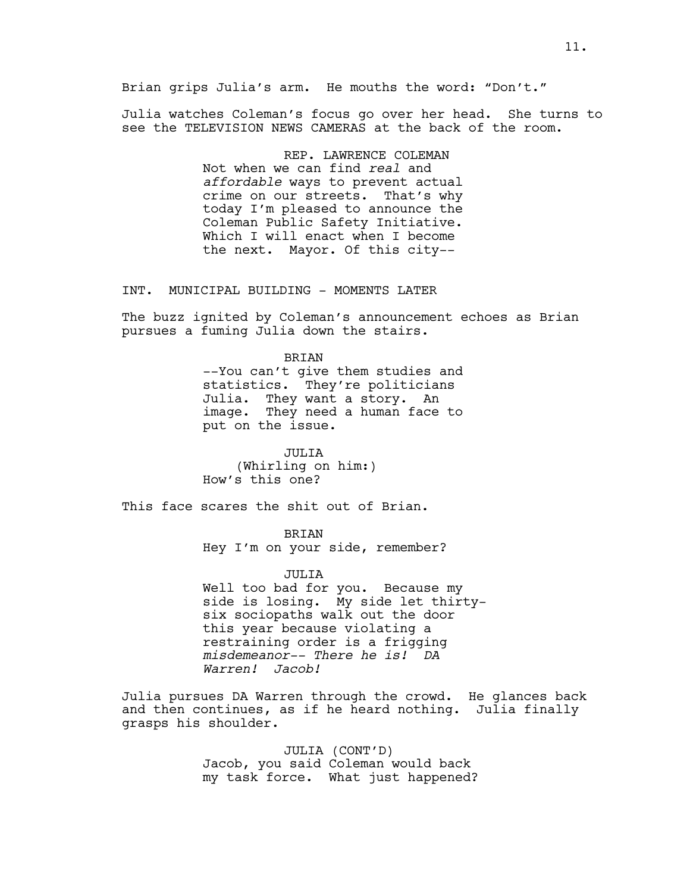Brian grips Julia's arm. He mouths the word: "Don't."

Julia watches Coleman's focus go over her head. She turns to see the TELEVISION NEWS CAMERAS at the back of the room.

REP. LAWRENCE COLEMAN
Not when we can find *real* and *affordable* ways to prevent actual crime on our streets. That's why today I'm pleased to announce the Coleman Public Safety Initiative. Which I will enact when I become the next. Mayor. Of this city--

INT. MUNICIPAL BUILDING - MOMENTS LATER

The buzz ignited by Coleman's announcement echoes as Brian pursues a fuming Julia down the stairs.

BRIAN
--You can't give them studies and statistics. They're politicians Julia. They want a story. An image. They need a human face to put on the issue.

JULIA
(Whirling on him:)
How's this one?

This face scares the shit out of Brian.

BRIAN
Hey I'm on your side, remember?

JULIA
Well too bad for you. Because my side is losing. My side let thirty-six sociopaths walk out the door this year because violating a restraining order is a frigging *misdemeanor-- There he is! DA Warren! Jacob!*

Julia pursues DA Warren through the crowd. He glances back and then continues, as if he heard nothing. Julia finally grasps his shoulder.

JULIA (CONT'D)
Jacob, you said Coleman would back my task force. What just happened?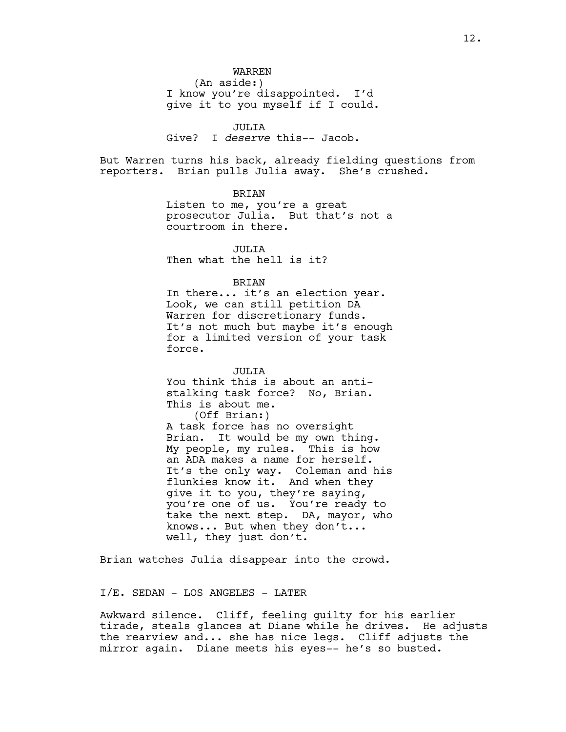WARREN
(An aside:)
I know you're disappointed. I'd give it to you myself if I could.

JULIA
Give? I *deserve* this-- Jacob.

But Warren turns his back, already fielding questions from reporters. Brian pulls Julia away. She's crushed.

BRIAN
Listen to me, you're a great prosecutor Julia. But that's not a courtroom in there.

JULIA
Then what the hell is it?

BRIAN
In there... it's an election year. Look, we can still petition DA Warren for discretionary funds. It's not much but maybe it's enough for a limited version of your task force.

JULIA
You think this is about an anti-stalking task force? No, Brian. This is about me.
(Off Brian:)
A task force has no oversight Brian. It would be my own thing. My people, my rules. This is how an ADA makes a name for herself. It's the only way. Coleman and his flunkies know it. And when they give it to you, they're saying, you're one of us. You're ready to take the next step. DA, mayor, who knows... But when they don't... well, they just don't.

Brian watches Julia disappear into the crowd.

I/E. SEDAN - LOS ANGELES - LATER

Awkward silence. Cliff, feeling guilty for his earlier tirade, steals glances at Diane while he drives. He adjusts the rearview and... she has nice legs. Cliff adjusts the mirror again. Diane meets his eyes-- he's so busted.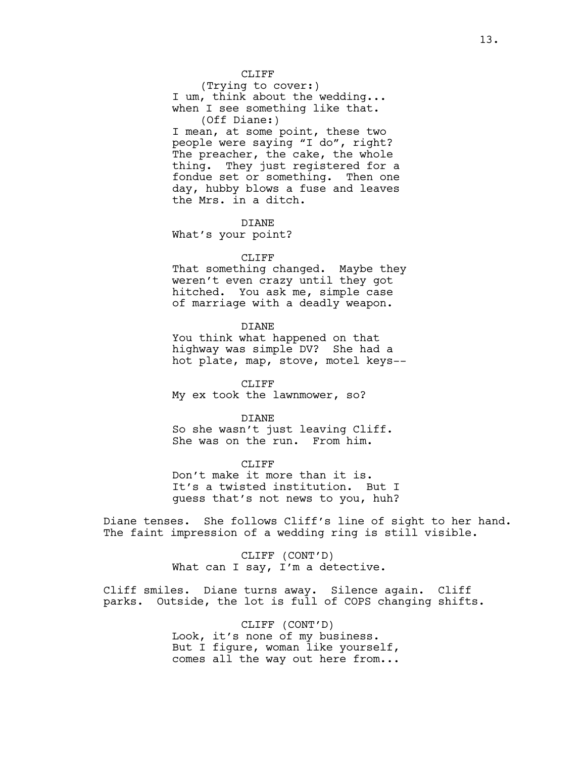CLIFF

(Trying to cover:)

I um, think about the wedding... when I see something like that.

(Off Diane:)

I mean, at some point, these two people were saying "I do", right? The preacher, the cake, the whole thing. They just registered for a fondue set or something. Then one day, hubby blows a fuse and leaves the Mrs. in a ditch.

DIANE

What's your point?

CLIFF

That something changed. Maybe they weren't even crazy until they got hitched. You ask me, simple case of marriage with a deadly weapon.

DIANE

You think what happened on that highway was simple DV? She had a hot plate, map, stove, motel keys--

CLIFF

My ex took the lawnmower, so?

DIANE

So she wasn't just leaving Cliff. She was on the run. From him.

CLIFF

Don't make it more than it is. It's a twisted institution. But I guess that's not news to you, huh?

Diane tenses. She follows Cliff's line of sight to her hand. The faint impression of a wedding ring is still visible.

CLIFF (CONT'D)

What can I say, I'm a detective.

Cliff smiles. Diane turns away. Silence again. Cliff parks. Outside, the lot is full of COPS changing shifts.

CLIFF (CONT'D)

Look, it's none of my business. But I figure, woman like yourself, comes all the way out here from...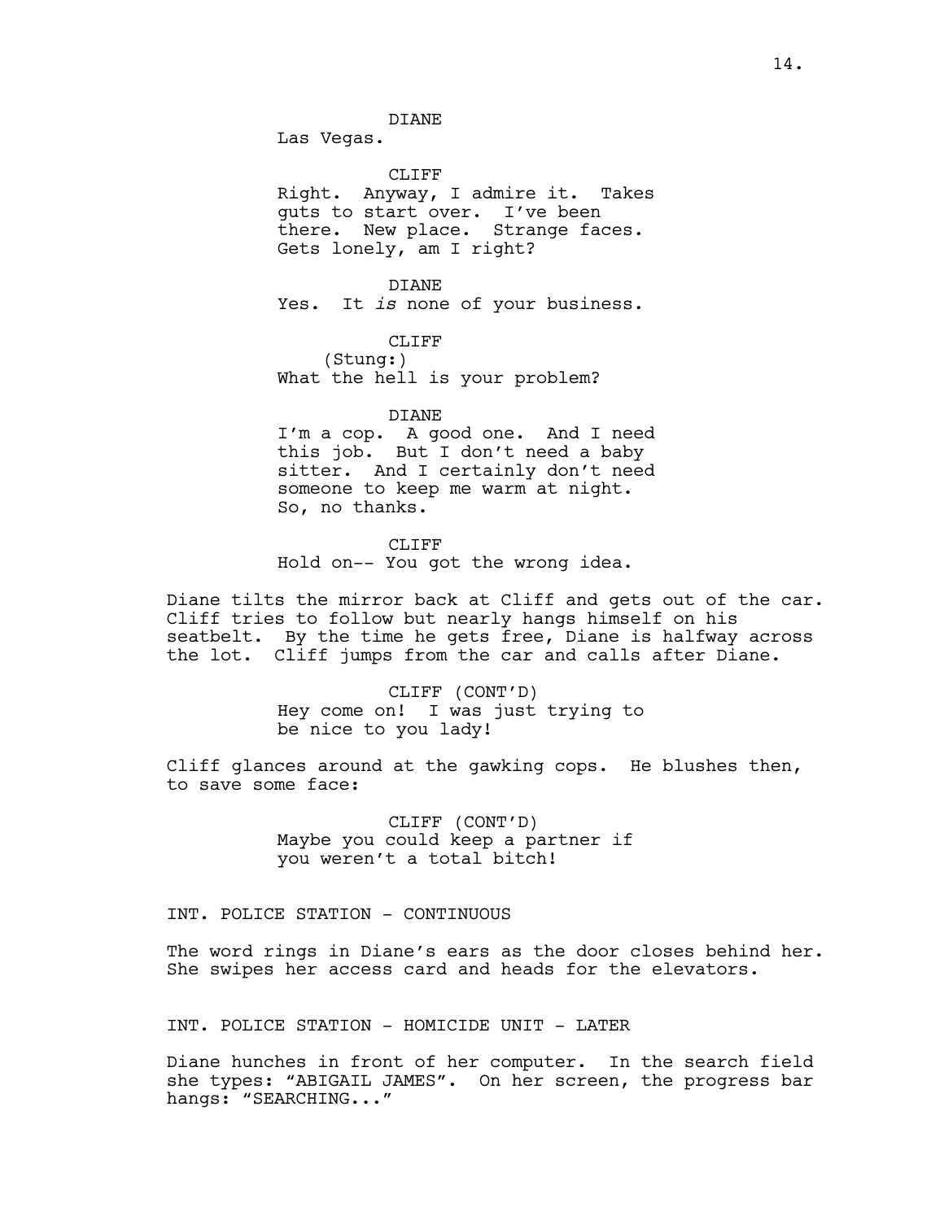DIANE
Las Vegas.

CLIFF
Right. Anyway, I admire it. Takes guts to start over. I've been there. New place. Strange faces. Gets lonely, am I right?

DIANE
Yes. It *is* none of your business.

CLIFF
(Stung:)
What the hell is your problem?

DIANE
I'm a cop. A good one. And I need this job. But I don't need a baby sitter. And I certainly don't need someone to keep me warm at night. So, no thanks.

CLIFF
Hold on-- You got the wrong idea.

Diane tilts the mirror back at Cliff and gets out of the car. Cliff tries to follow but nearly hangs himself on his seatbelt. By the time he gets free, Diane is halfway across the lot. Cliff jumps from the car and calls after Diane.

CLIFF (CONT'D)
Hey come on! I was just trying to be nice to you lady!

Cliff glances around at the gawking cops. He blushes then, to save some face:

CLIFF (CONT'D)
Maybe you could keep a partner if you weren't a total bitch!

INT. POLICE STATION - CONTINUOUS

The word rings in Diane's ears as the door closes behind her. She swipes her access card and heads for the elevators.

INT. POLICE STATION - HOMICIDE UNIT - LATER

Diane hunches in front of her computer. In the search field she types: "ABIGAIL JAMES". On her screen, the progress bar hangs: "SEARCHING..."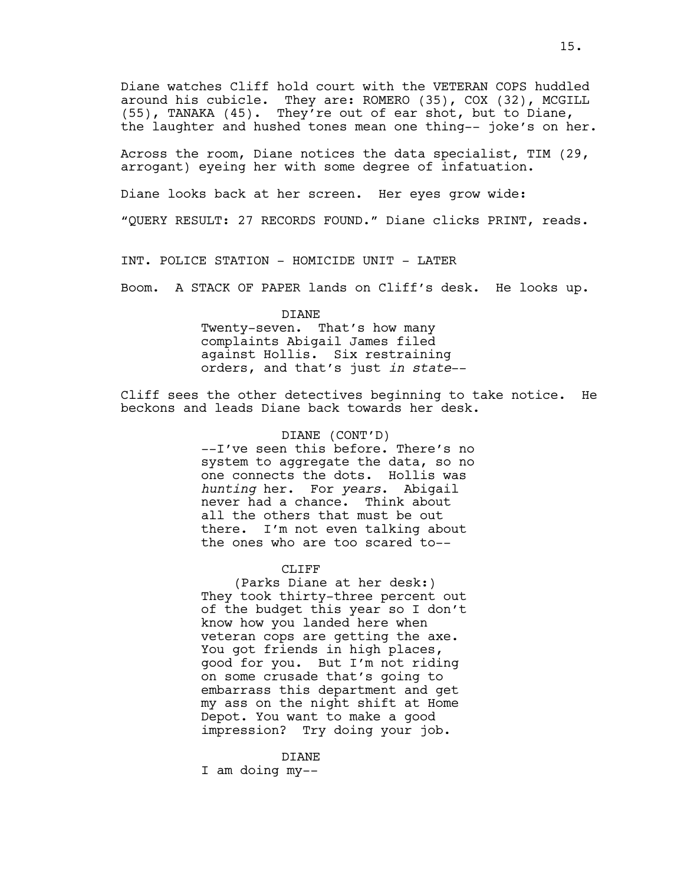Diane watches Cliff hold court with the VETERAN COPS huddled around his cubicle. They are: ROMERO (35), COX (32), MCGILL (55), TANAKA (45). They're out of ear shot, but to Diane, the laughter and hushed tones mean one thing-- joke's on her.

Across the room, Diane notices the data specialist, TIM (29, arrogant) eyeing her with some degree of infatuation.

Diane looks back at her screen. Her eyes grow wide:

"QUERY RESULT: 27 RECORDS FOUND." Diane clicks PRINT, reads.

INT. POLICE STATION - HOMICIDE UNIT - LATER

Boom. A STACK OF PAPER lands on Cliff's desk. He looks up.

DIANE
Twenty-seven. That's how many complaints Abigail James filed against Hollis. Six restraining orders, and that's just *in state*--

Cliff sees the other detectives beginning to take notice. He beckons and leads Diane back towards her desk.

DIANE (CONT'D)
--I've seen this before. There's no system to aggregate the data, so no one connects the dots. Hollis was *hunting* her. For *years*. Abigail never had a chance. Think about all the others that must be out there. I'm not even talking about the ones who are too scared to--

CLIFF
(Parks Diane at her desk:)
They took thirty-three percent out of the budget this year so I don't know how you landed here when veteran cops are getting the axe. You got friends in high places, good for you. But I'm not riding on some crusade that's going to embarrass this department and get my ass on the night shift at Home Depot. You want to make a good impression? Try doing your job.

DIANE
I am doing my--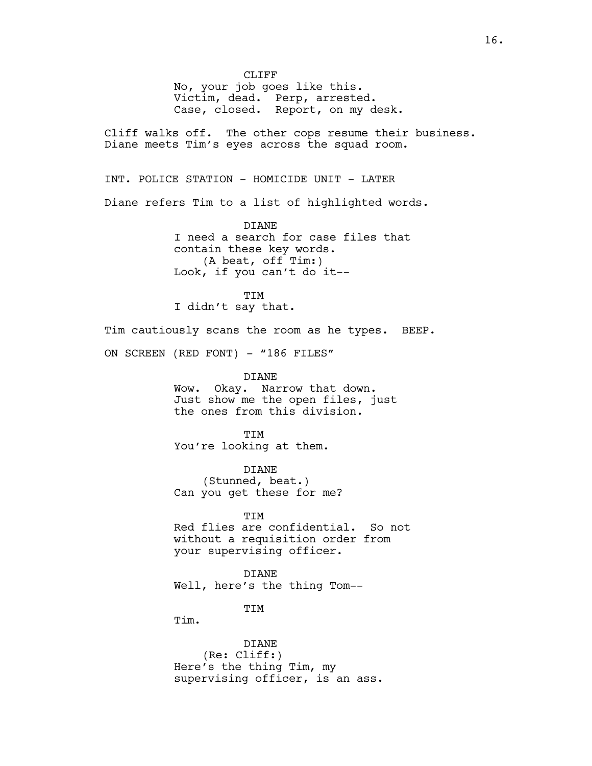CLIFF
No, your job goes like this.
Victim, dead. Perp, arrested.
Case, closed. Report, on my desk.

Cliff walks off. The other cops resume their business.
Diane meets Tim's eyes across the squad room.

INT. POLICE STATION - HOMICIDE UNIT - LATER

Diane refers Tim to a list of highlighted words.

DIANE
I need a search for case files that
contain these key words.
(A beat, off Tim:)
Look, if you can't do it--

TIM
I didn't say that.

Tim cautiously scans the room as he types. BEEP.

ON SCREEN (RED FONT) - "186 FILES"

DIANE
Wow. Okay. Narrow that down.
Just show me the open files, just
the ones from this division.

TIM
You're looking at them.

DIANE
(Stunned, beat.)
Can you get these for me?

TIM
Red flies are confidential. So not
without a requisition order from
your supervising officer.

DIANE
Well, here's the thing Tom--

TIM
Tim.

DIANE
(Re: Cliff:)
Here's the thing Tim, my
supervising officer, is an ass.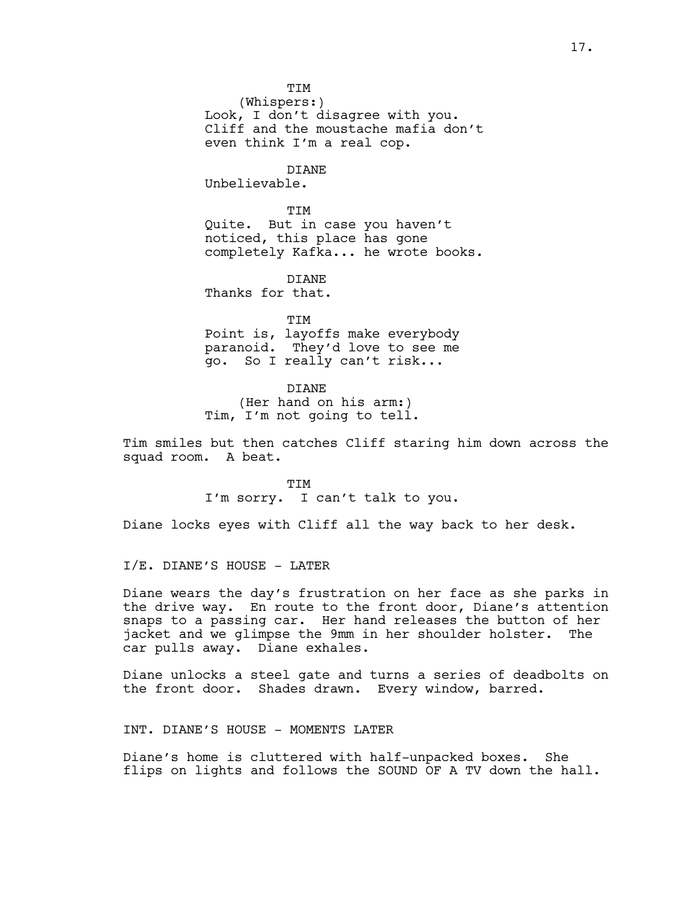TIM
(Whispers:)
Look, I don't disagree with you. Cliff and the moustache mafia don't even think I'm a real cop.

DIANE
Unbelievable.

TIM
Quite. But in case you haven't noticed, this place has gone completely Kafka... he wrote books.

DIANE
Thanks for that.

TIM
Point is, layoffs make everybody paranoid. They'd love to see me go. So I really can't risk...

DIANE
(Her hand on his arm:)
Tim, I'm not going to tell.

Tim smiles but then catches Cliff staring him down across the squad room. A beat.

TIM
I'm sorry. I can't talk to you.

Diane locks eyes with Cliff all the way back to her desk.

I/E. DIANE'S HOUSE - LATER

Diane wears the day's frustration on her face as she parks in the drive way. En route to the front door, Diane's attention snaps to a passing car. Her hand releases the button of her jacket and we glimpse the 9mm in her shoulder holster. The car pulls away. Diane exhales.

Diane unlocks a steel gate and turns a series of deadbolts on the front door. Shades drawn. Every window, barred.

INT. DIANE'S HOUSE - MOMENTS LATER

Diane's home is cluttered with half-unpacked boxes. She flips on lights and follows the SOUND OF A TV down the hall.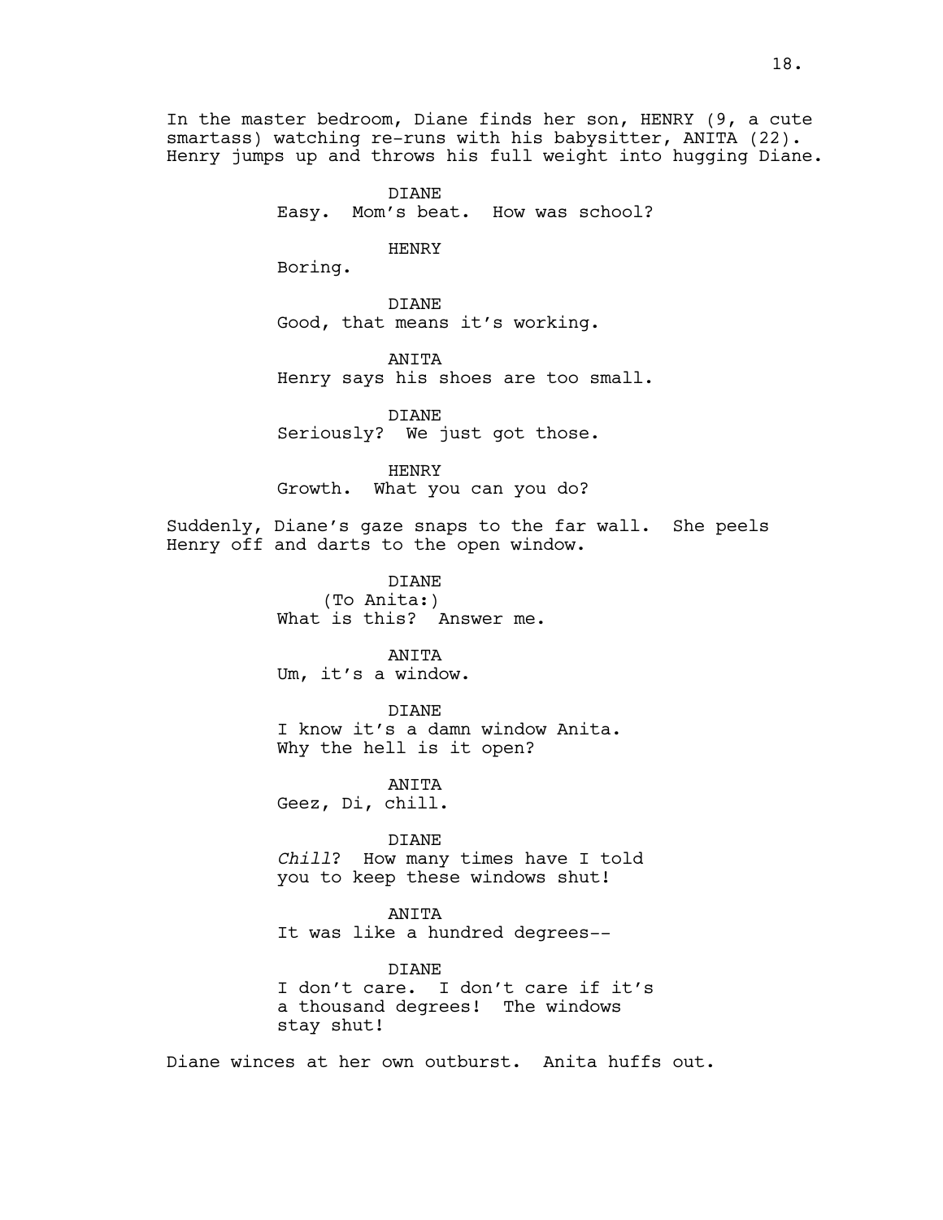In the master bedroom, Diane finds her son, HENRY (9, a cute smartass) watching re-runs with his babysitter, ANITA (22). Henry jumps up and throws his full weight into hugging Diane.

DIANE
Easy. Mom's beat. How was school?

HENRY
Boring.

DIANE
Good, that means it's working.

ANITA
Henry says his shoes are too small.

DIANE
Seriously? We just got those.

HENRY
Growth. What you can you do?

Suddenly, Diane's gaze snaps to the far wall. She peels Henry off and darts to the open window.

DIANE
(To Anita:)
What is this? Answer me.

ANITA
Um, it's a window.

DIANE
I know it's a damn window Anita. Why the hell is it open?

ANITA
Geez, Di, chill.

DIANE
*Chill*? How many times have I told you to keep these windows shut!

ANITA
It was like a hundred degrees--

DIANE
I don't care. I don't care if it's a thousand degrees! The windows stay shut!

Diane winces at her own outburst. Anita huffs out.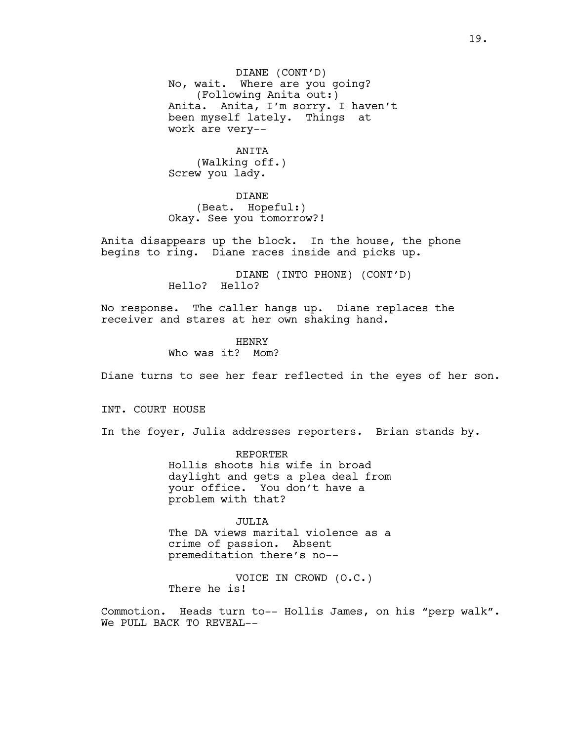DIANE (CONT'D)
No, wait. Where are you going?
(Following Anita out:)
Anita. Anita, I'm sorry. I haven't been myself lately. Things at work are very--

ANITA
(Walking off.)
Screw you lady.

DIANE
(Beat. Hopeful:)
Okay. See you tomorrow?!

Anita disappears up the block. In the house, the phone begins to ring. Diane races inside and picks up.

DIANE (INTO PHONE) (CONT'D)
Hello? Hello?

No response. The caller hangs up. Diane replaces the receiver and stares at her own shaking hand.

HENRY
Who was it? Mom?

Diane turns to see her fear reflected in the eyes of her son.

INT. COURT HOUSE

In the foyer, Julia addresses reporters. Brian stands by.

REPORTER
Hollis shoots his wife in broad daylight and gets a plea deal from your office. You don't have a problem with that?

JULIA
The DA views marital violence as a crime of passion. Absent premeditation there's no--

VOICE IN CROWD (O.C.)
There he is!

Commotion. Heads turn to-- Hollis James, on his "perp walk". We PULL BACK TO REVEAL--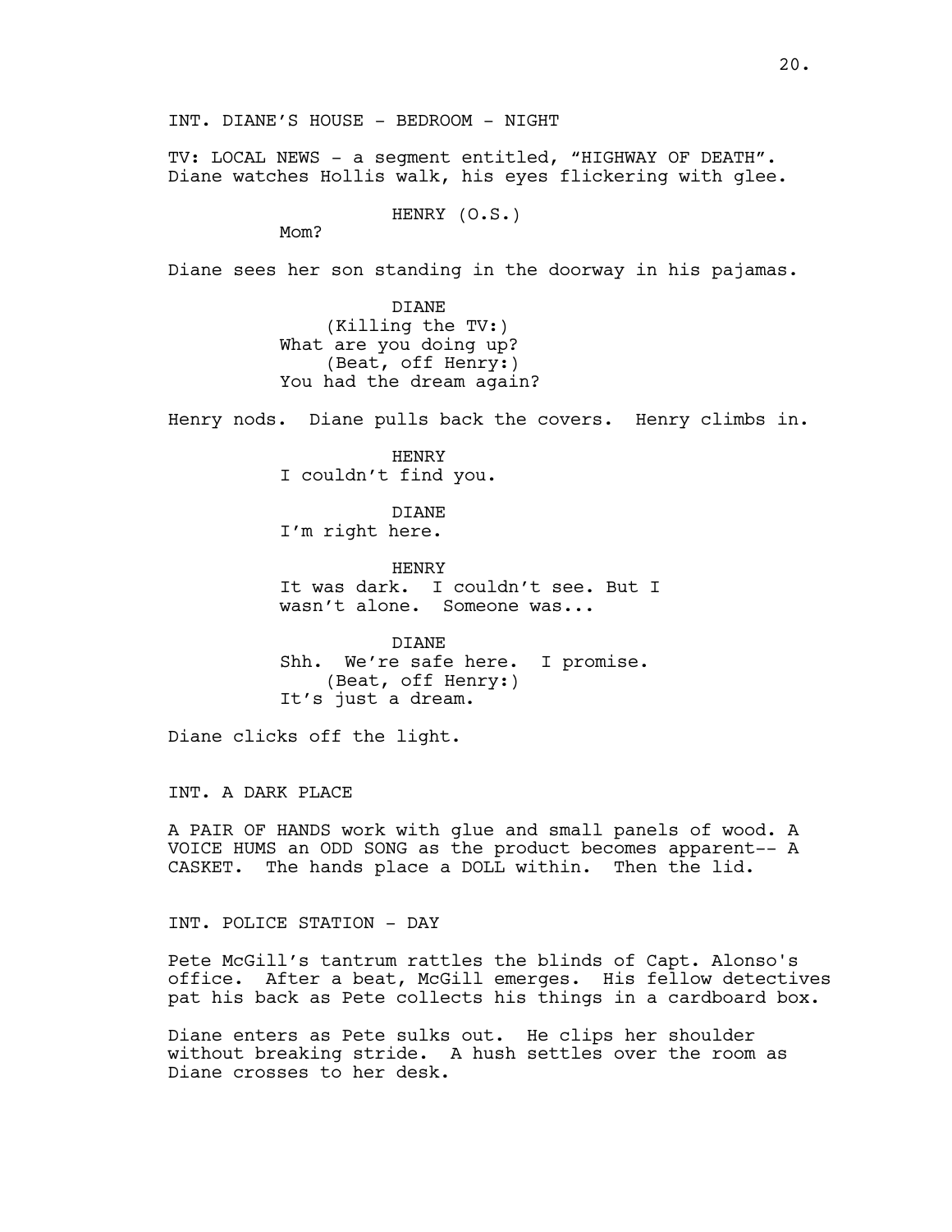INT. DIANE'S HOUSE - BEDROOM - NIGHT

TV: LOCAL NEWS - a segment entitled, "HIGHWAY OF DEATH". Diane watches Hollis walk, his eyes flickering with glee.

HENRY (O.S.)
Mom?

Diane sees her son standing in the doorway in his pajamas.

DIANE
(Killing the TV:)
What are you doing up?
(Beat, off Henry:)
You had the dream again?

Henry nods. Diane pulls back the covers. Henry climbs in.

HENRY
I couldn't find you.

DIANE
I'm right here.

HENRY
It was dark. I couldn't see. But I wasn't alone. Someone was...

DIANE
Shh. We're safe here. I promise.
(Beat, off Henry:)
It's just a dream.

Diane clicks off the light.

INT. A DARK PLACE

A PAIR OF HANDS work with glue and small panels of wood. A VOICE HUMS an ODD SONG as the product becomes apparent-- A CASKET. The hands place a DOLL within. Then the lid.

INT. POLICE STATION - DAY

Pete McGill's tantrum rattles the blinds of Capt. Alonso's office. After a beat, McGill emerges. His fellow detectives pat his back as Pete collects his things in a cardboard box.

Diane enters as Pete sulks out. He clips her shoulder without breaking stride. A hush settles over the room as Diane crosses to her desk.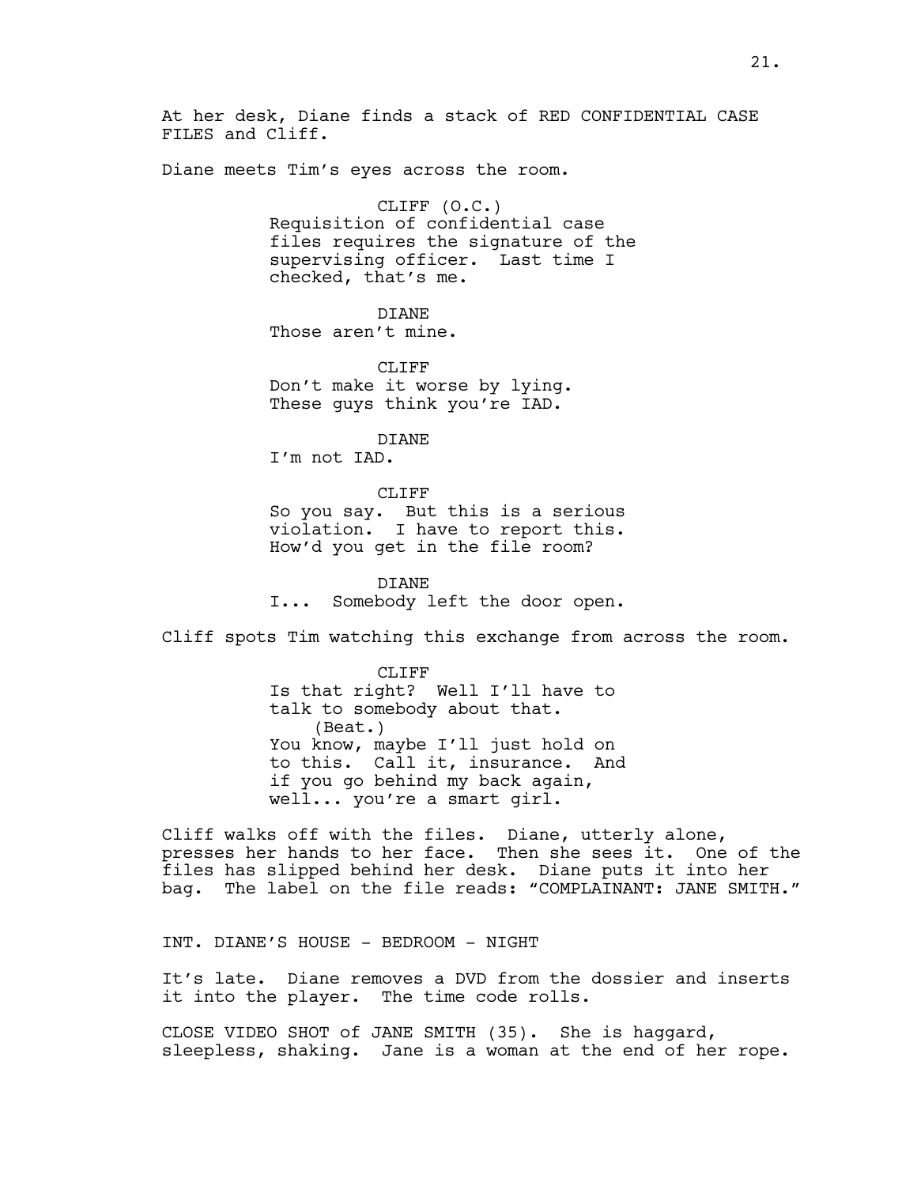At her desk, Diane finds a stack of RED CONFIDENTIAL CASE FILES and Cliff.

Diane meets Tim's eyes across the room.

CLIFF (O.C.)
Requisition of confidential case files requires the signature of the supervising officer. Last time I checked, that's me.

DIANE
Those aren't mine.

CLIFF
Don't make it worse by lying. These guys think you're IAD.

DIANE
I'm not IAD.

CLIFF
So you say. But this is a serious violation. I have to report this. How'd you get in the file room?

DIANE
I... Somebody left the door open.

Cliff spots Tim watching this exchange from across the room.

CLIFF
Is that right? Well I'll have to talk to somebody about that.
(Beat.)
You know, maybe I'll just hold on to this. Call it, insurance. And if you go behind my back again, well... you're a smart girl.

Cliff walks off with the files. Diane, utterly alone, presses her hands to her face. Then she sees it. One of the files has slipped behind her desk. Diane puts it into her bag. The label on the file reads: "COMPLAINANT: JANE SMITH."

INT. DIANE'S HOUSE - BEDROOM - NIGHT

It's late. Diane removes a DVD from the dossier and inserts it into the player. The time code rolls.

CLOSE VIDEO SHOT of JANE SMITH (35). She is haggard, sleepless, shaking. Jane is a woman at the end of her rope.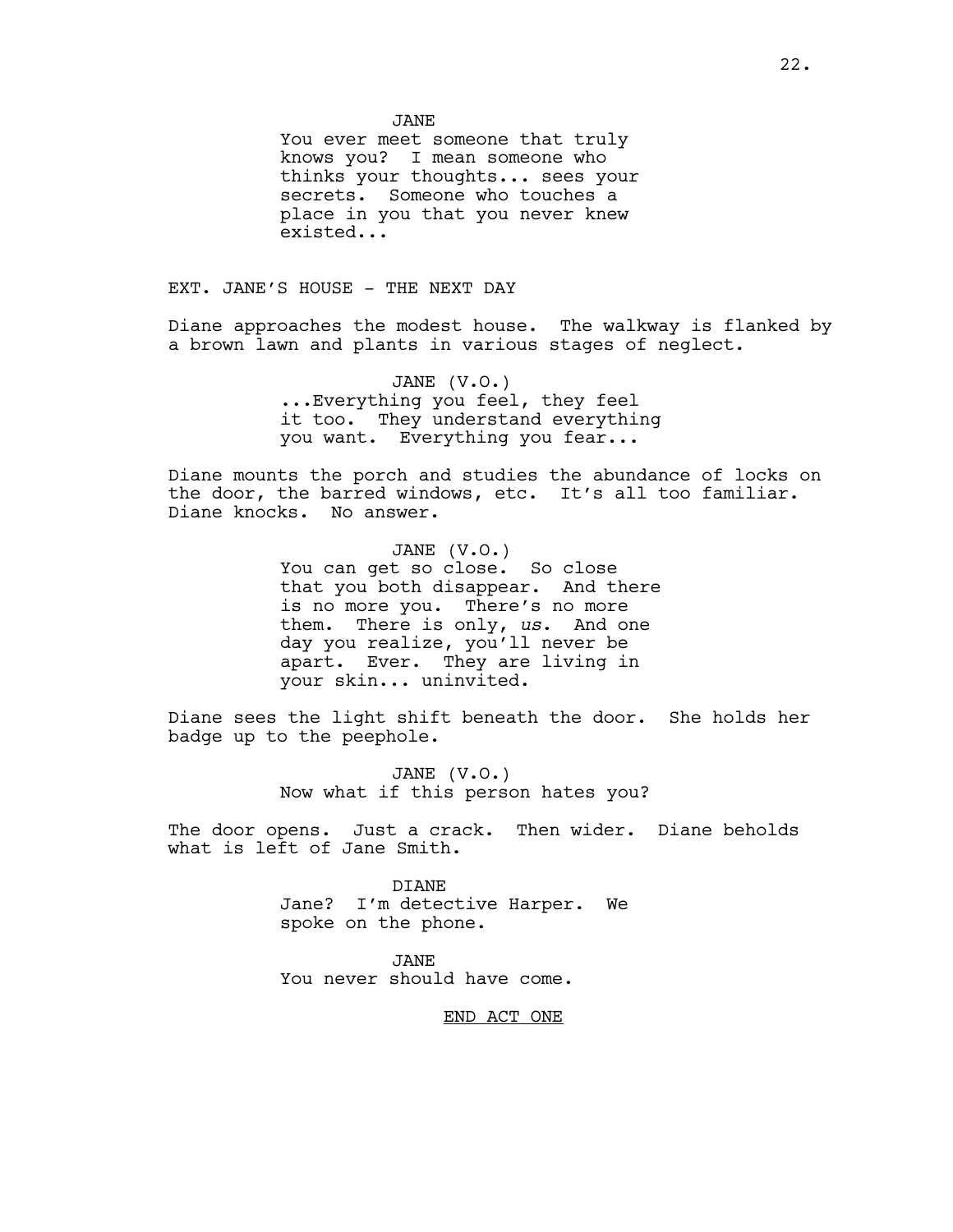JANE

You ever meet someone that truly knows you? I mean someone who thinks your thoughts... sees your secrets. Someone who touches a place in you that you never knew existed...

EXT. JANE'S HOUSE - THE NEXT DAY

Diane approaches the modest house. The walkway is flanked by a brown lawn and plants in various stages of neglect.

JANE (V.O.)

...Everything you feel, they feel it too. They understand everything you want. Everything you fear...

Diane mounts the porch and studies the abundance of locks on the door, the barred windows, etc. It's all too familiar. Diane knocks. No answer.

JANE (V.O.)

You can get so close. So close that you both disappear. And there is no more you. There's no more them. There is only, *us*. And one day you realize, you'll never be apart. Ever. They are living in your skin... uninvited.

Diane sees the light shift beneath the door. She holds her badge up to the peephole.

JANE (V.O.)

Now what if this person hates you?

The door opens. Just a crack. Then wider. Diane beholds what is left of Jane Smith.

DIANE

Jane? I'm detective Harper. We spoke on the phone.

JANE

You never should have come.

END ACT ONE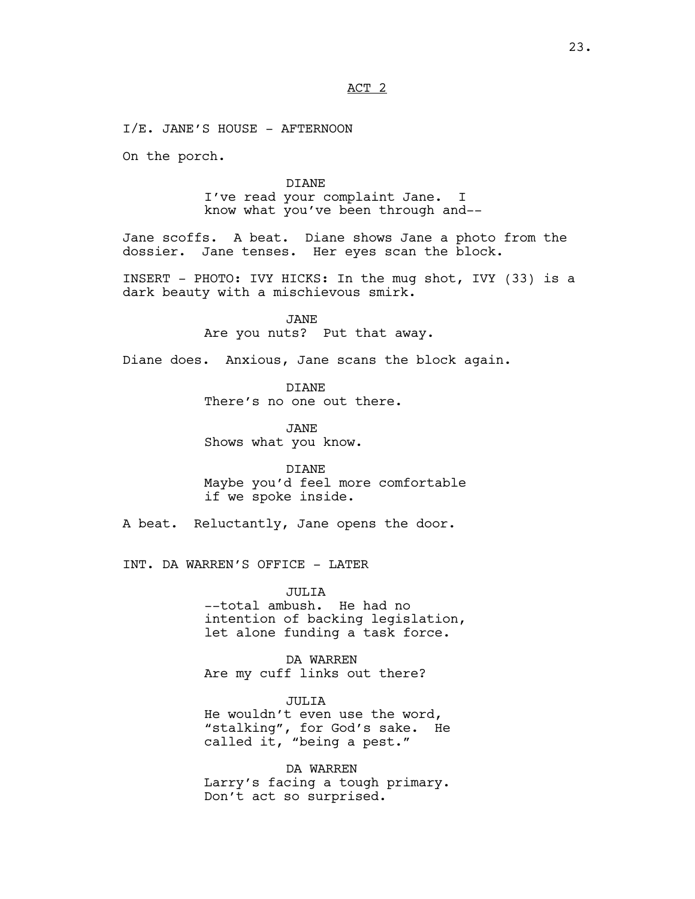ACT 2

I/E. JANE'S HOUSE - AFTERNOON

On the porch.

DIANE
I've read your complaint Jane. I know what you've been through and--

Jane scoffs. A beat. Diane shows Jane a photo from the dossier. Jane tenses. Her eyes scan the block.

INSERT - PHOTO: IVY HICKS: In the mug shot, IVY (33) is a dark beauty with a mischievous smirk.

JANE
Are you nuts? Put that away.

Diane does. Anxious, Jane scans the block again.

DIANE
There's no one out there.

JANE
Shows what you know.

DIANE
Maybe you'd feel more comfortable if we spoke inside.

A beat. Reluctantly, Jane opens the door.

INT. DA WARREN'S OFFICE - LATER

JULIA
--total ambush. He had no intention of backing legislation, let alone funding a task force.

DA WARREN
Are my cuff links out there?

JULIA
He wouldn't even use the word, "stalking", for God's sake. He called it, "being a pest."

DA WARREN
Larry's facing a tough primary. Don't act so surprised.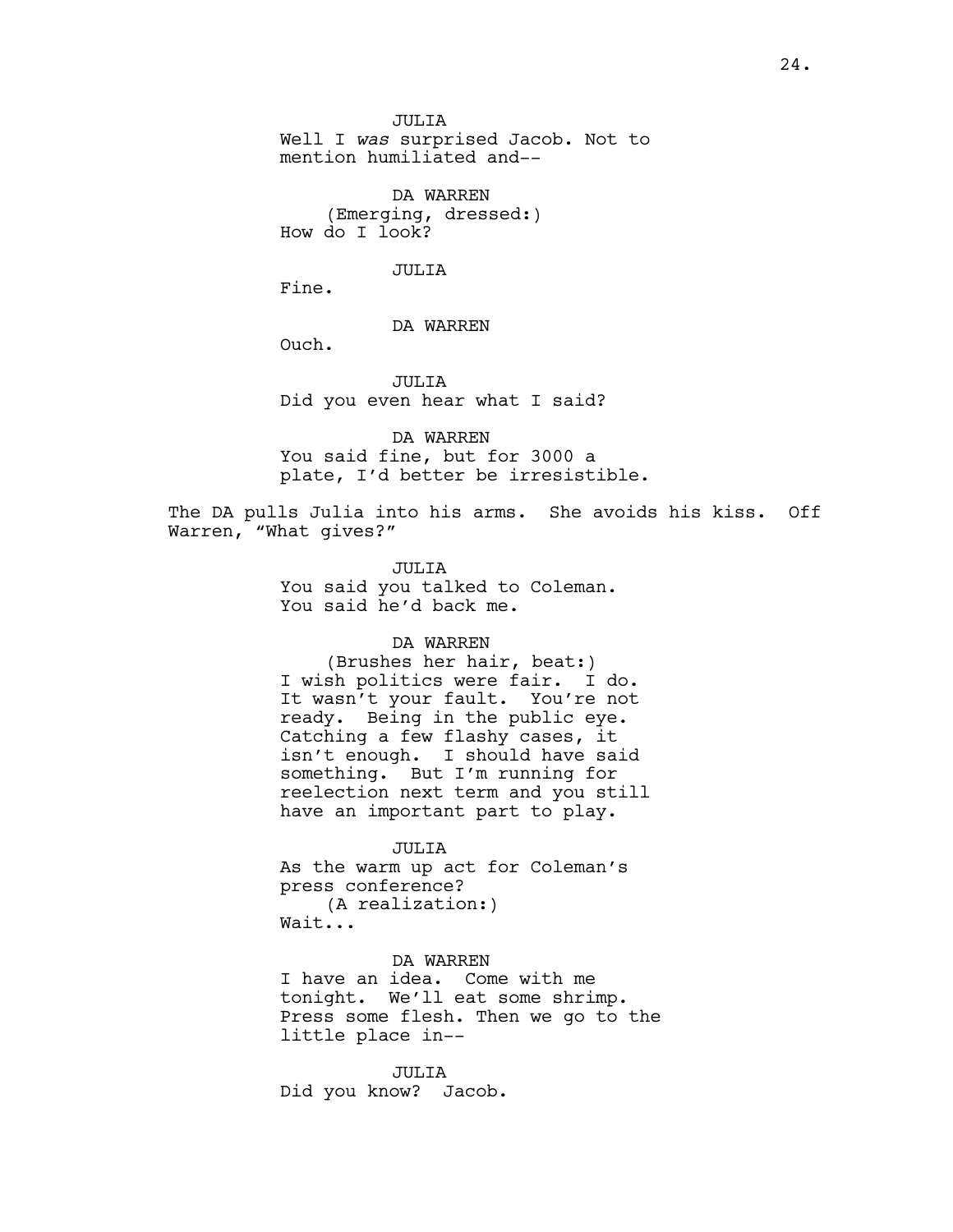JULIA
Well I *was* surprised Jacob. Not to mention humiliated and--

DA WARREN
(Emerging, dressed:)
How do I look?

JULIA
Fine.

DA WARREN
Ouch.

JULIA
Did you even hear what I said?

DA WARREN
You said fine, but for 3000 a plate, I'd better be irresistible.

The DA pulls Julia into his arms. She avoids his kiss. Off Warren, "What gives?"

JULIA
You said you talked to Coleman. You said he'd back me.

DA WARREN
(Brushes her hair, beat:)
I wish politics were fair. I do. It wasn't your fault. You're not ready. Being in the public eye. Catching a few flashy cases, it isn't enough. I should have said something. But I'm running for reelection next term and you still have an important part to play.

JULIA
As the warm up act for Coleman's press conference?
(A realization:)
Wait...

DA WARREN
I have an idea. Come with me tonight. We'll eat some shrimp. Press some flesh. Then we go to the little place in--

JULIA
Did you know? Jacob.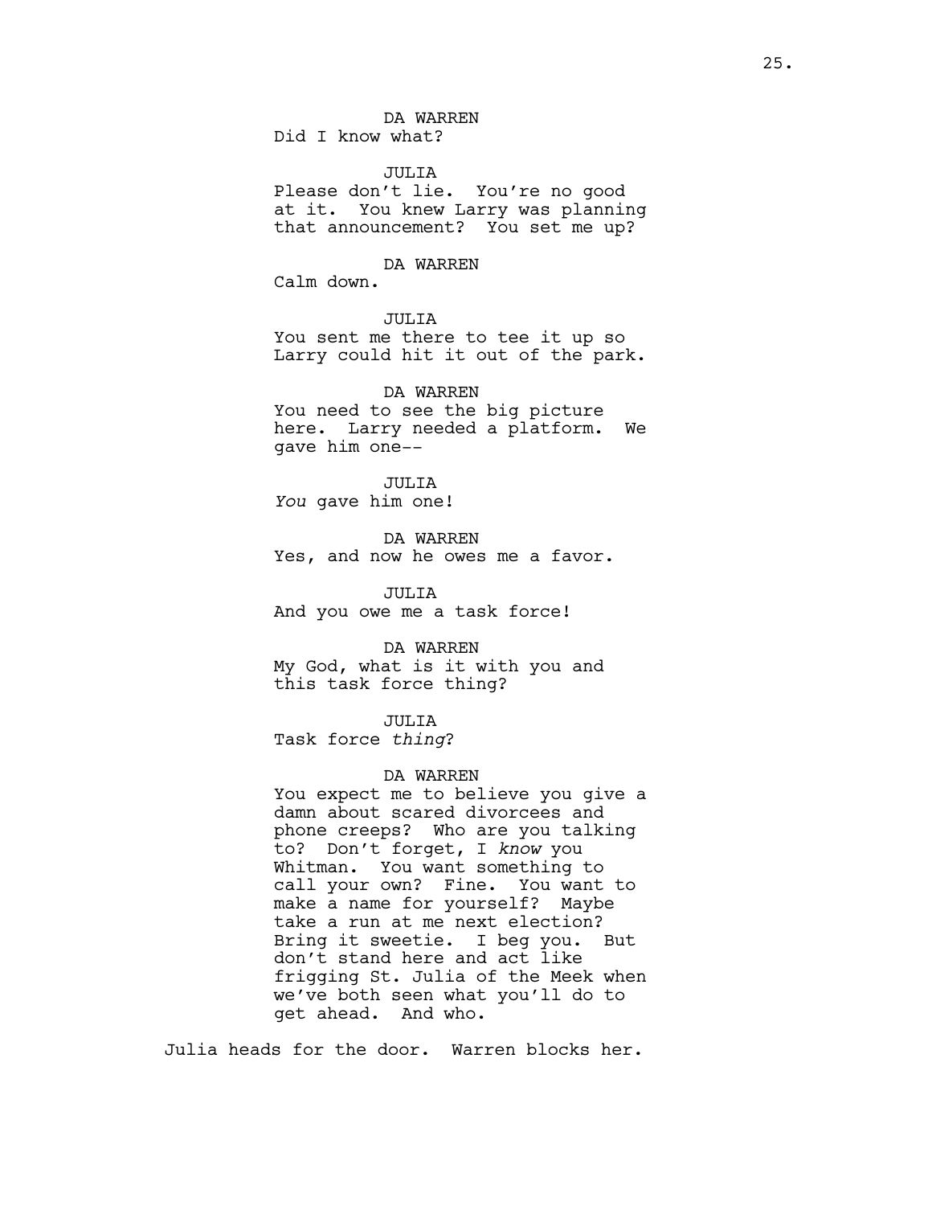DA WARREN

Did I know what?

JULIA

Please don't lie. You're no good at it. You knew Larry was planning that announcement? You set me up?

DA WARREN

Calm down.

JULIA

You sent me there to tee it up so Larry could hit it out of the park.

DA WARREN

You need to see the big picture here. Larry needed a platform. We gave him one--

JULIA

*You* gave him one!

DA WARREN

Yes, and now he owes me a favor.

JULIA

And you owe me a task force!

DA WARREN

My God, what is it with you and this task force thing?

JULIA

Task force *thing*?

DA WARREN

You expect me to believe you give a damn about scared divorcees and phone creeps? Who are you talking to? Don't forget, I *know* you Whitman. You want something to call your own? Fine. You want to make a name for yourself? Maybe take a run at me next election? Bring it sweetie. I beg you. But don't stand here and act like frigging St. Julia of the Meek when we've both seen what you'll do to get ahead. And who.

Julia heads for the door. Warren blocks her.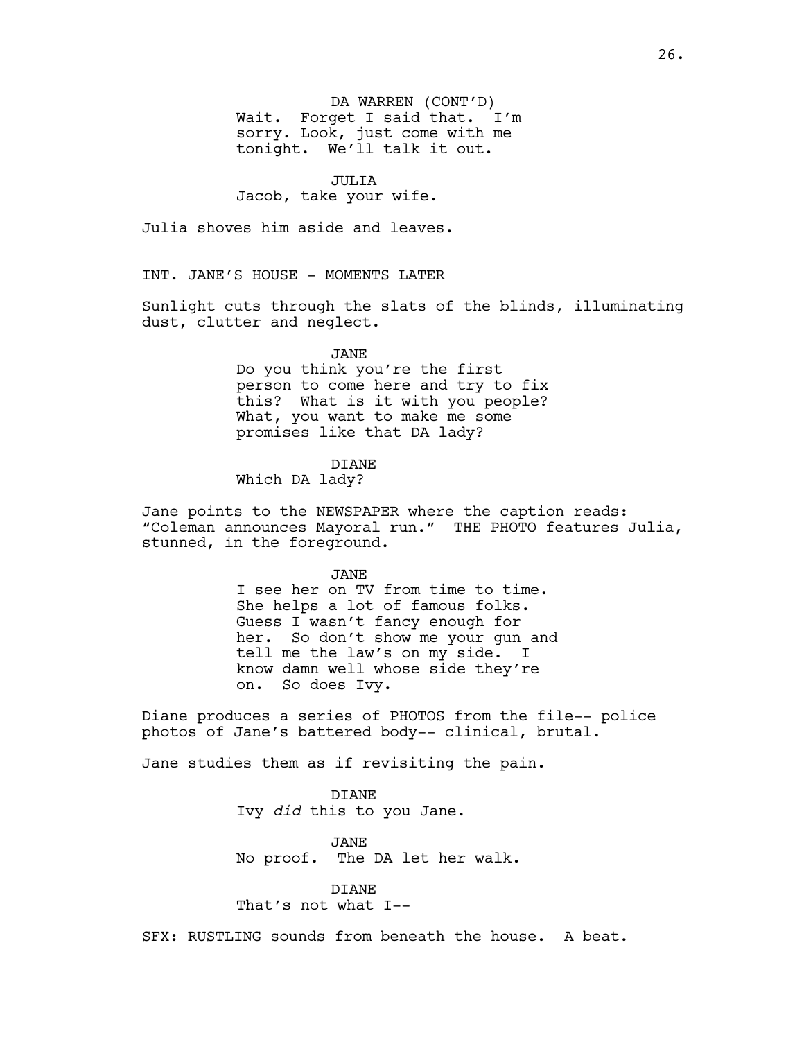DA WARREN (CONT'D)
Wait. Forget I said that. I'm sorry. Look, just come with me tonight. We'll talk it out.

JULIA
Jacob, take your wife.

Julia shoves him aside and leaves.

INT. JANE'S HOUSE - MOMENTS LATER

Sunlight cuts through the slats of the blinds, illuminating dust, clutter and neglect.

JANE
Do you think you're the first person to come here and try to fix this? What is it with you people? What, you want to make me some promises like that DA lady?

DIANE
Which DA lady?

Jane points to the NEWSPAPER where the caption reads: "Coleman announces Mayoral run." THE PHOTO features Julia, stunned, in the foreground.

JANE
I see her on TV from time to time. She helps a lot of famous folks. Guess I wasn't fancy enough for her. So don't show me your gun and tell me the law's on my side. I know damn well whose side they're on. So does Ivy.

Diane produces a series of PHOTOS from the file-- police photos of Jane's battered body-- clinical, brutal.

Jane studies them as if revisiting the pain.

DIANE
Ivy *did* this to you Jane.

JANE
No proof. The DA let her walk.

DIANE
That's not what I--

SFX: RUSTLING sounds from beneath the house. A beat.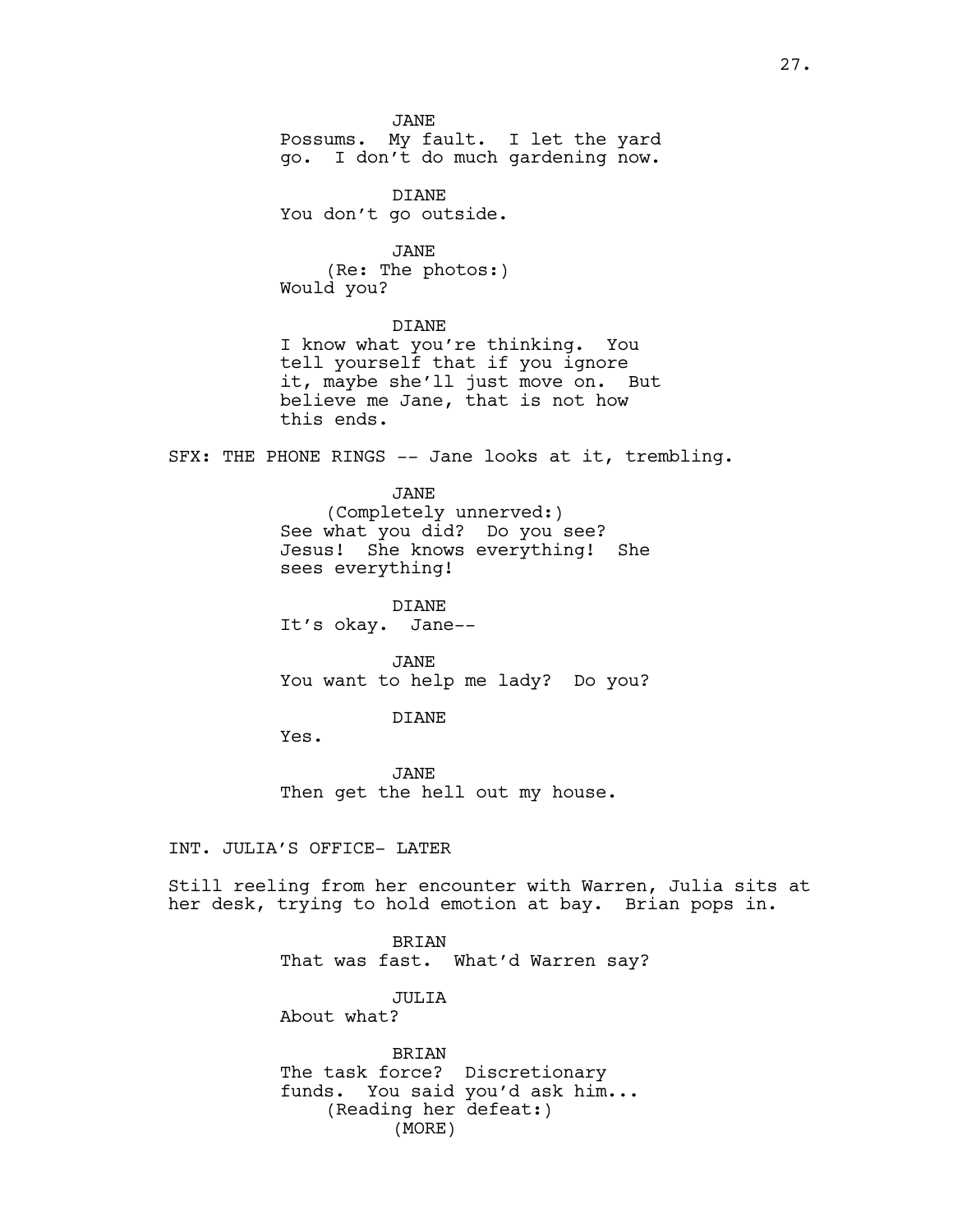JANE
Possums. My fault. I let the yard go. I don't do much gardening now.

DIANE
You don't go outside.

JANE
(Re: The photos:)
Would you?

DIANE
I know what you're thinking. You tell yourself that if you ignore it, maybe she'll just move on. But believe me Jane, that is not how this ends.

SFX: THE PHONE RINGS -- Jane looks at it, trembling.

JANE
(Completely unnerved:)
See what you did? Do you see? Jesus! She knows everything! She sees everything!

DIANE
It's okay. Jane--

JANE
You want to help me lady? Do you?

DIANE
Yes.

JANE
Then get the hell out my house.

INT. JULIA'S OFFICE- LATER

Still reeling from her encounter with Warren, Julia sits at her desk, trying to hold emotion at bay. Brian pops in.

BRIAN
That was fast. What'd Warren say?

JULIA
About what?

BRIAN
The task force? Discretionary funds. You said you'd ask him...
(Reading her defeat:)
(MORE)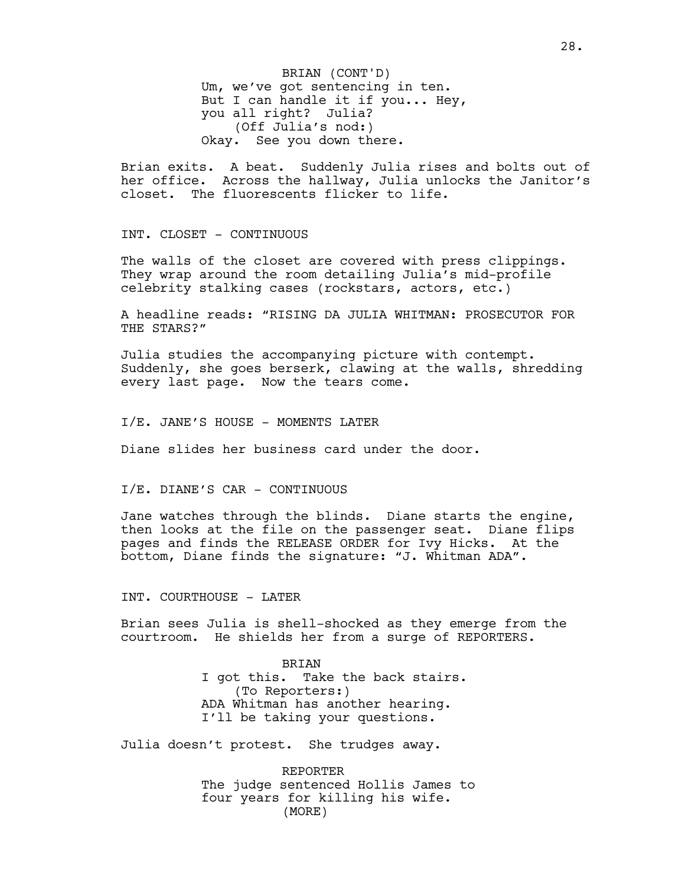BRIAN (CONT'D)
Um, we've got sentencing in ten.
But I can handle it if you... Hey,
you all right? Julia?
(Off Julia's nod:)
Okay. See you down there.

Brian exits. A beat. Suddenly Julia rises and bolts out of her office. Across the hallway, Julia unlocks the Janitor's closet. The fluorescents flicker to life.

INT. CLOSET - CONTINUOUS

The walls of the closet are covered with press clippings. They wrap around the room detailing Julia's mid-profile celebrity stalking cases (rockstars, actors, etc.)

A headline reads: "RISING DA JULIA WHITMAN: PROSECUTOR FOR THE STARS?"

Julia studies the accompanying picture with contempt. Suddenly, she goes berserk, clawing at the walls, shredding every last page. Now the tears come.

I/E. JANE'S HOUSE - MOMENTS LATER

Diane slides her business card under the door.

I/E. DIANE'S CAR - CONTINUOUS

Jane watches through the blinds. Diane starts the engine, then looks at the file on the passenger seat. Diane flips pages and finds the RELEASE ORDER for Ivy Hicks. At the bottom, Diane finds the signature: "J. Whitman ADA".

INT. COURTHOUSE - LATER

Brian sees Julia is shell-shocked as they emerge from the courtroom. He shields her from a surge of REPORTERS.

BRIAN
I got this. Take the back stairs.
(To Reporters:)
ADA Whitman has another hearing.
I'll be taking your questions.

Julia doesn't protest. She trudges away.

REPORTER
The judge sentenced Hollis James to
four years for killing his wife.
(MORE)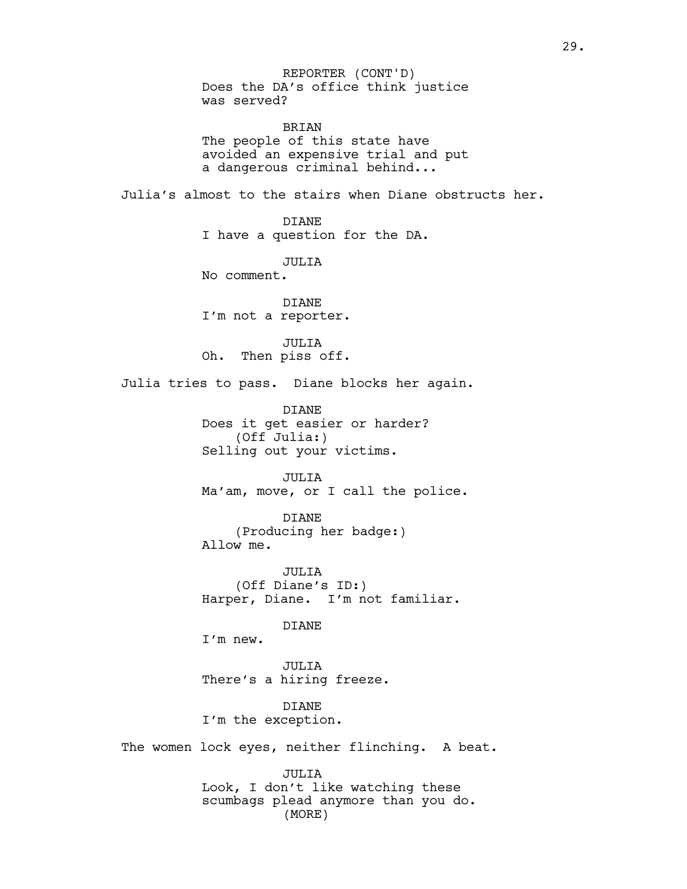REPORTER (CONT'D)
Does the DA's office think justice was served?

BRIAN
The people of this state have avoided an expensive trial and put a dangerous criminal behind...

Julia's almost to the stairs when Diane obstructs her.

DIANE
I have a question for the DA.

JULIA
No comment.

DIANE
I'm not a reporter.

JULIA
Oh. Then piss off.

Julia tries to pass. Diane blocks her again.

DIANE
Does it get easier or harder?
(Off Julia:)
Selling out your victims.

JULIA
Ma'am, move, or I call the police.

DIANE
(Producing her badge:)
Allow me.

JULIA
(Off Diane's ID:)
Harper, Diane. I'm not familiar.

DIANE
I'm new.

JULIA
There's a hiring freeze.

DIANE
I'm the exception.

The women lock eyes, neither flinching. A beat.

JULIA
Look, I don't like watching these scumbags plead anymore than you do.
(MORE)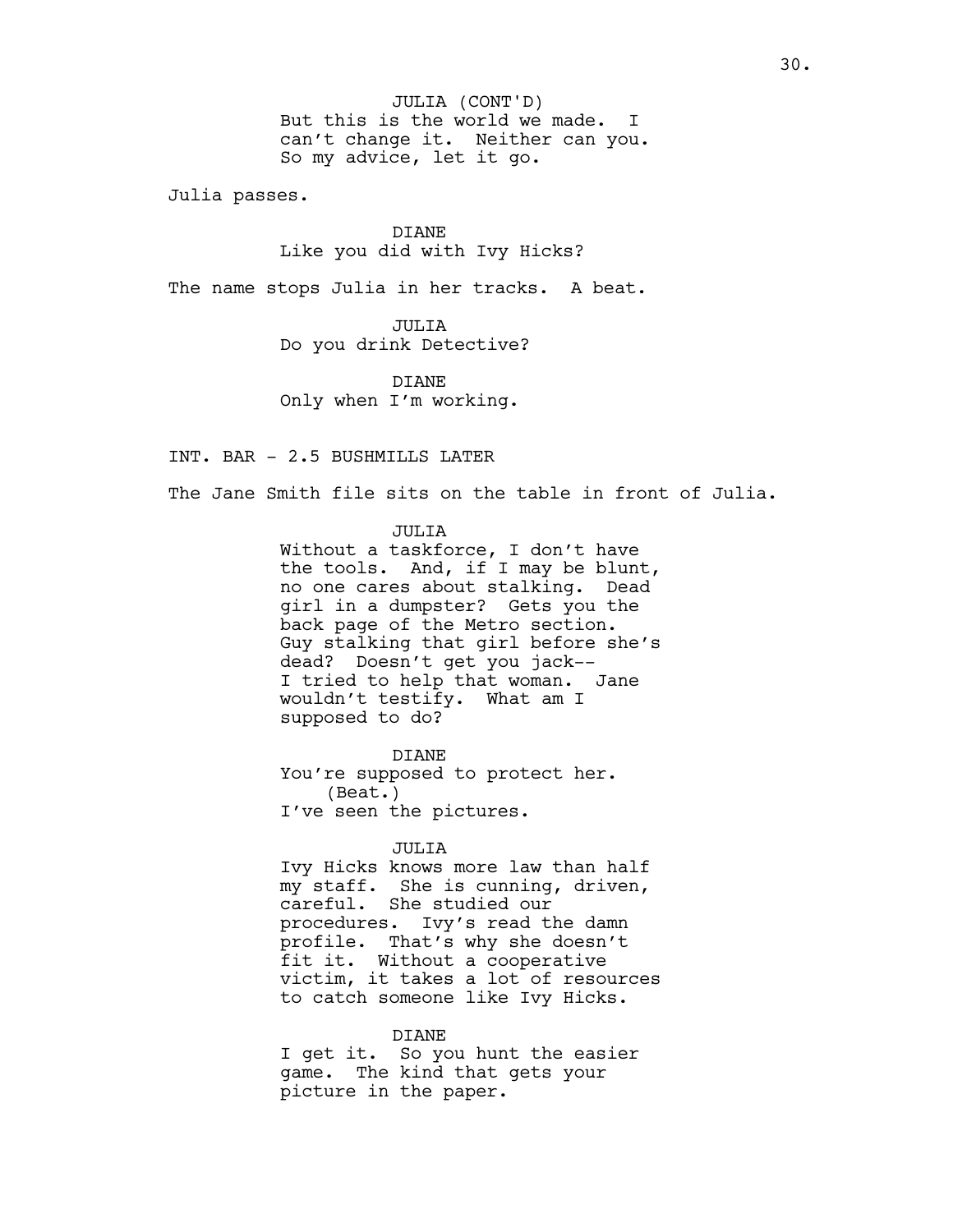JULIA (CONT'D)
But this is the world we made. I can't change it. Neither can you. So my advice, let it go.

Julia passes.

DIANE
Like you did with Ivy Hicks?

The name stops Julia in her tracks. A beat.

JULIA
Do you drink Detective?

DIANE
Only when I'm working.

INT. BAR - 2.5 BUSHMILLS LATER

The Jane Smith file sits on the table in front of Julia.

JULIA
Without a taskforce, I don't have the tools. And, if I may be blunt, no one cares about stalking. Dead girl in a dumpster? Gets you the back page of the Metro section. Guy stalking that girl before she's dead? Doesn't get you jack--
I tried to help that woman. Jane wouldn't testify. What am I supposed to do?

DIANE
You're supposed to protect her.
(Beat.)
I've seen the pictures.

JULIA
Ivy Hicks knows more law than half my staff. She is cunning, driven, careful. She studied our procedures. Ivy's read the damn profile. That's why she doesn't fit it. Without a cooperative victim, it takes a lot of resources to catch someone like Ivy Hicks.

DIANE
I get it. So you hunt the easier game. The kind that gets your picture in the paper.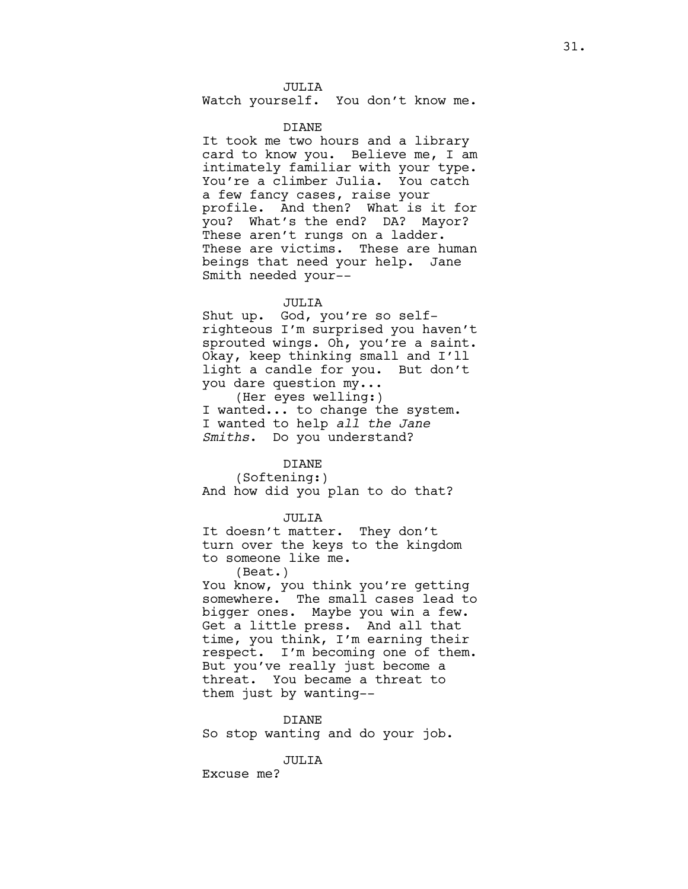JULIA

Watch yourself. You don't know me.

DIANE

It took me two hours and a library card to know you. Believe me, I am intimately familiar with your type. You're a climber Julia. You catch a few fancy cases, raise your profile. And then? What is it for you? What's the end? DA? Mayor? These aren't rungs on a ladder. These are victims. These are human beings that need your help. Jane Smith needed your--

JULIA

Shut up. God, you're so self-righteous I'm surprised you haven't sprouted wings. Oh, you're a saint. Okay, keep thinking small and I'll light a candle for you. But don't you dare question my...

(Her eyes welling:)

I wanted... to change the system. I wanted to help *all the Jane Smiths*. Do you understand?

DIANE

(Softening:)

And how did you plan to do that?

JULIA

It doesn't matter. They don't turn over the keys to the kingdom to someone like me.

(Beat.)

You know, you think you're getting somewhere. The small cases lead to bigger ones. Maybe you win a few. Get a little press. And all that time, you think, I'm earning their respect. I'm becoming one of them. But you've really just become a threat. You became a threat to them just by wanting--

DIANE

So stop wanting and do your job.

JULIA

Excuse me?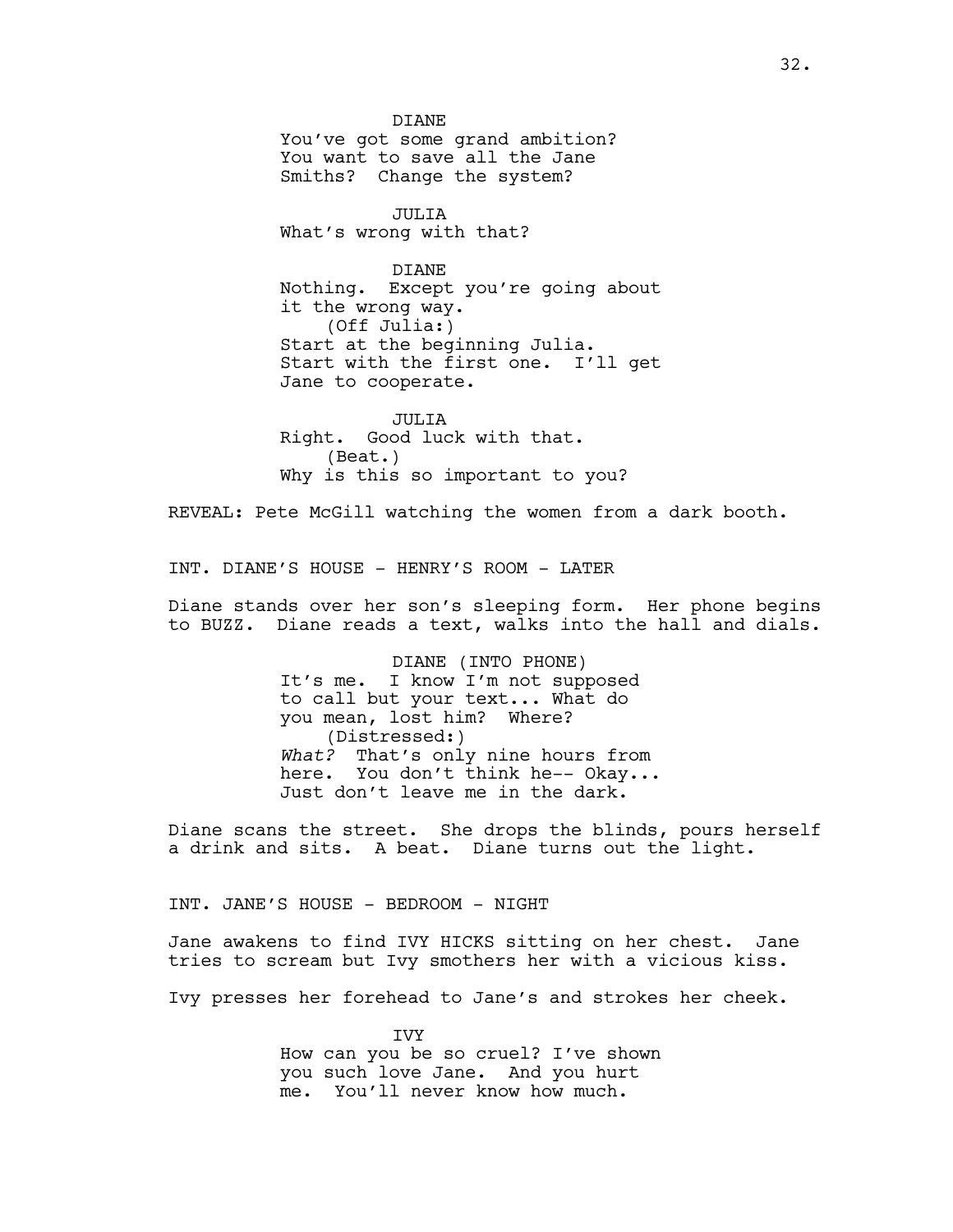DIANE
You've got some grand ambition? You want to save all the Jane Smiths? Change the system?

JULIA
What's wrong with that?

DIANE
Nothing. Except you're going about it the wrong way.
(Off Julia:)
Start at the beginning Julia. Start with the first one. I'll get Jane to cooperate.

JULIA
Right. Good luck with that.
(Beat.)
Why is this so important to you?

REVEAL: Pete McGill watching the women from a dark booth.

INT. DIANE'S HOUSE - HENRY'S ROOM - LATER

Diane stands over her son's sleeping form. Her phone begins to BUZZ. Diane reads a text, walks into the hall and dials.

DIANE (INTO PHONE)
It's me. I know I'm not supposed to call but your text... What do you mean, lost him? Where?
(Distressed:)
*What?* That's only nine hours from here. You don't think he-- Okay... Just don't leave me in the dark.

Diane scans the street. She drops the blinds, pours herself a drink and sits. A beat. Diane turns out the light.

INT. JANE'S HOUSE - BEDROOM - NIGHT

Jane awakens to find IVY HICKS sitting on her chest. Jane tries to scream but Ivy smothers her with a vicious kiss.

Ivy presses her forehead to Jane's and strokes her cheek.

IVY
How can you be so cruel? I've shown you such love Jane. And you hurt me. You'll never know how much.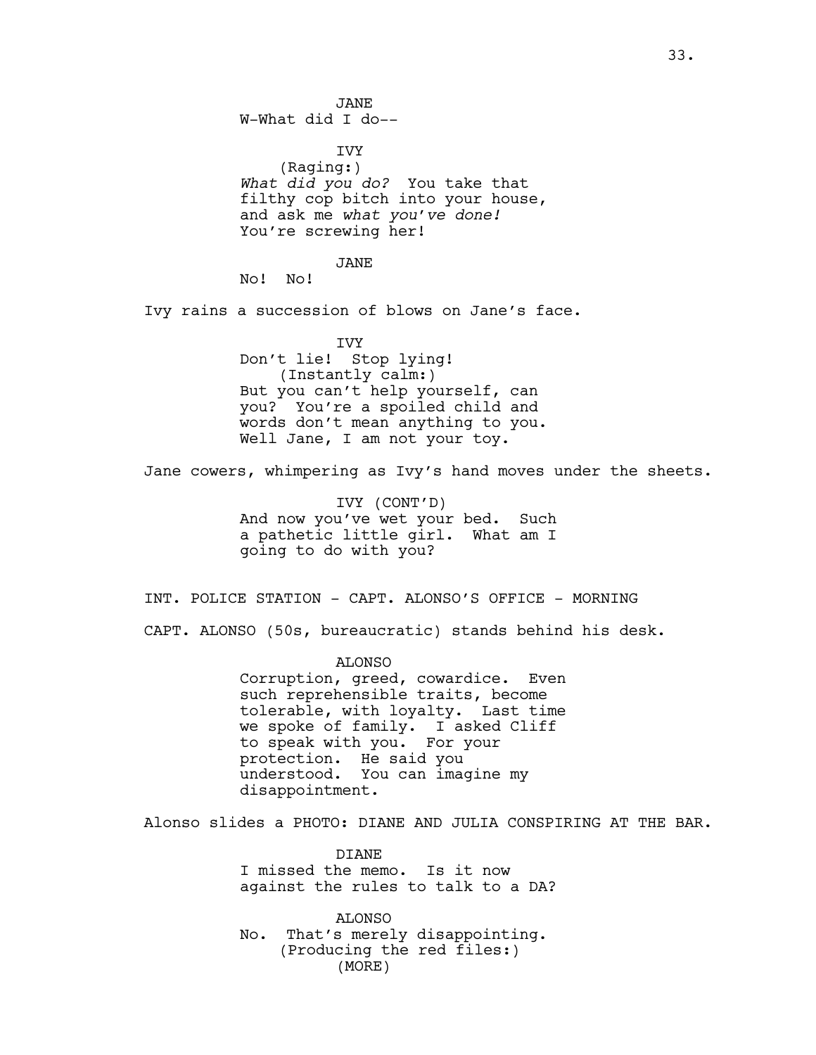JANE
W-What did I do--

IVY
(Raging:)
*What did you do?* You take that filthy cop bitch into your house, and ask me *what you've done!* You're screwing her!

JANE
No! No!

Ivy rains a succession of blows on Jane's face.

IVY
Don't lie! Stop lying!
(Instantly calm:)
But you can't help yourself, can you? You're a spoiled child and words don't mean anything to you. Well Jane, I am not your toy.

Jane cowers, whimpering as Ivy's hand moves under the sheets.

IVY (CONT'D)
And now you've wet your bed. Such a pathetic little girl. What am I going to do with you?

INT. POLICE STATION - CAPT. ALONSO'S OFFICE - MORNING

CAPT. ALONSO (50s, bureaucratic) stands behind his desk.

ALONSO
Corruption, greed, cowardice. Even such reprehensible traits, become tolerable, with loyalty. Last time we spoke of family. I asked Cliff to speak with you. For your protection. He said you understood. You can imagine my disappointment.

Alonso slides a PHOTO: DIANE AND JULIA CONSPIRING AT THE BAR.

DIANE
I missed the memo. Is it now against the rules to talk to a DA?

ALONSO
No. That's merely disappointing.
(Producing the red files:)
(MORE)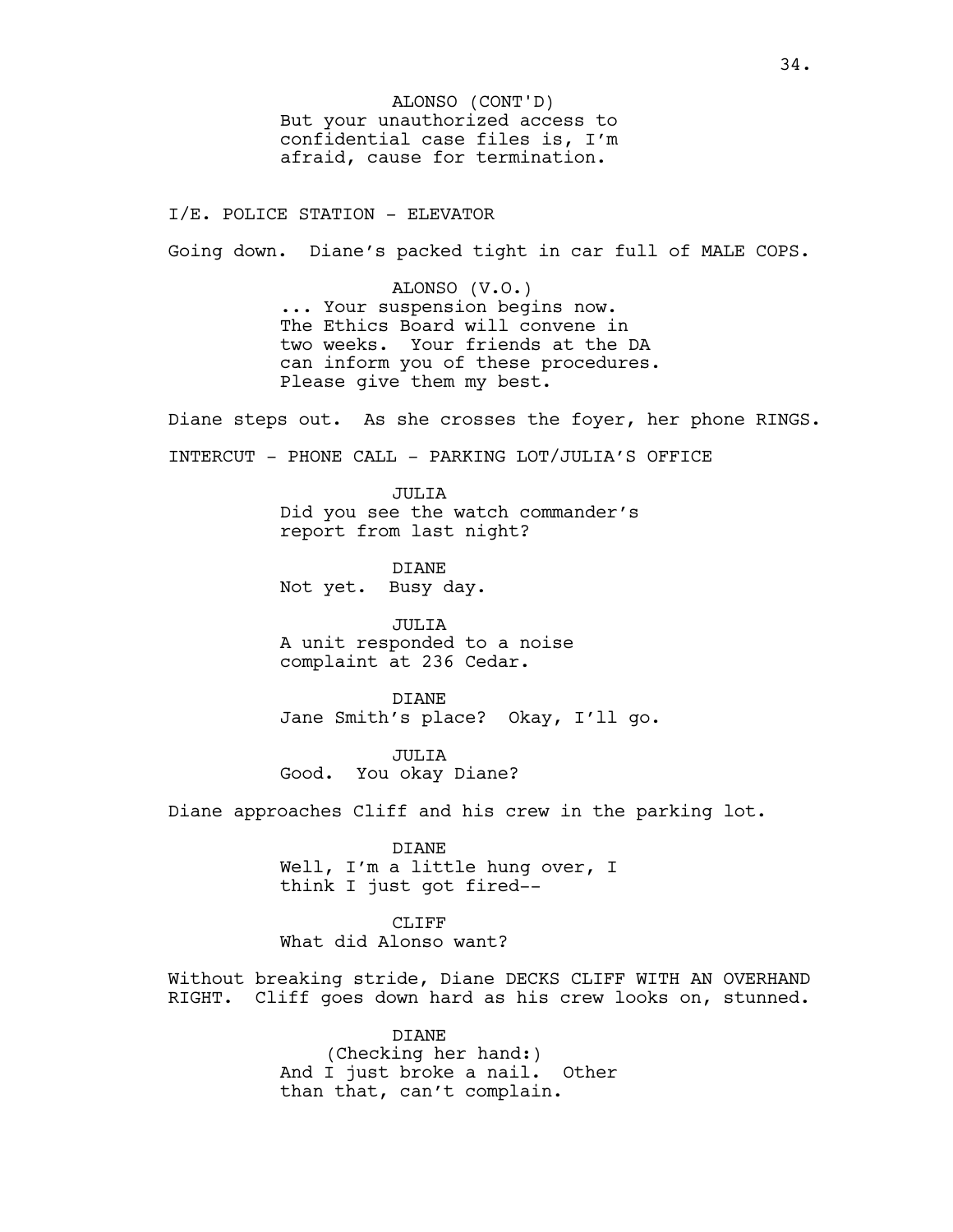ALONSO (CONT'D)
But your unauthorized access to confidential case files is, I'm afraid, cause for termination.

I/E. POLICE STATION - ELEVATOR

Going down. Diane's packed tight in car full of MALE COPS.

ALONSO (V.O.)
... Your suspension begins now. The Ethics Board will convene in two weeks. Your friends at the DA can inform you of these procedures. Please give them my best.

Diane steps out. As she crosses the foyer, her phone RINGS.

INTERCUT - PHONE CALL - PARKING LOT/JULIA'S OFFICE

JULIA
Did you see the watch commander's report from last night?

DIANE
Not yet. Busy day.

JULIA
A unit responded to a noise complaint at 236 Cedar.

DIANE
Jane Smith's place? Okay, I'll go.

JULIA
Good. You okay Diane?

Diane approaches Cliff and his crew in the parking lot.

DIANE
Well, I'm a little hung over, I think I just got fired--

CLIFF
What did Alonso want?

Without breaking stride, Diane DECKS CLIFF WITH AN OVERHAND RIGHT. Cliff goes down hard as his crew looks on, stunned.

DIANE
(Checking her hand:)
And I just broke a nail. Other than that, can't complain.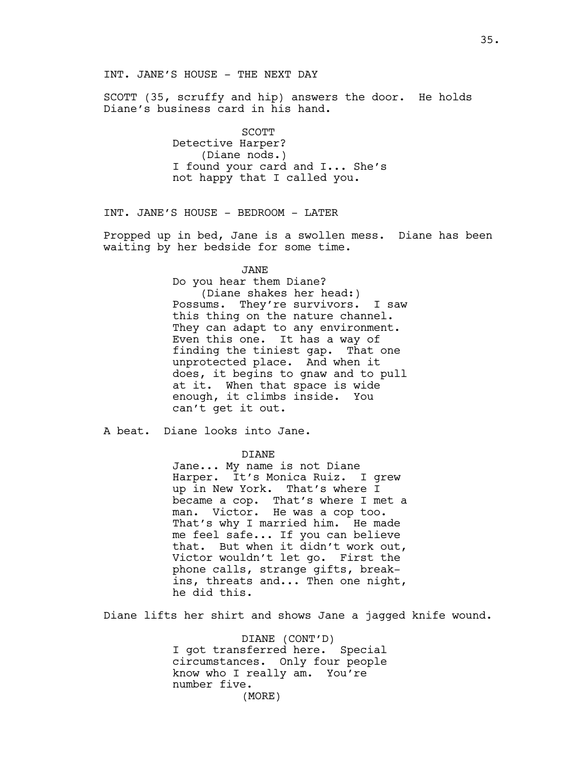INT. JANE'S HOUSE - THE NEXT DAY

SCOTT (35, scruffy and hip) answers the door. He holds Diane's business card in his hand.

SCOTT
Detective Harper?
(Diane nods.)
I found your card and I... She's not happy that I called you.

INT. JANE'S HOUSE - BEDROOM - LATER

Propped up in bed, Jane is a swollen mess. Diane has been waiting by her bedside for some time.

JANE
Do you hear them Diane?
(Diane shakes her head:)
Possums. They're survivors. I saw this thing on the nature channel. They can adapt to any environment. Even this one. It has a way of finding the tiniest gap. That one unprotected place. And when it does, it begins to gnaw and to pull at it. When that space is wide enough, it climbs inside. You can't get it out.

A beat. Diane looks into Jane.

DIANE
Jane... My name is not Diane Harper. It's Monica Ruiz. I grew up in New York. That's where I became a cop. That's where I met a man. Victor. He was a cop too. That's why I married him. He made me feel safe... If you can believe that. But when it didn't work out, Victor wouldn't let go. First the phone calls, strange gifts, break-ins, threats and... Then one night, he did this.

Diane lifts her shirt and shows Jane a jagged knife wound.

DIANE (CONT'D)
I got transferred here. Special circumstances. Only four people know who I really am. You're number five.
(MORE)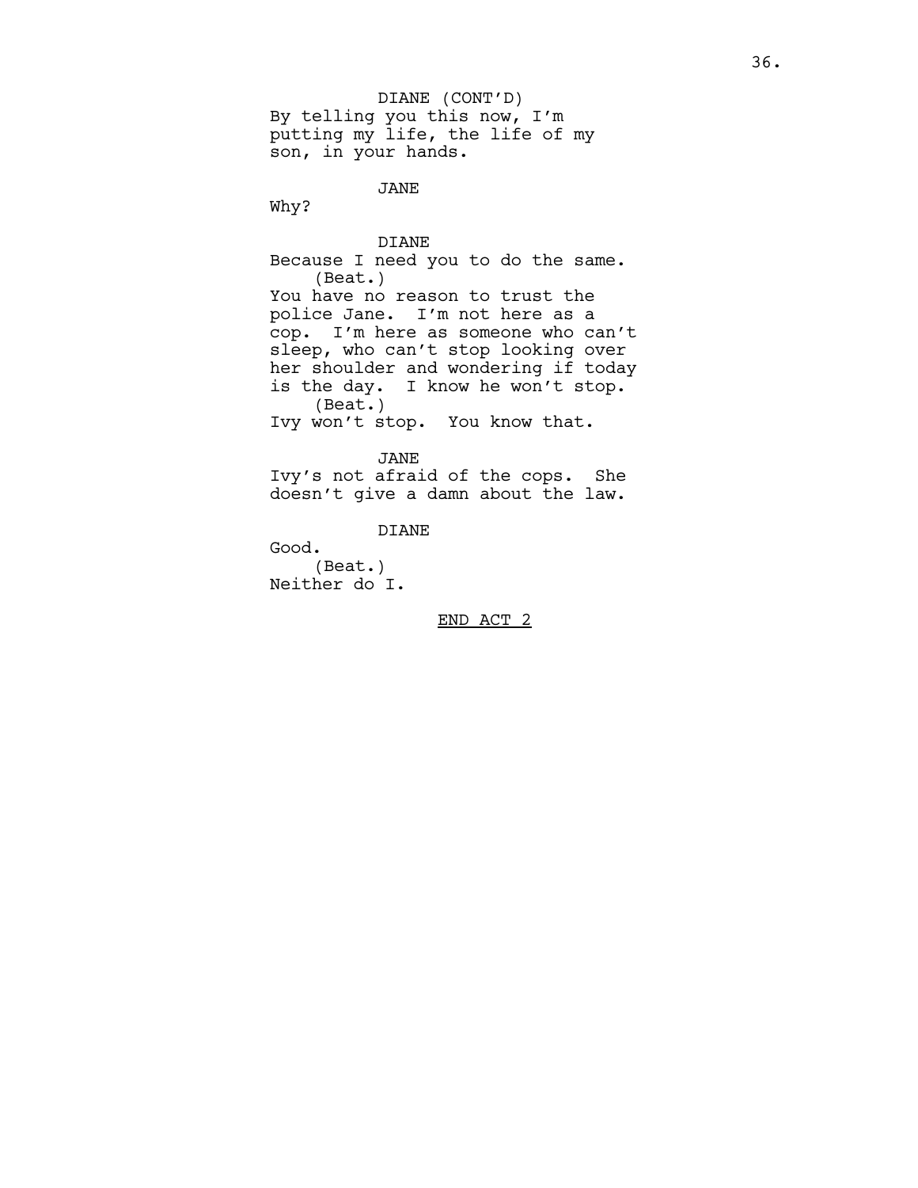DIANE (CONT'D)
By telling you this now, I'm putting my life, the life of my son, in your hands.

JANE
Why?

DIANE
Because I need you to do the same.
(Beat.)
You have no reason to trust the police Jane. I'm not here as a cop. I'm here as someone who can't sleep, who can't stop looking over her shoulder and wondering if today is the day. I know he won't stop.
(Beat.)
Ivy won't stop. You know that.

JANE
Ivy's not afraid of the cops. She doesn't give a damn about the law.

DIANE
Good.
(Beat.)
Neither do I.

<u>END ACT 2</u>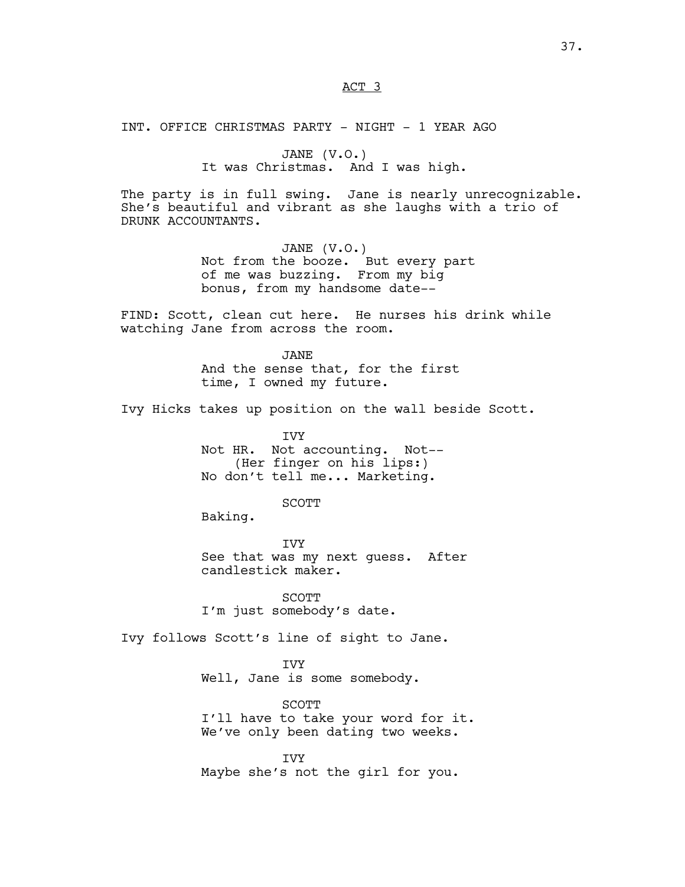ACT 3

INT. OFFICE CHRISTMAS PARTY - NIGHT - 1 YEAR AGO

JANE (V.O.)
It was Christmas. And I was high.

The party is in full swing. Jane is nearly unrecognizable. She's beautiful and vibrant as she laughs with a trio of DRUNK ACCOUNTANTS.

JANE (V.O.)
Not from the booze. But every part of me was buzzing. From my big bonus, from my handsome date--

FIND: Scott, clean cut here. He nurses his drink while watching Jane from across the room.

JANE
And the sense that, for the first time, I owned my future.

Ivy Hicks takes up position on the wall beside Scott.

IVY
Not HR. Not accounting. Not--
(Her finger on his lips:)
No don't tell me... Marketing.

SCOTT
Baking.

IVY
See that was my next guess. After candlestick maker.

SCOTT
I'm just somebody's date.

Ivy follows Scott's line of sight to Jane.

IVY
Well, Jane is some somebody.

SCOTT
I'll have to take your word for it. We've only been dating two weeks.

IVY
Maybe she's not the girl for you.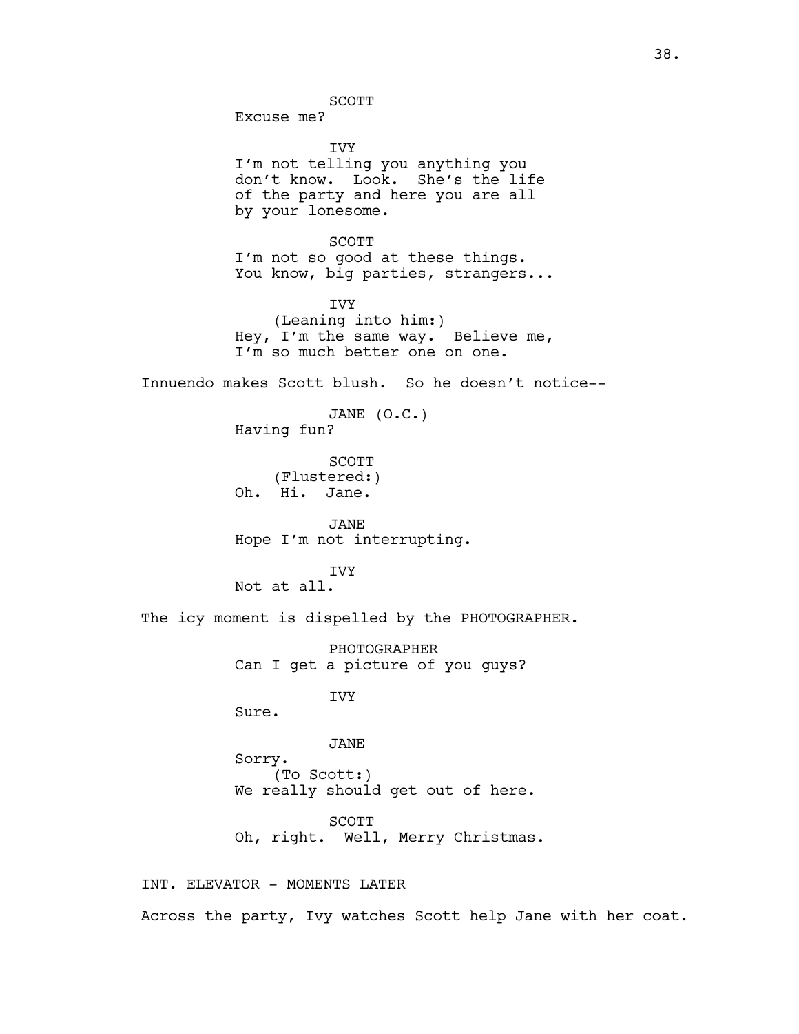SCOTT
Excuse me?

IVY
I'm not telling you anything you don't know. Look. She's the life of the party and here you are all by your lonesome.

SCOTT
I'm not so good at these things. You know, big parties, strangers...

IVY
(Leaning into him:)
Hey, I'm the same way. Believe me, I'm so much better one on one.

Innuendo makes Scott blush. So he doesn't notice--

JANE (O.C.)
Having fun?

SCOTT
(Flustered:)
Oh. Hi. Jane.

JANE
Hope I'm not interrupting.

IVY
Not at all.

The icy moment is dispelled by the PHOTOGRAPHER.

PHOTOGRAPHER
Can I get a picture of you guys?

IVY
Sure.

JANE
Sorry.
(To Scott:)
We really should get out of here.

SCOTT
Oh, right. Well, Merry Christmas.

INT. ELEVATOR - MOMENTS LATER

Across the party, Ivy watches Scott help Jane with her coat.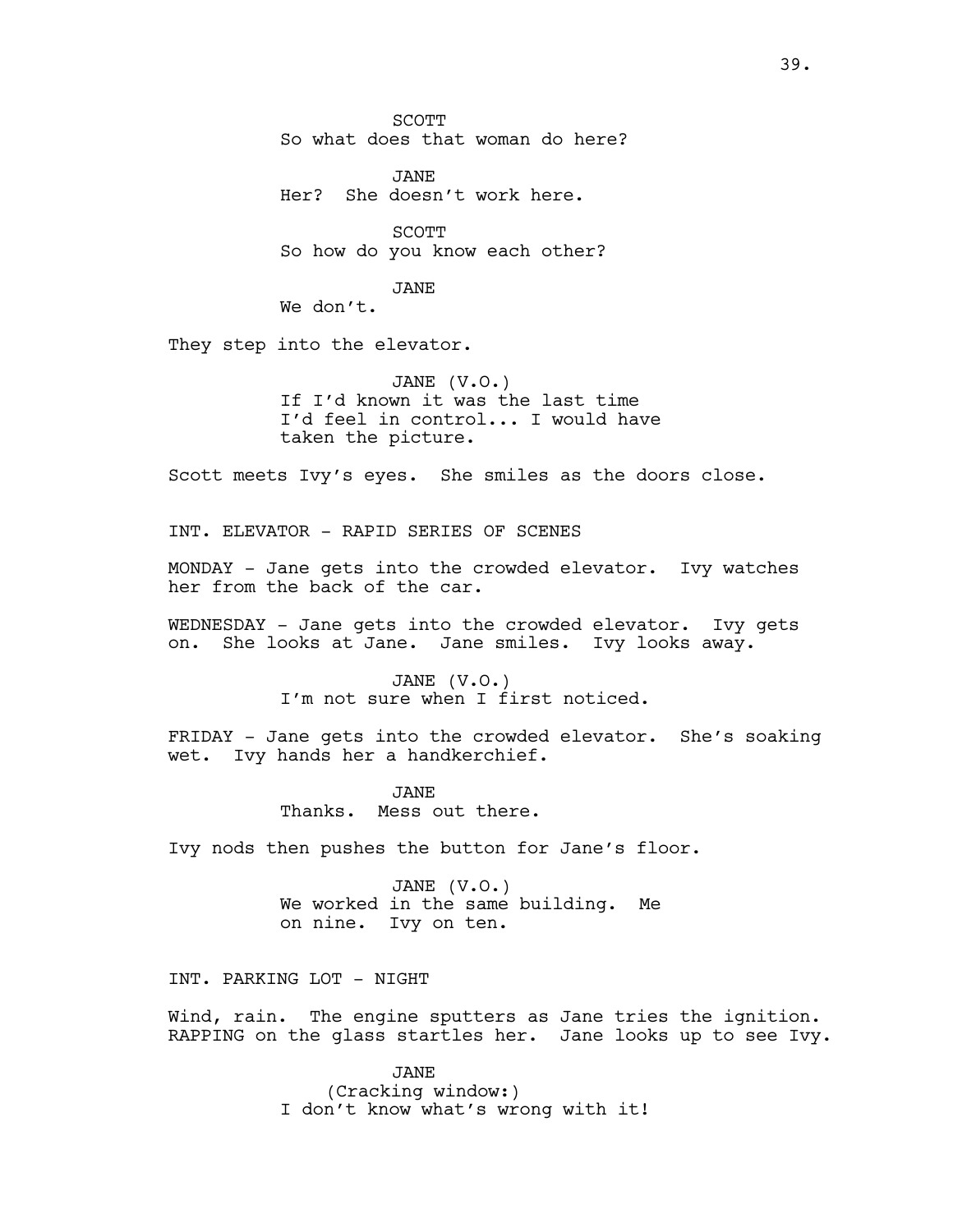SCOTT
So what does that woman do here?

JANE
Her? She doesn't work here.

SCOTT
So how do you know each other?

JANE
We don't.

They step into the elevator.

JANE (V.O.)
If I'd known it was the last time I'd feel in control... I would have taken the picture.

Scott meets Ivy's eyes. She smiles as the doors close.

INT. ELEVATOR - RAPID SERIES OF SCENES

MONDAY - Jane gets into the crowded elevator. Ivy watches her from the back of the car.

WEDNESDAY - Jane gets into the crowded elevator. Ivy gets on. She looks at Jane. Jane smiles. Ivy looks away.

JANE (V.O.)
I'm not sure when I first noticed.

FRIDAY - Jane gets into the crowded elevator. She's soaking wet. Ivy hands her a handkerchief.

JANE
Thanks. Mess out there.

Ivy nods then pushes the button for Jane's floor.

JANE (V.O.)
We worked in the same building. Me on nine. Ivy on ten.

INT. PARKING LOT - NIGHT

Wind, rain. The engine sputters as Jane tries the ignition. RAPPING on the glass startles her. Jane looks up to see Ivy.

JANE
(Cracking window:)
I don't know what's wrong with it!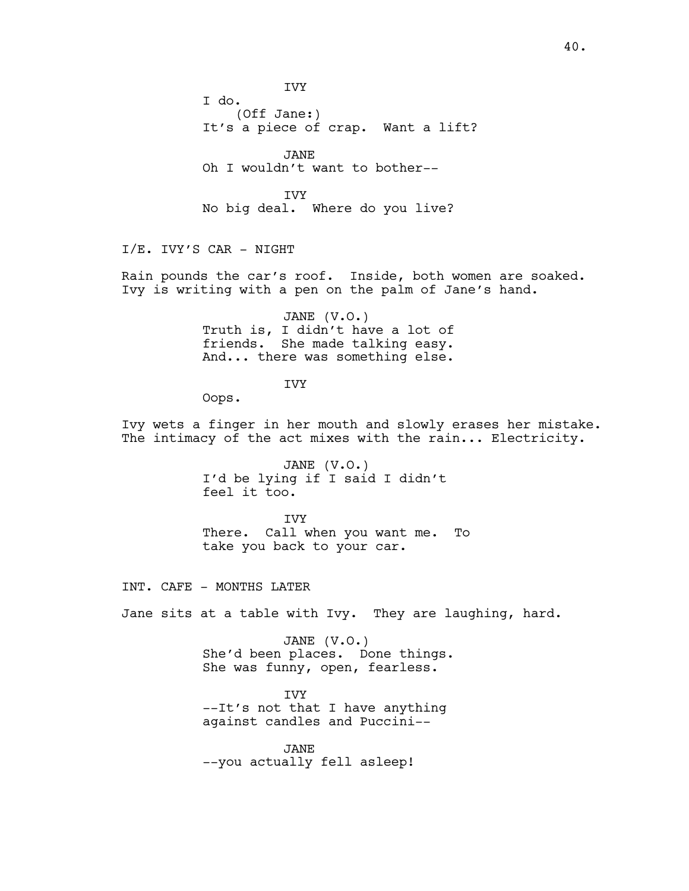IVY
I do.
(Off Jane:)
It's a piece of crap. Want a lift?

JANE
Oh I wouldn't want to bother--

IVY
No big deal. Where do you live?

I/E. IVY'S CAR - NIGHT

Rain pounds the car's roof. Inside, both women are soaked. Ivy is writing with a pen on the palm of Jane's hand.

JANE (V.O.)
Truth is, I didn't have a lot of friends. She made talking easy. And... there was something else.

IVY
Oops.

Ivy wets a finger in her mouth and slowly erases her mistake. The intimacy of the act mixes with the rain... Electricity.

JANE (V.O.)
I'd be lying if I said I didn't feel it too.

IVY
There. Call when you want me. To take you back to your car.

INT. CAFE - MONTHS LATER

Jane sits at a table with Ivy. They are laughing, hard.

JANE (V.O.)
She'd been places. Done things. She was funny, open, fearless.

IVY
--It's not that I have anything against candles and Puccini--

JANE
--you actually fell asleep!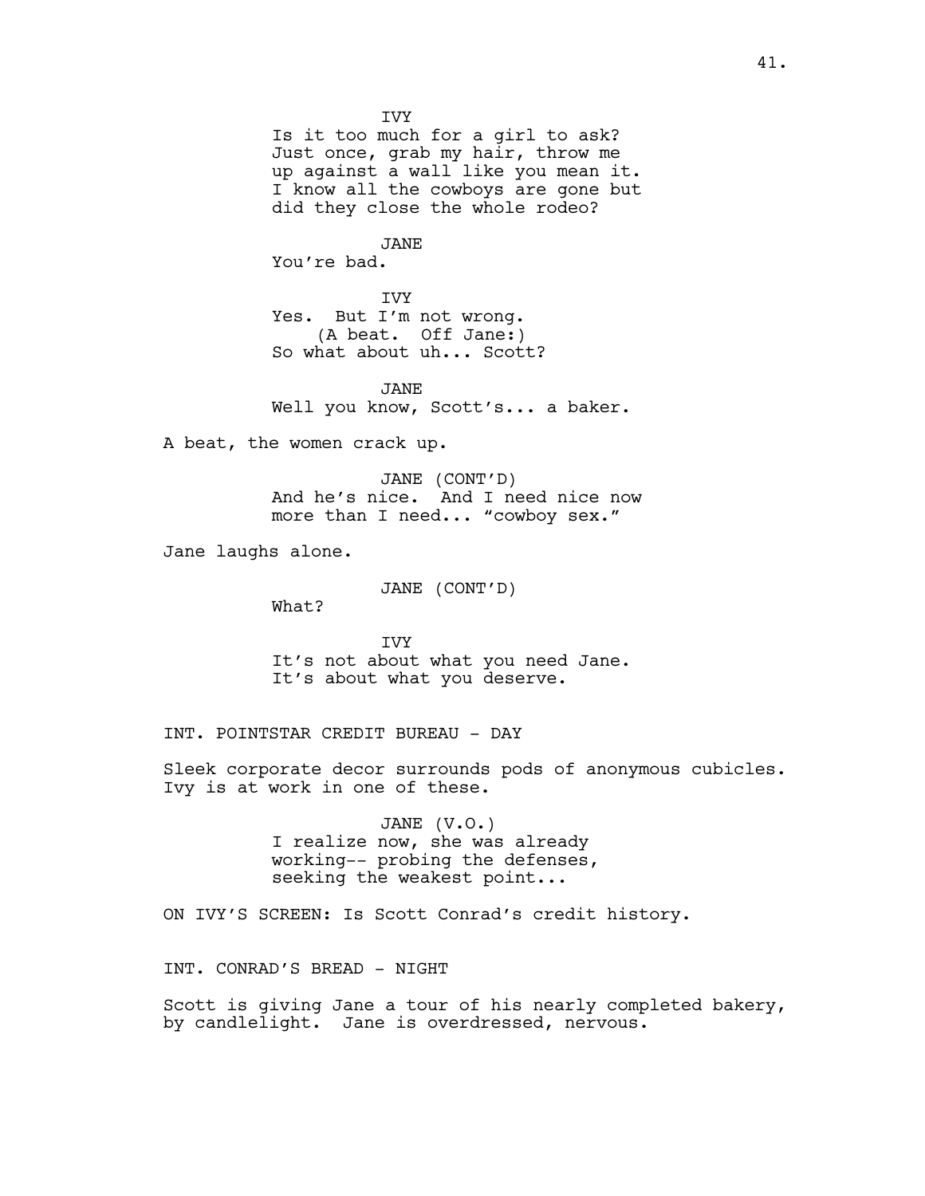IVY

Is it too much for a girl to ask? Just once, grab my hair, throw me up against a wall like you mean it. I know all the cowboys are gone but did they close the whole rodeo?

JANE

You're bad.

IVY

Yes. But I'm not wrong.

(A beat. Off Jane:)

So what about uh... Scott?

JANE

Well you know, Scott's... a baker.

A beat, the women crack up.

JANE (CONT'D)

And he's nice. And I need nice now more than I need... "cowboy sex."

Jane laughs alone.

JANE (CONT'D)

What?

IVY

It's not about what you need Jane. It's about what you deserve.

INT. POINTSTAR CREDIT BUREAU - DAY

Sleek corporate decor surrounds pods of anonymous cubicles. Ivy is at work in one of these.

JANE (V.O.)

I realize now, she was already working-- probing the defenses, seeking the weakest point...

ON IVY'S SCREEN: Is Scott Conrad's credit history.

INT. CONRAD'S BREAD - NIGHT

Scott is giving Jane a tour of his nearly completed bakery, by candlelight. Jane is overdressed, nervous.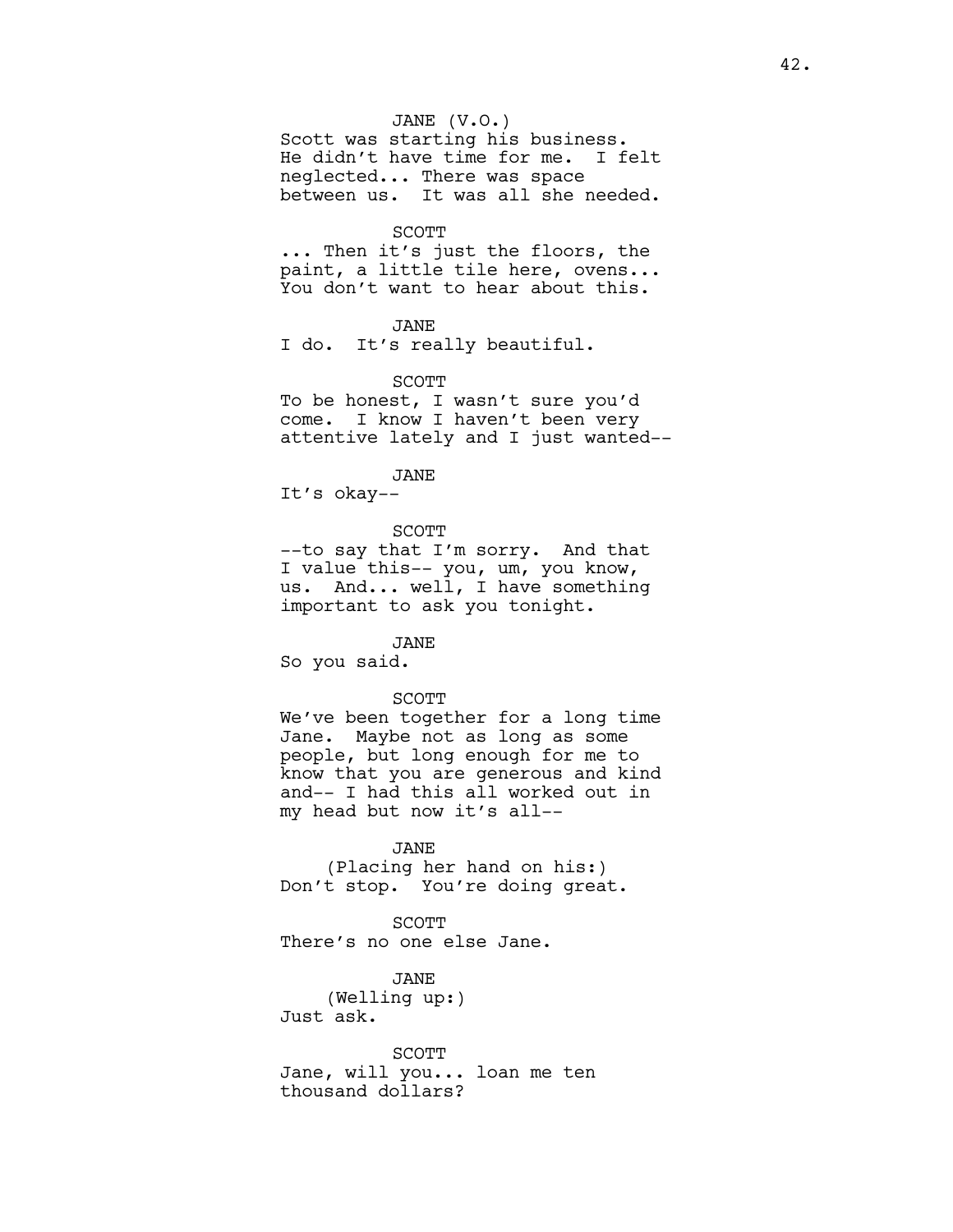JANE (V.O.)
Scott was starting his business. He didn't have time for me. I felt neglected... There was space between us. It was all she needed.

SCOTT
... Then it's just the floors, the paint, a little tile here, ovens... You don't want to hear about this.

JANE
I do. It's really beautiful.

SCOTT
To be honest, I wasn't sure you'd come. I know I haven't been very attentive lately and I just wanted--

JANE
It's okay--

SCOTT
--to say that I'm sorry. And that I value this-- you, um, you know, us. And... well, I have something important to ask you tonight.

JANE
So you said.

SCOTT
We've been together for a long time Jane. Maybe not as long as some people, but long enough for me to know that you are generous and kind and-- I had this all worked out in my head but now it's all--

JANE
(Placing her hand on his:)
Don't stop. You're doing great.

SCOTT
There's no one else Jane.

JANE
(Welling up:)
Just ask.

SCOTT
Jane, will you... loan me ten thousand dollars?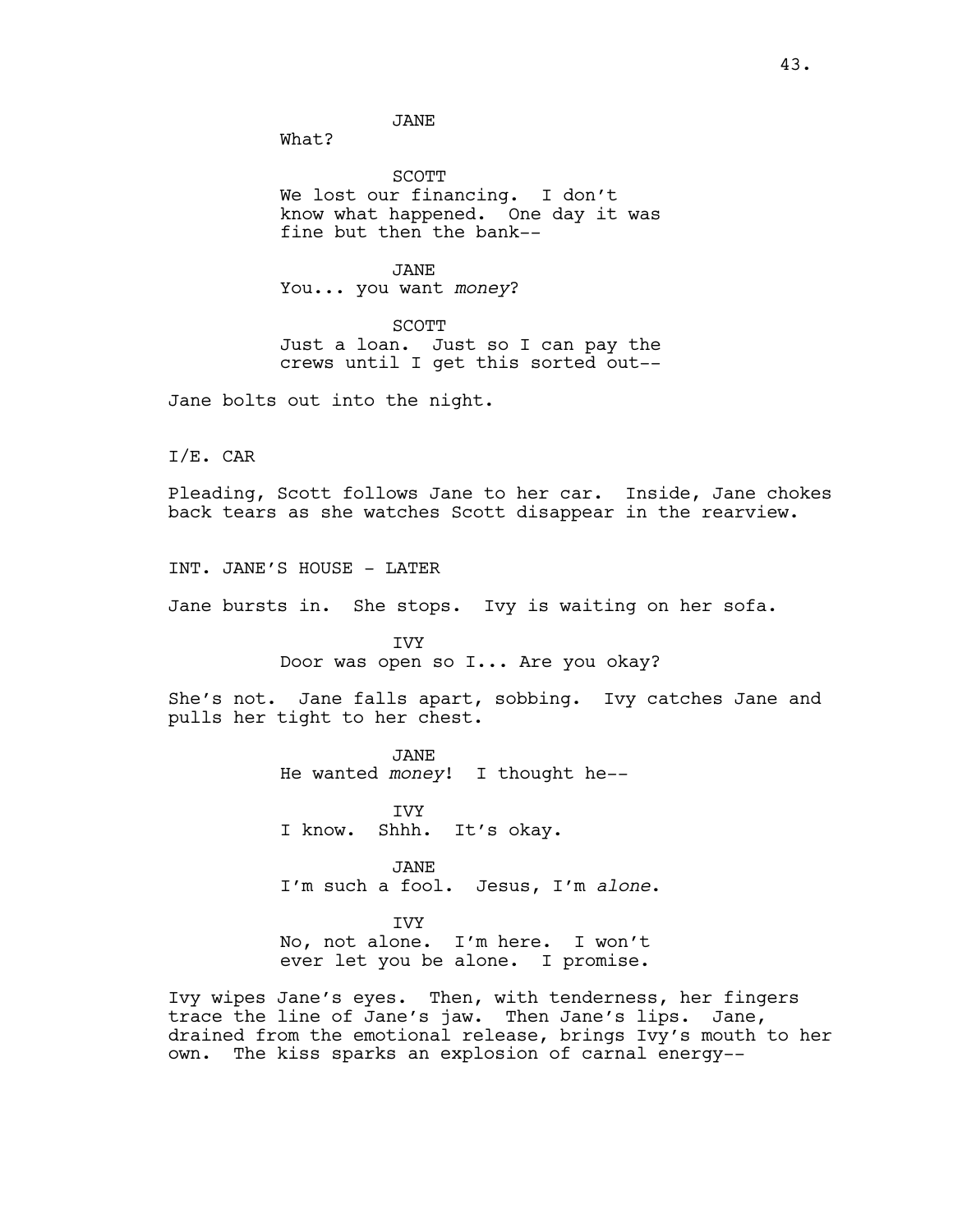JANE

What?

SCOTT

We lost our financing. I don't know what happened. One day it was fine but then the bank--

JANE

You... you want *money*?

SCOTT

Just a loan. Just so I can pay the crews until I get this sorted out--

Jane bolts out into the night.

I/E. CAR

Pleading, Scott follows Jane to her car. Inside, Jane chokes back tears as she watches Scott disappear in the rearview.

INT. JANE'S HOUSE - LATER

Jane bursts in. She stops. Ivy is waiting on her sofa.

IVY

Door was open so I... Are you okay?

She's not. Jane falls apart, sobbing. Ivy catches Jane and pulls her tight to her chest.

JANE

He wanted *money*! I thought he--

IVY

I know. Shhh. It's okay.

JANE

I'm such a fool. Jesus, I'm *alone*.

IVY

No, not alone. I'm here. I won't ever let you be alone. I promise.

Ivy wipes Jane's eyes. Then, with tenderness, her fingers trace the line of Jane's jaw. Then Jane's lips. Jane, drained from the emotional release, brings Ivy's mouth to her own. The kiss sparks an explosion of carnal energy--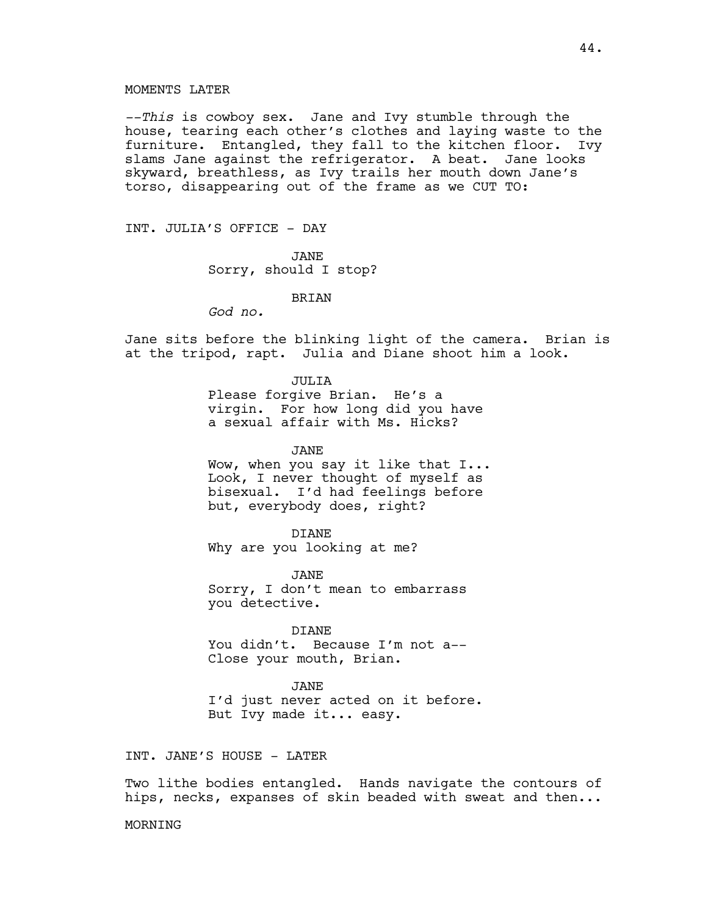MOMENTS LATER

--*This* is cowboy sex. Jane and Ivy stumble through the house, tearing each other's clothes and laying waste to the furniture. Entangled, they fall to the kitchen floor. Ivy slams Jane against the refrigerator. A beat. Jane looks skyward, breathless, as Ivy trails her mouth down Jane's torso, disappearing out of the frame as we CUT TO:

INT. JULIA'S OFFICE - DAY

JANE
Sorry, should I stop?

BRIAN
*God no.*

Jane sits before the blinking light of the camera. Brian is at the tripod, rapt. Julia and Diane shoot him a look.

JULIA
Please forgive Brian. He's a virgin. For how long did you have a sexual affair with Ms. Hicks?

JANE
Wow, when you say it like that I... Look, I never thought of myself as bisexual. I'd had feelings before but, everybody does, right?

DIANE
Why are you looking at me?

JANE
Sorry, I don't mean to embarrass you detective.

DIANE
You didn't. Because I'm not a-- Close your mouth, Brian.

JANE
I'd just never acted on it before. But Ivy made it... easy.

INT. JANE'S HOUSE - LATER

Two lithe bodies entangled. Hands navigate the contours of hips, necks, expanses of skin beaded with sweat and then...

MORNING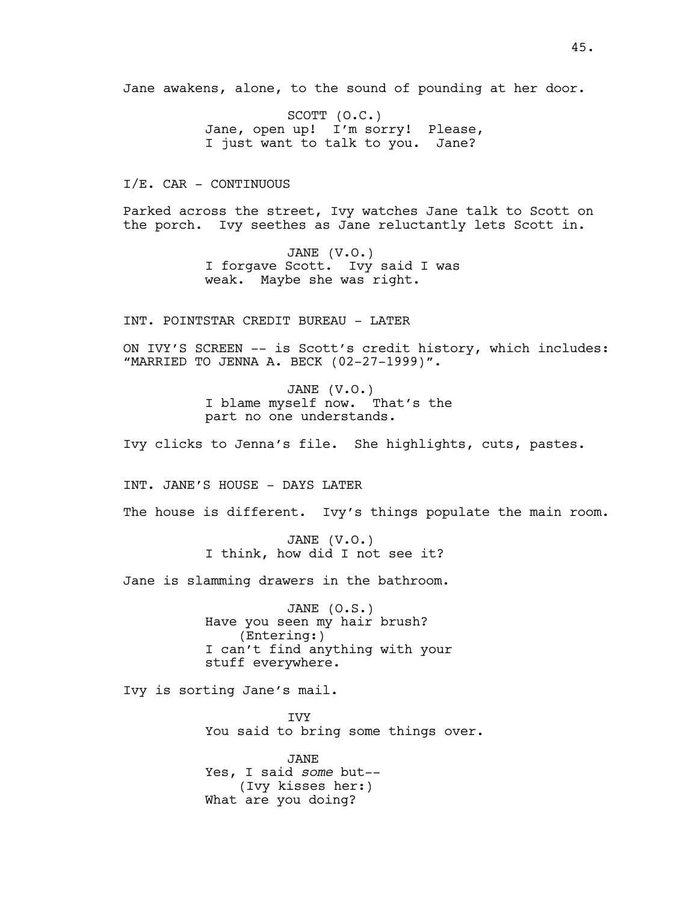Jane awakens, alone, to the sound of pounding at her door.

SCOTT (O.C.)
Jane, open up! I'm sorry! Please, I just want to talk to you. Jane?

I/E. CAR - CONTINUOUS

Parked across the street, Ivy watches Jane talk to Scott on the porch. Ivy seethes as Jane reluctantly lets Scott in.

JANE (V.O.)
I forgave Scott. Ivy said I was weak. Maybe she was right.

INT. POINTSTAR CREDIT BUREAU - LATER

ON IVY'S SCREEN -- is Scott's credit history, which includes: "MARRIED TO JENNA A. BECK (02-27-1999)".

JANE (V.O.)
I blame myself now. That's the part no one understands.

Ivy clicks to Jenna's file. She highlights, cuts, pastes.

INT. JANE'S HOUSE - DAYS LATER

The house is different. Ivy's things populate the main room.

JANE (V.O.)
I think, how did I not see it?

Jane is slamming drawers in the bathroom.

JANE (O.S.)
Have you seen my hair brush?
(Entering:)
I can't find anything with your stuff everywhere.

Ivy is sorting Jane's mail.

IVY
You said to bring some things over.

JANE
Yes, I said *some* but--
(Ivy kisses her:)
What are you doing?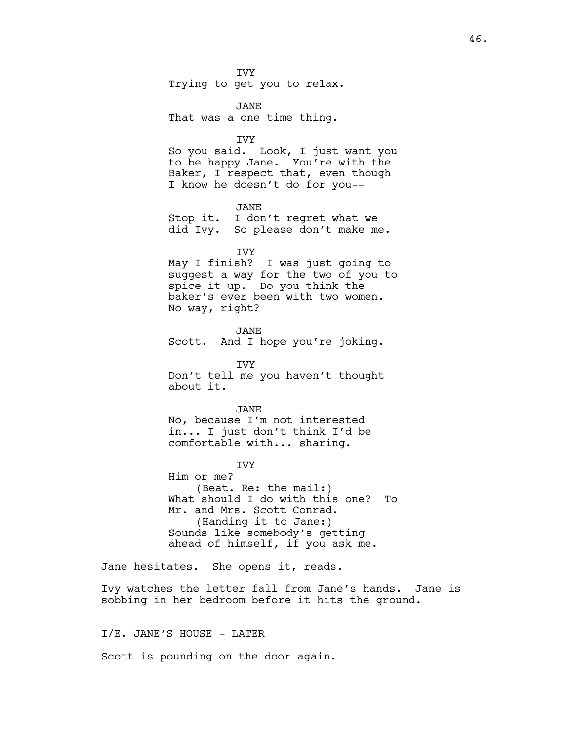IVY
Trying to get you to relax.

JANE
That was a one time thing.

IVY
So you said. Look, I just want you to be happy Jane. You're with the Baker, I respect that, even though I know he doesn't do for you--

JANE
Stop it. I don't regret what we did Ivy. So please don't make me.

IVY
May I finish? I was just going to suggest a way for the two of you to spice it up. Do you think the baker's ever been with two women. No way, right?

JANE
Scott. And I hope you're joking.

IVY
Don't tell me you haven't thought about it.

JANE
No, because I'm not interested in... I just don't think I'd be comfortable with... sharing.

IVY
Him or me?
(Beat. Re: the mail:)
What should I do with this one? To Mr. and Mrs. Scott Conrad.
(Handing it to Jane:)
Sounds like somebody's getting ahead of himself, if you ask me.

Jane hesitates. She opens it, reads.

Ivy watches the letter fall from Jane's hands. Jane is sobbing in her bedroom before it hits the ground.

I/E. JANE'S HOUSE - LATER

Scott is pounding on the door again.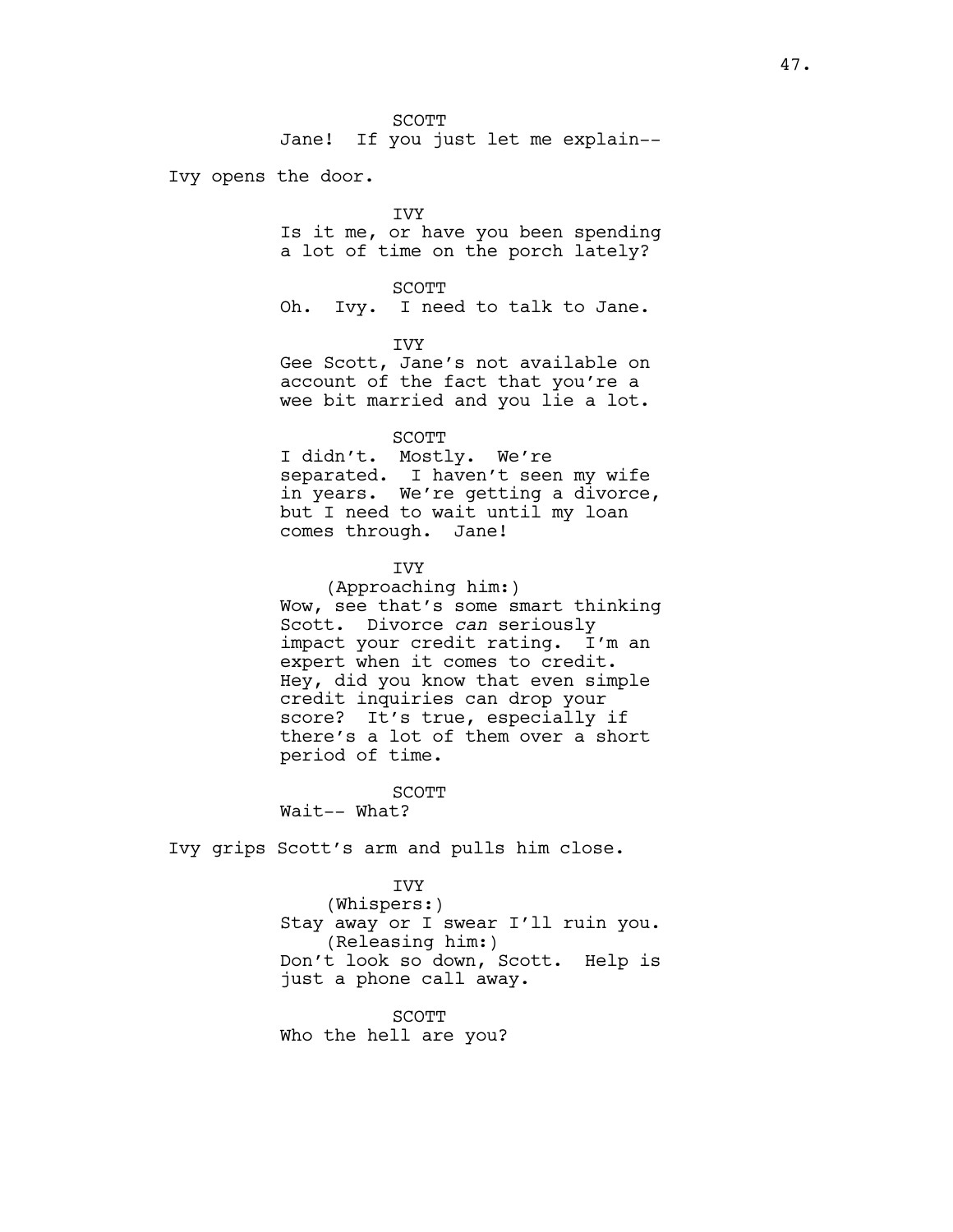SCOTT
Jane! If you just let me explain--

Ivy opens the door.

IVY
Is it me, or have you been spending a lot of time on the porch lately?

SCOTT
Oh. Ivy. I need to talk to Jane.

IVY
Gee Scott, Jane's not available on account of the fact that you're a wee bit married and you lie a lot.

SCOTT
I didn't. Mostly. We're separated. I haven't seen my wife in years. We're getting a divorce, but I need to wait until my loan comes through. Jane!

IVY
(Approaching him:)
Wow, see that's some smart thinking Scott. Divorce *can* seriously impact your credit rating. I'm an expert when it comes to credit. Hey, did you know that even simple credit inquiries can drop your score? It's true, especially if there's a lot of them over a short period of time.

SCOTT
Wait-- What?

Ivy grips Scott's arm and pulls him close.

IVY
(Whispers:)
Stay away or I swear I'll ruin you.
(Releasing him:)
Don't look so down, Scott. Help is just a phone call away.

SCOTT
Who the hell are you?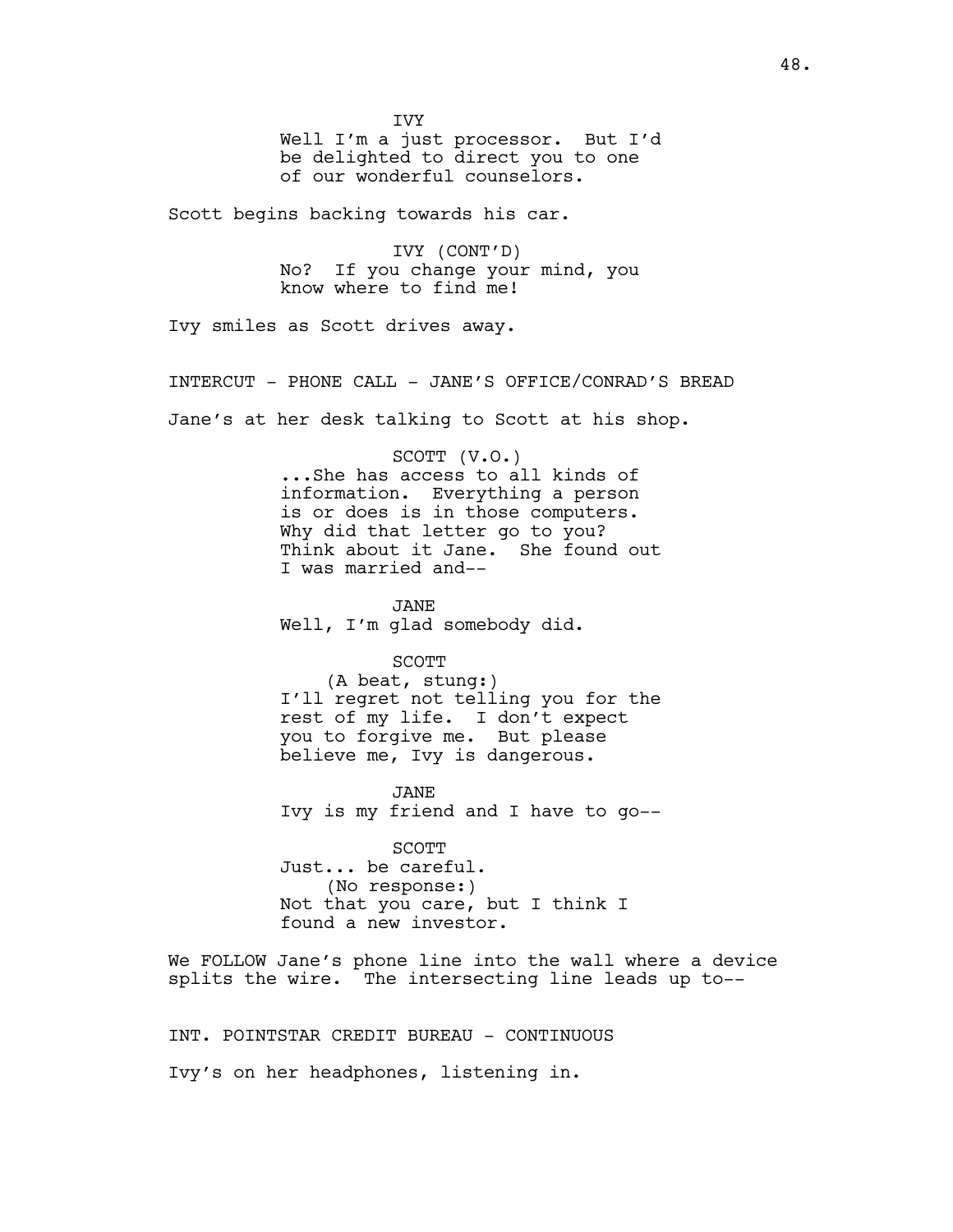IVY
Well I'm a just processor. But I'd be delighted to direct you to one of our wonderful counselors.

Scott begins backing towards his car.

IVY (CONT'D)
No? If you change your mind, you know where to find me!

Ivy smiles as Scott drives away.

INTERCUT - PHONE CALL - JANE'S OFFICE/CONRAD'S BREAD

Jane's at her desk talking to Scott at his shop.

SCOTT (V.O.)
...She has access to all kinds of information. Everything a person is or does is in those computers. Why did that letter go to you? Think about it Jane. She found out I was married and--

JANE
Well, I'm glad somebody did.

SCOTT
(A beat, stung:)
I'll regret not telling you for the rest of my life. I don't expect you to forgive me. But please believe me, Ivy is dangerous.

JANE
Ivy is my friend and I have to go--

SCOTT
Just... be careful.
(No response:)
Not that you care, but I think I found a new investor.

We FOLLOW Jane's phone line into the wall where a device splits the wire. The intersecting line leads up to--

INT. POINTSTAR CREDIT BUREAU - CONTINUOUS

Ivy's on her headphones, listening in.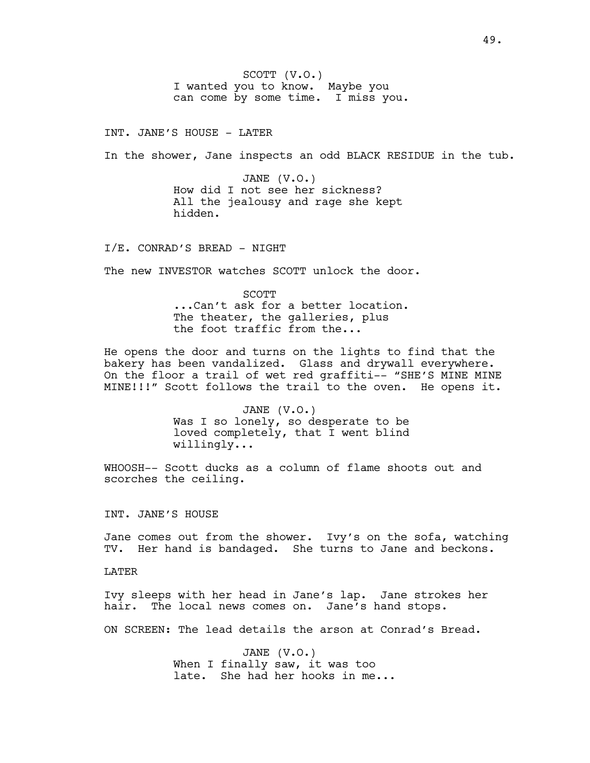SCOTT (V.O.)
I wanted you to know. Maybe you can come by some time. I miss you.

INT. JANE'S HOUSE - LATER

In the shower, Jane inspects an odd BLACK RESIDUE in the tub.

JANE (V.O.)
How did I not see her sickness? All the jealousy and rage she kept hidden.

I/E. CONRAD'S BREAD - NIGHT

The new INVESTOR watches SCOTT unlock the door.

SCOTT
...Can't ask for a better location. The theater, the galleries, plus the foot traffic from the...

He opens the door and turns on the lights to find that the bakery has been vandalized. Glass and drywall everywhere. On the floor a trail of wet red graffiti-- "SHE'S MINE MINE MINE!!!" Scott follows the trail to the oven. He opens it.

JANE (V.O.)
Was I so lonely, so desperate to be loved completely, that I went blind willingly...

WHOOSH-- Scott ducks as a column of flame shoots out and scorches the ceiling.

INT. JANE'S HOUSE

Jane comes out from the shower. Ivy's on the sofa, watching TV. Her hand is bandaged. She turns to Jane and beckons.

LATER

Ivy sleeps with her head in Jane's lap. Jane strokes her hair. The local news comes on. Jane's hand stops.

ON SCREEN: The lead details the arson at Conrad's Bread.

JANE (V.O.)
When I finally saw, it was too late. She had her hooks in me...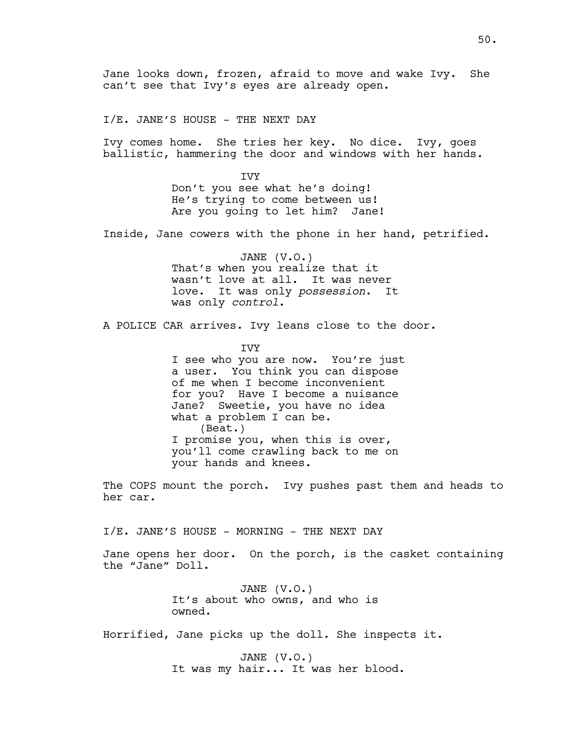Jane looks down, frozen, afraid to move and wake Ivy. She can't see that Ivy's eyes are already open.

I/E. JANE'S HOUSE - THE NEXT DAY

Ivy comes home. She tries her key. No dice. Ivy, goes ballistic, hammering the door and windows with her hands.

IVY
Don't you see what he's doing! He's trying to come between us! Are you going to let him? Jane!

Inside, Jane cowers with the phone in her hand, petrified.

JANE (V.O.)
That's when you realize that it wasn't love at all. It was never love. It was only *possession*. It was only *control*.

A POLICE CAR arrives. Ivy leans close to the door.

IVY
I see who you are now. You're just a user. You think you can dispose of me when I become inconvenient for you? Have I become a nuisance Jane? Sweetie, you have no idea what a problem I can be.
(Beat.)
I promise you, when this is over, you'll come crawling back to me on your hands and knees.

The COPS mount the porch. Ivy pushes past them and heads to her car.

I/E. JANE'S HOUSE - MORNING - THE NEXT DAY

Jane opens her door. On the porch, is the casket containing the "Jane" Doll.

JANE (V.O.)
It's about who owns, and who is owned.

Horrified, Jane picks up the doll. She inspects it.

JANE (V.O.)
It was my hair... It was her blood.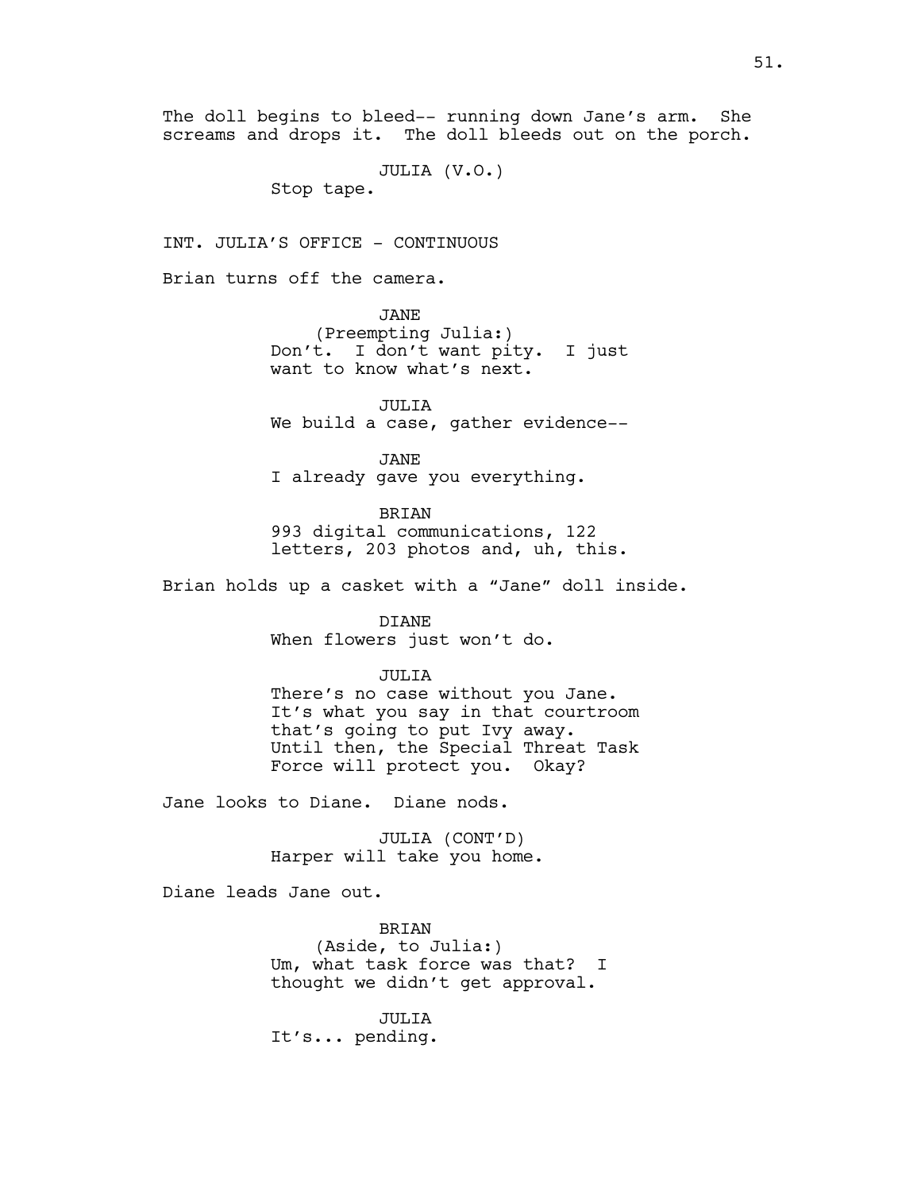The doll begins to bleed-- running down Jane's arm. She screams and drops it. The doll bleeds out on the porch.

JULIA (V.O.)
Stop tape.

INT. JULIA'S OFFICE - CONTINUOUS

Brian turns off the camera.

JANE
(Preempting Julia:)
Don't. I don't want pity. I just want to know what's next.

JULIA
We build a case, gather evidence--

JANE
I already gave you everything.

BRIAN
993 digital communications, 122 letters, 203 photos and, uh, this.

Brian holds up a casket with a "Jane" doll inside.

DIANE
When flowers just won't do.

JULIA
There's no case without you Jane. It's what you say in that courtroom that's going to put Ivy away. Until then, the Special Threat Task Force will protect you. Okay?

Jane looks to Diane. Diane nods.

JULIA (CONT'D)
Harper will take you home.

Diane leads Jane out.

BRIAN
(Aside, to Julia:)
Um, what task force was that? I thought we didn't get approval.

JULIA
It's... pending.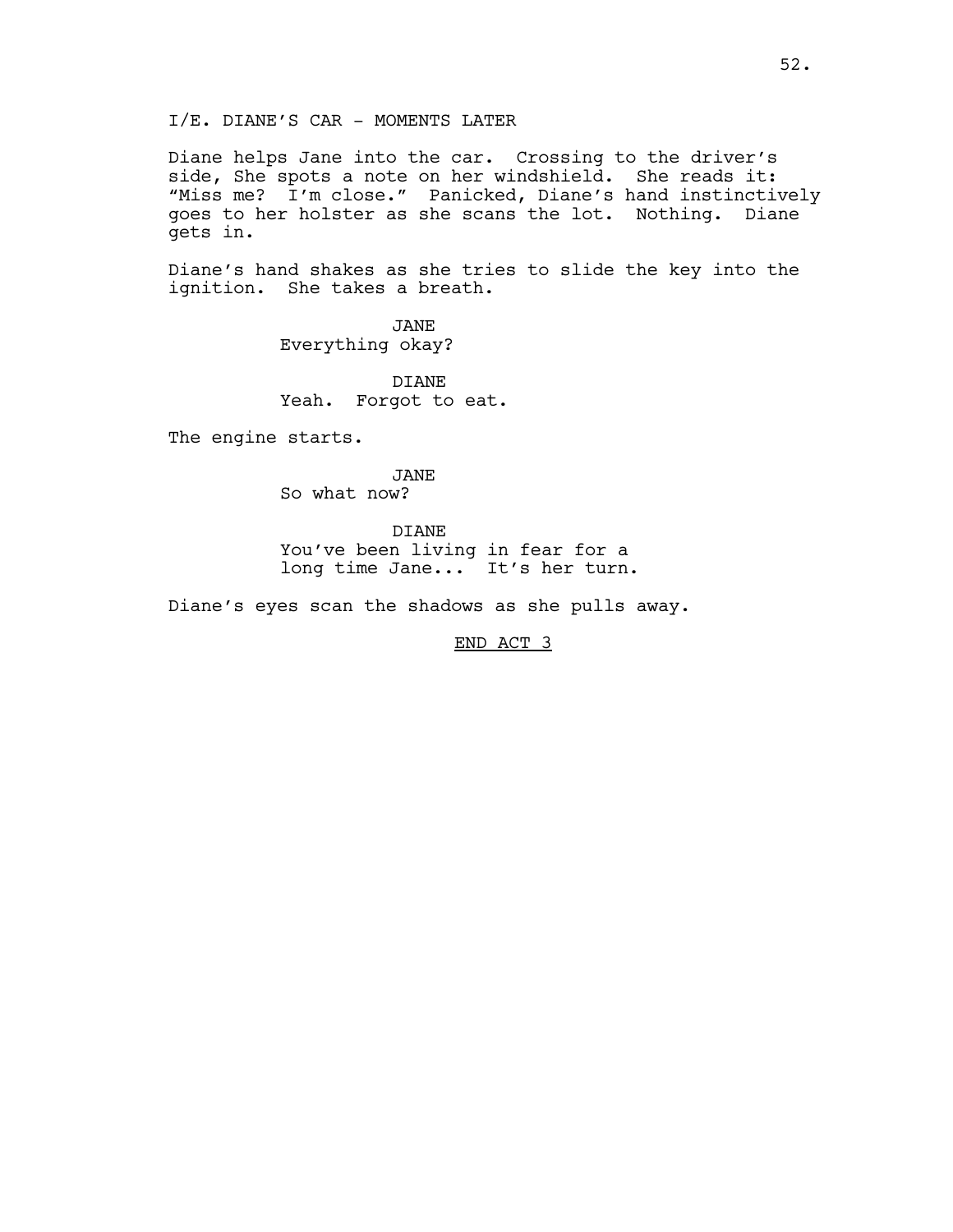I/E. DIANE'S CAR - MOMENTS LATER

Diane helps Jane into the car. Crossing to the driver's side, She spots a note on her windshield. She reads it: "Miss me? I'm close." Panicked, Diane's hand instinctively goes to her holster as she scans the lot. Nothing. Diane gets in.

Diane's hand shakes as she tries to slide the key into the ignition. She takes a breath.

JANE
Everything okay?

DIANE
Yeah. Forgot to eat.

The engine starts.

JANE
So what now?

DIANE
You've been living in fear for a long time Jane... It's her turn.

Diane's eyes scan the shadows as she pulls away.

END ACT 3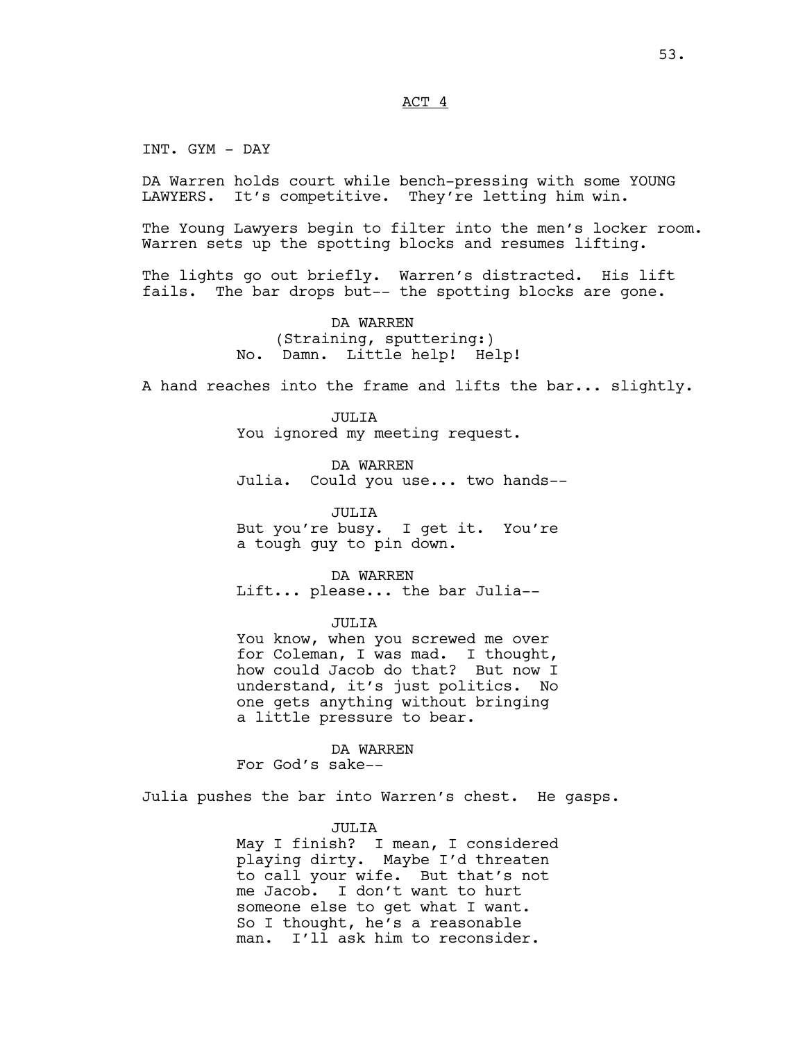ACT 4

INT. GYM - DAY

DA Warren holds court while bench-pressing with some YOUNG LAWYERS. It's competitive. They're letting him win.

The Young Lawyers begin to filter into the men's locker room. Warren sets up the spotting blocks and resumes lifting.

The lights go out briefly. Warren's distracted. His lift fails. The bar drops but-- the spotting blocks are gone.

DA WARREN
(Straining, sputtering:)
No. Damn. Little help! Help!

A hand reaches into the frame and lifts the bar... slightly.

JULIA
You ignored my meeting request.

DA WARREN
Julia. Could you use... two hands--

JULIA
But you're busy. I get it. You're a tough guy to pin down.

DA WARREN
Lift... please... the bar Julia--

JULIA
You know, when you screwed me over for Coleman, I was mad. I thought, how could Jacob do that? But now I understand, it's just politics. No one gets anything without bringing a little pressure to bear.

DA WARREN
For God's sake--

Julia pushes the bar into Warren's chest. He gasps.

JULIA
May I finish? I mean, I considered playing dirty. Maybe I'd threaten to call your wife. But that's not me Jacob. I don't want to hurt someone else to get what I want. So I thought, he's a reasonable man. I'll ask him to reconsider.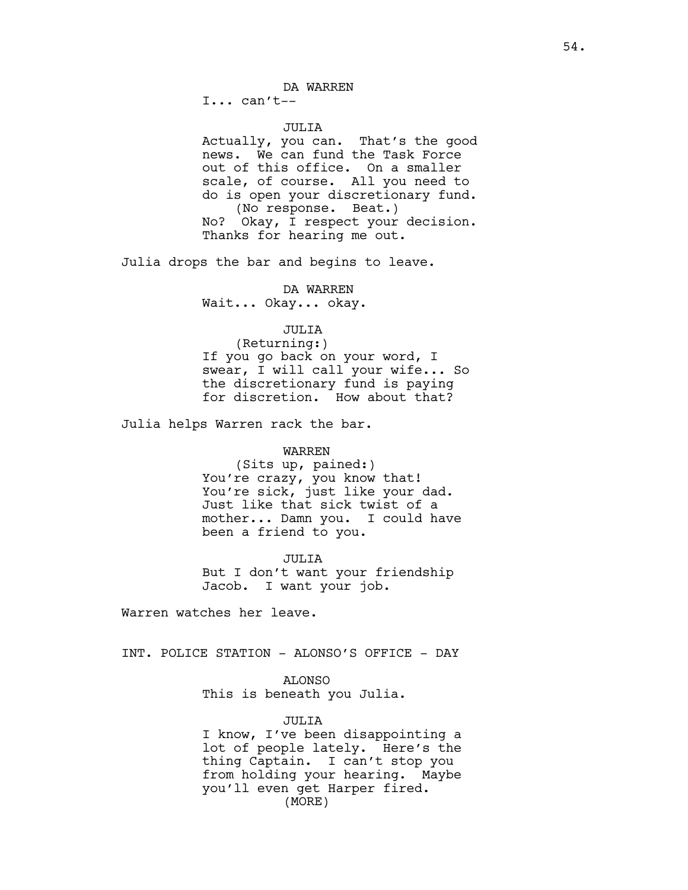DA WARREN

I... can't--

JULIA

Actually, you can. That's the good news. We can fund the Task Force out of this office. On a smaller scale, of course. All you need to do is open your discretionary fund.

(No response. Beat.)

No? Okay, I respect your decision. Thanks for hearing me out.

Julia drops the bar and begins to leave.

DA WARREN

Wait... Okay... okay.

JULIA

(Returning:)

If you go back on your word, I swear, I will call your wife... So the discretionary fund is paying for discretion. How about that?

Julia helps Warren rack the bar.

WARREN

(Sits up, pained:)

You're crazy, you know that! You're sick, just like your dad. Just like that sick twist of a mother... Damn you. I could have been a friend to you.

JULIA

But I don't want your friendship Jacob. I want your job.

Warren watches her leave.

INT. POLICE STATION - ALONSO'S OFFICE - DAY

ALONSO

This is beneath you Julia.

JULIA

I know, I've been disappointing a lot of people lately. Here's the thing Captain. I can't stop you from holding your hearing. Maybe you'll even get Harper fired.

(MORE)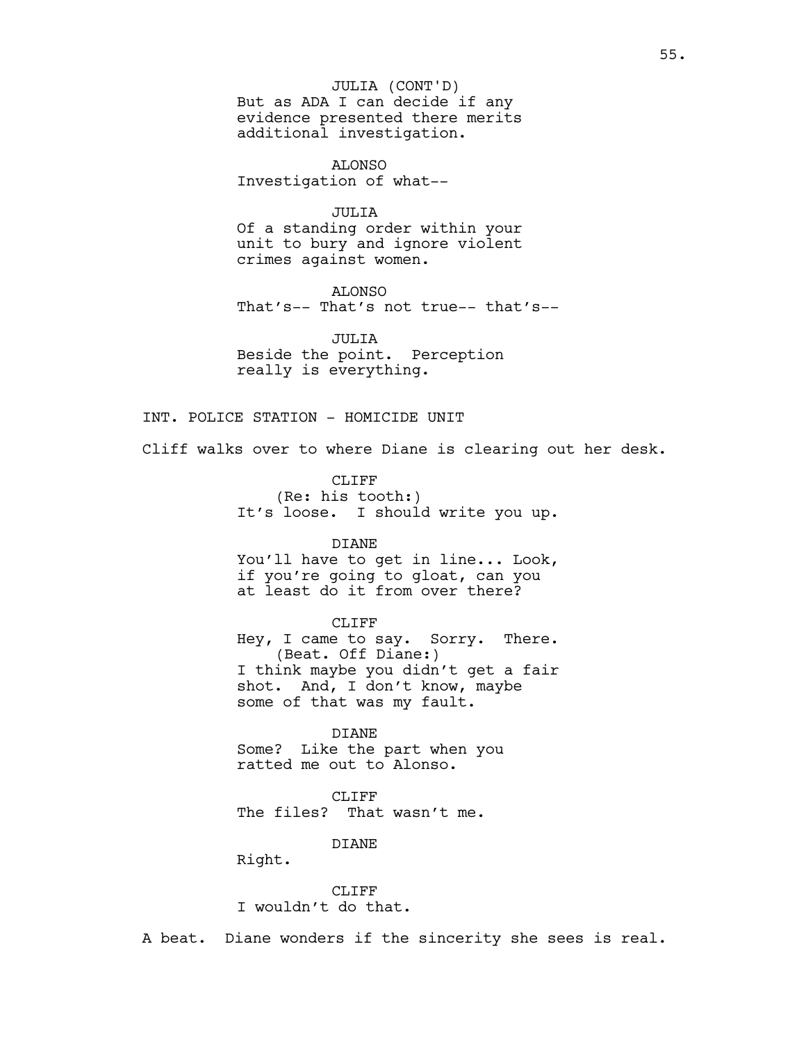JULIA (CONT'D)
But as ADA I can decide if any evidence presented there merits additional investigation.

ALONSO
Investigation of what--

JULIA
Of a standing order within your unit to bury and ignore violent crimes against women.

ALONSO
That's-- That's not true-- that's--

JULIA
Beside the point. Perception really is everything.

INT. POLICE STATION - HOMICIDE UNIT

Cliff walks over to where Diane is clearing out her desk.

CLIFF
(Re: his tooth:)
It's loose. I should write you up.

DIANE
You'll have to get in line... Look, if you're going to gloat, can you at least do it from over there?

CLIFF
Hey, I came to say. Sorry. There.
(Beat. Off Diane:)
I think maybe you didn't get a fair shot. And, I don't know, maybe some of that was my fault.

DIANE
Some? Like the part when you ratted me out to Alonso.

CLIFF
The files? That wasn't me.

DIANE
Right.

CLIFF
I wouldn't do that.

A beat. Diane wonders if the sincerity she sees is real.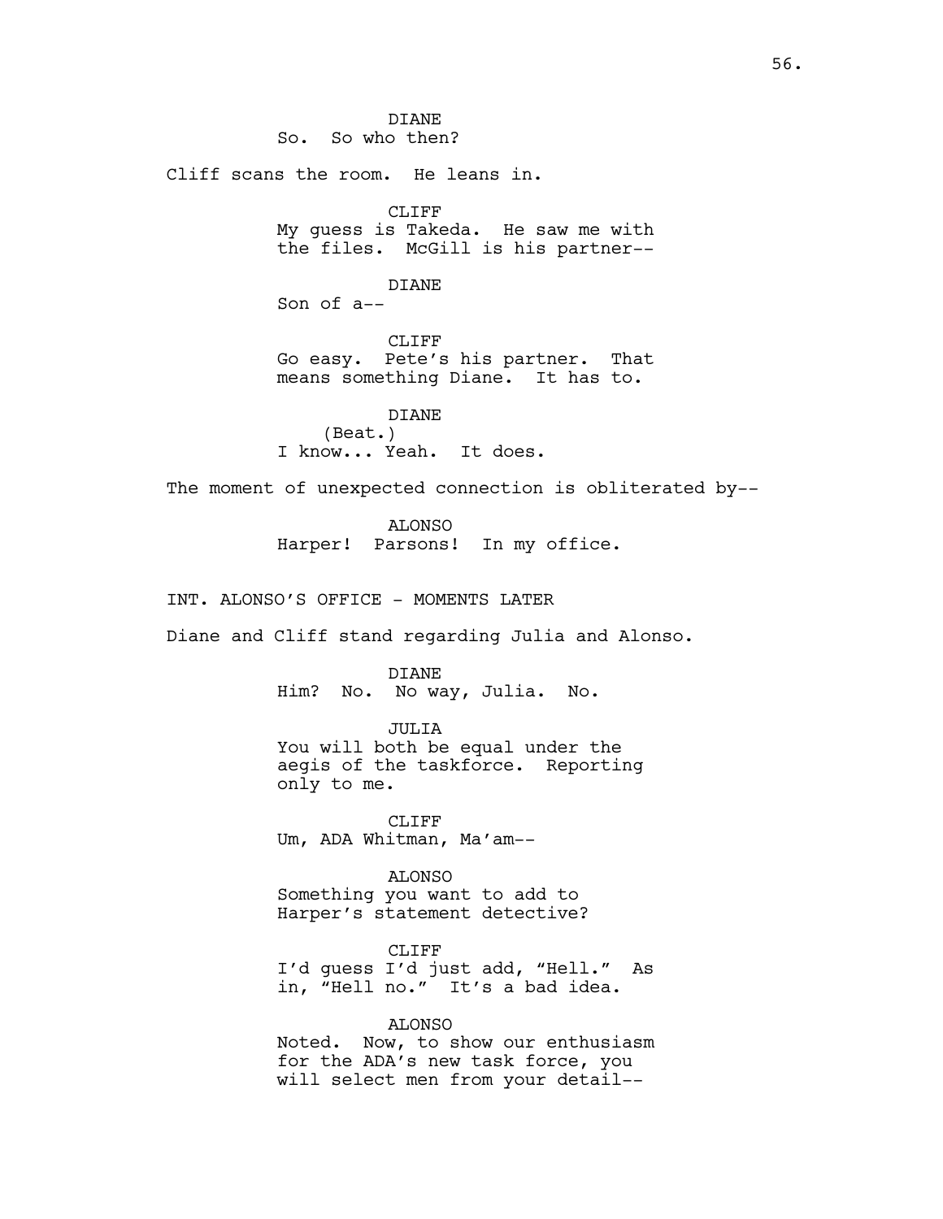DIANE
So. So who then?

Cliff scans the room. He leans in.

CLIFF
My guess is Takeda. He saw me with the files. McGill is his partner--

DIANE
Son of a--

CLIFF
Go easy. Pete's his partner. That means something Diane. It has to.

DIANE
(Beat.)
I know... Yeah. It does.

The moment of unexpected connection is obliterated by--

ALONSO
Harper! Parsons! In my office.

INT. ALONSO'S OFFICE - MOMENTS LATER

Diane and Cliff stand regarding Julia and Alonso.

DIANE
Him? No. No way, Julia. No.

JULIA
You will both be equal under the aegis of the taskforce. Reporting only to me.

CLIFF
Um, ADA Whitman, Ma'am--

ALONSO
Something you want to add to Harper's statement detective?

CLIFF
I'd guess I'd just add, "Hell." As in, "Hell no." It's a bad idea.

ALONSO
Noted. Now, to show our enthusiasm for the ADA's new task force, you will select men from your detail--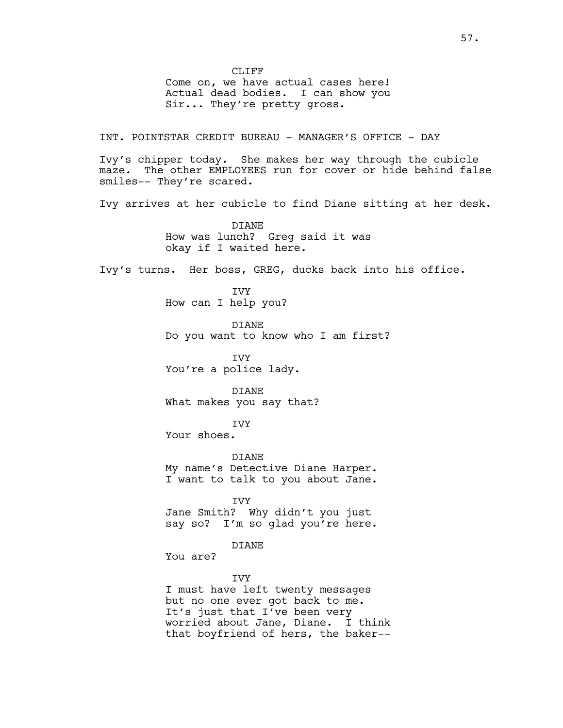CLIFF

Come on, we have actual cases here! Actual dead bodies. I can show you Sir... They're pretty gross.

INT. POINTSTAR CREDIT BUREAU - MANAGER'S OFFICE - DAY

Ivy's chipper today. She makes her way through the cubicle maze. The other EMPLOYEES run for cover or hide behind false smiles-- They're scared.

Ivy arrives at her cubicle to find Diane sitting at her desk.

DIANE

How was lunch? Greg said it was okay if I waited here.

Ivy's turns. Her boss, GREG, ducks back into his office.

IVY

How can I help you?

DIANE

Do you want to know who I am first?

IVY

You're a police lady.

DIANE

What makes you say that?

IVY

Your shoes.

DIANE

My name's Detective Diane Harper. I want to talk to you about Jane.

IVY

Jane Smith? Why didn't you just say so? I'm so glad you're here.

DIANE

You are?

IVY

I must have left twenty messages but no one ever got back to me. It's just that I've been very worried about Jane, Diane. I think that boyfriend of hers, the baker--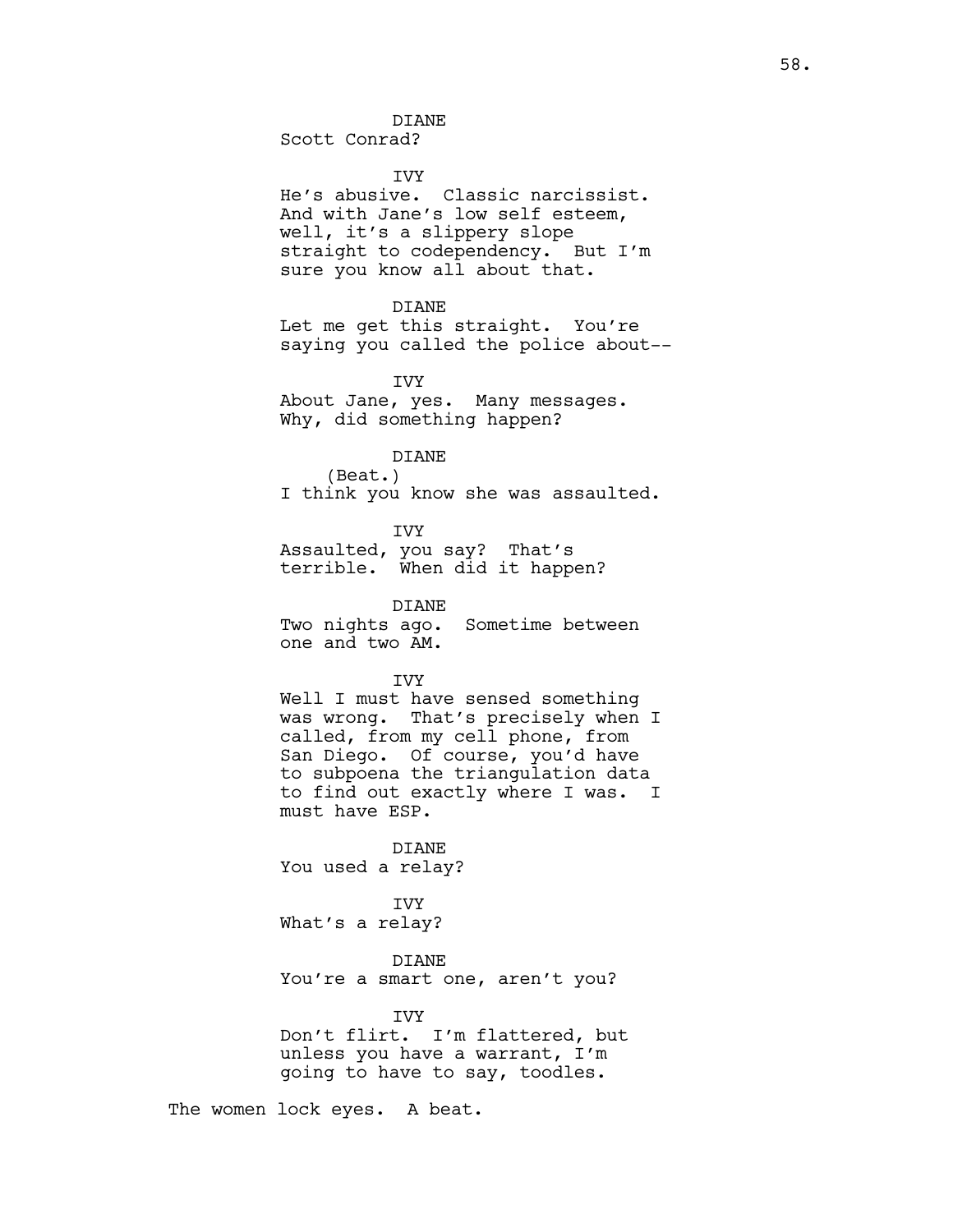DIANE
Scott Conrad?

IVY
He's abusive. Classic narcissist. And with Jane's low self esteem, well, it's a slippery slope straight to codependency. But I'm sure you know all about that.

DIANE
Let me get this straight. You're saying you called the police about--

IVY
About Jane, yes. Many messages. Why, did something happen?

DIANE
(Beat.)
I think you know she was assaulted.

IVY
Assaulted, you say? That's terrible. When did it happen?

DIANE
Two nights ago. Sometime between one and two AM.

IVY
Well I must have sensed something was wrong. That's precisely when I called, from my cell phone, from San Diego. Of course, you'd have to subpoena the triangulation data to find out exactly where I was. I must have ESP.

DIANE
You used a relay?

IVY
What's a relay?

DIANE
You're a smart one, aren't you?

IVY
Don't flirt. I'm flattered, but unless you have a warrant, I'm going to have to say, toodles.

The women lock eyes. A beat.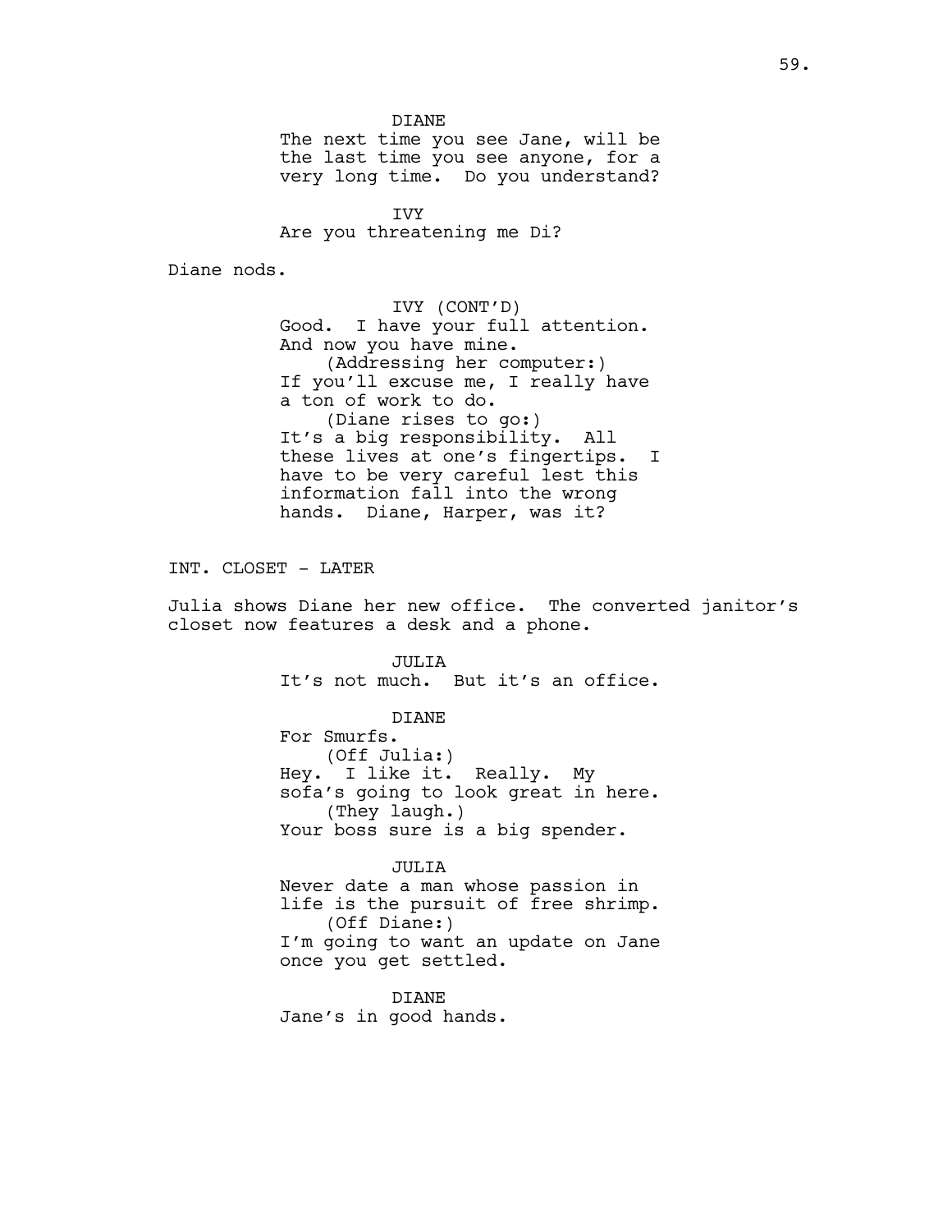DIANE
The next time you see Jane, will be the last time you see anyone, for a very long time. Do you understand?

IVY
Are you threatening me Di?

Diane nods.

IVY (CONT'D)
Good. I have your full attention. And now you have mine.
(Addressing her computer:)
If you'll excuse me, I really have a ton of work to do.
(Diane rises to go:)
It's a big responsibility. All these lives at one's fingertips. I have to be very careful lest this information fall into the wrong hands. Diane, Harper, was it?

INT. CLOSET - LATER

Julia shows Diane her new office. The converted janitor's closet now features a desk and a phone.

JULIA
It's not much. But it's an office.

DIANE
For Smurfs.
(Off Julia:)
Hey. I like it. Really. My sofa's going to look great in here.
(They laugh.)
Your boss sure is a big spender.

JULIA
Never date a man whose passion in life is the pursuit of free shrimp.
(Off Diane:)
I'm going to want an update on Jane once you get settled.

DIANE
Jane's in good hands.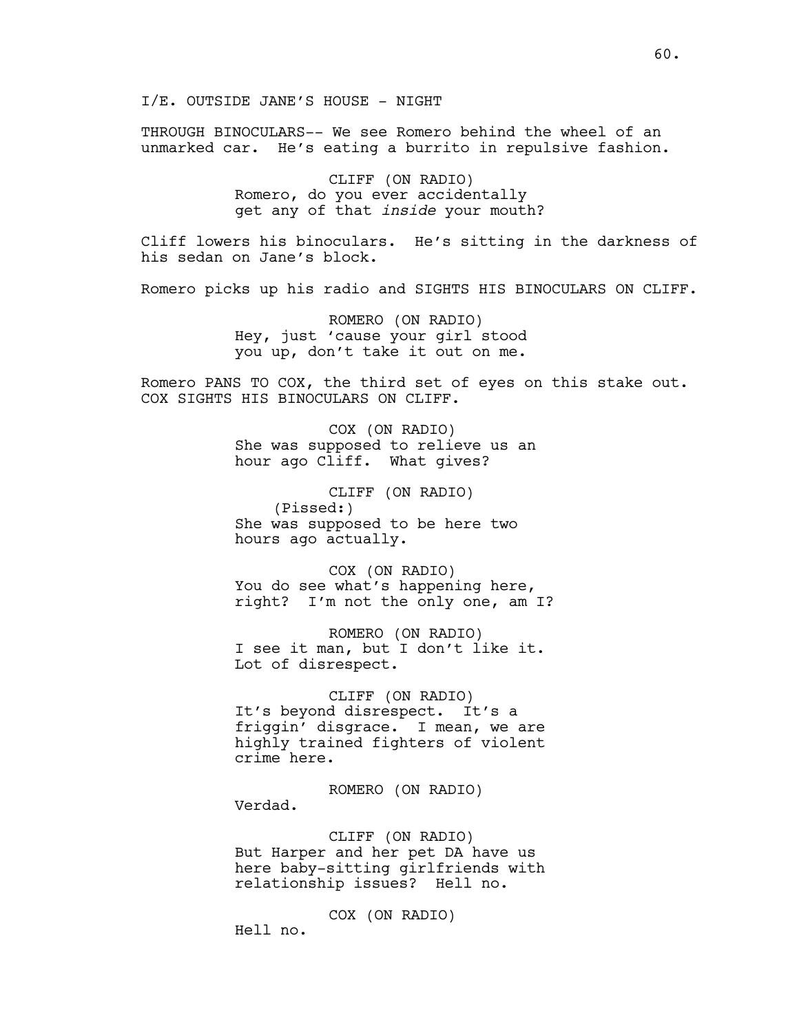I/E. OUTSIDE JANE'S HOUSE - NIGHT

THROUGH BINOCULARS-- We see Romero behind the wheel of an unmarked car. He's eating a burrito in repulsive fashion.

CLIFF (ON RADIO)
Romero, do you ever accidentally get any of that *inside* your mouth?

Cliff lowers his binoculars. He's sitting in the darkness of his sedan on Jane's block.

Romero picks up his radio and SIGHTS HIS BINOCULARS ON CLIFF.

ROMERO (ON RADIO)
Hey, just 'cause your girl stood you up, don't take it out on me.

Romero PANS TO COX, the third set of eyes on this stake out. COX SIGHTS HIS BINOCULARS ON CLIFF.

COX (ON RADIO)
She was supposed to relieve us an hour ago Cliff. What gives?

CLIFF (ON RADIO)
(Pissed:)
She was supposed to be here two hours ago actually.

COX (ON RADIO)
You do see what's happening here, right? I'm not the only one, am I?

ROMERO (ON RADIO)
I see it man, but I don't like it. Lot of disrespect.

CLIFF (ON RADIO)
It's beyond disrespect. It's a friggin' disgrace. I mean, we are highly trained fighters of violent crime here.

ROMERO (ON RADIO)
Verdad.

CLIFF (ON RADIO)
But Harper and her pet DA have us here baby-sitting girlfriends with relationship issues? Hell no.

COX (ON RADIO)
Hell no.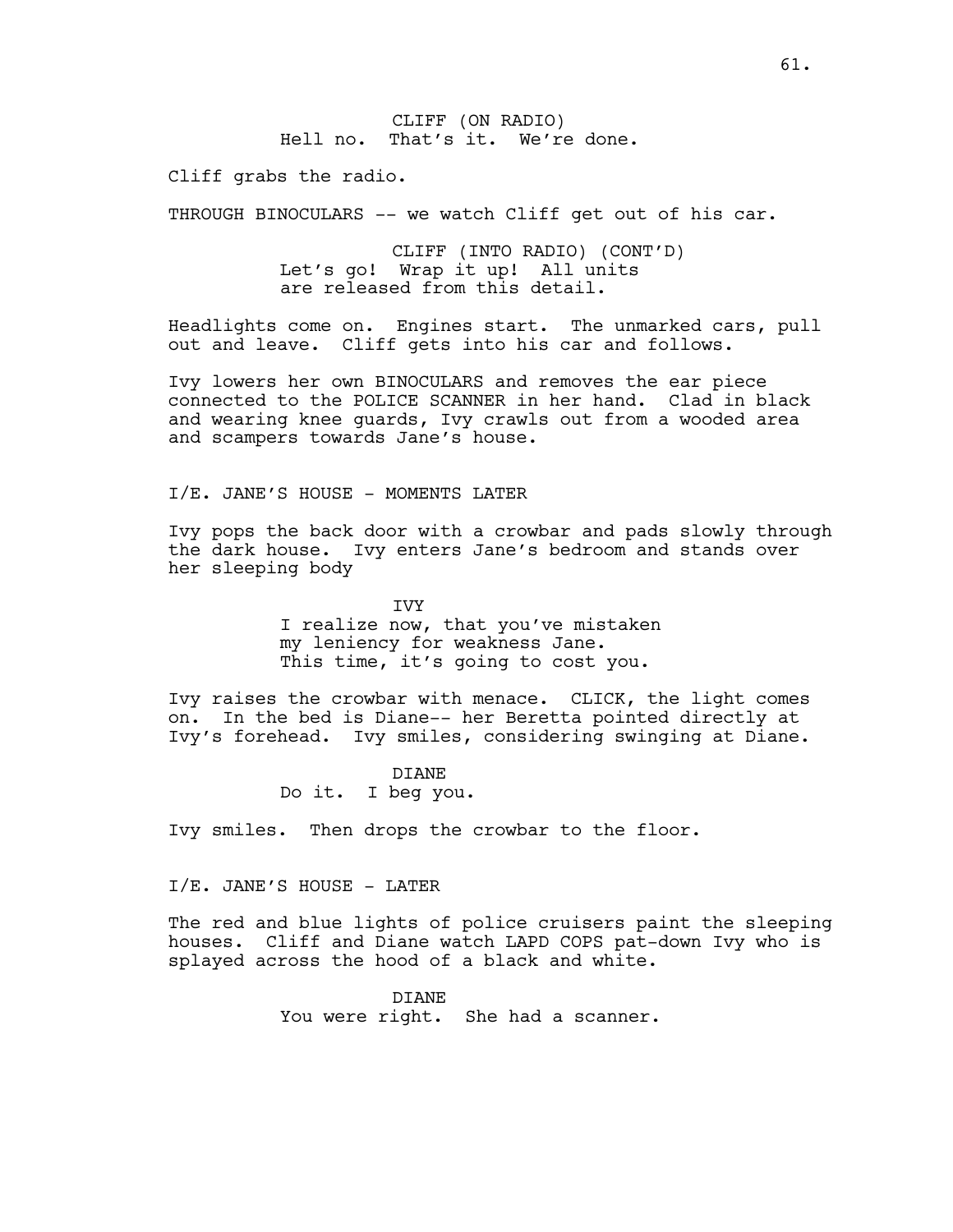CLIFF (ON RADIO)
Hell no. That's it. We're done.

Cliff grabs the radio.

THROUGH BINOCULARS -- we watch Cliff get out of his car.

CLIFF (INTO RADIO) (CONT'D)
Let's go! Wrap it up! All units are released from this detail.

Headlights come on. Engines start. The unmarked cars, pull out and leave. Cliff gets into his car and follows.

Ivy lowers her own BINOCULARS and removes the ear piece connected to the POLICE SCANNER in her hand. Clad in black and wearing knee guards, Ivy crawls out from a wooded area and scampers towards Jane's house.

I/E. JANE'S HOUSE - MOMENTS LATER

Ivy pops the back door with a crowbar and pads slowly through the dark house. Ivy enters Jane's bedroom and stands over her sleeping body

IVY
I realize now, that you've mistaken my leniency for weakness Jane. This time, it's going to cost you.

Ivy raises the crowbar with menace. CLICK, the light comes on. In the bed is Diane-- her Beretta pointed directly at Ivy's forehead. Ivy smiles, considering swinging at Diane.

DIANE
Do it. I beg you.

Ivy smiles. Then drops the crowbar to the floor.

I/E. JANE'S HOUSE - LATER

The red and blue lights of police cruisers paint the sleeping houses. Cliff and Diane watch LAPD COPS pat-down Ivy who is splayed across the hood of a black and white.

DIANE
You were right. She had a scanner.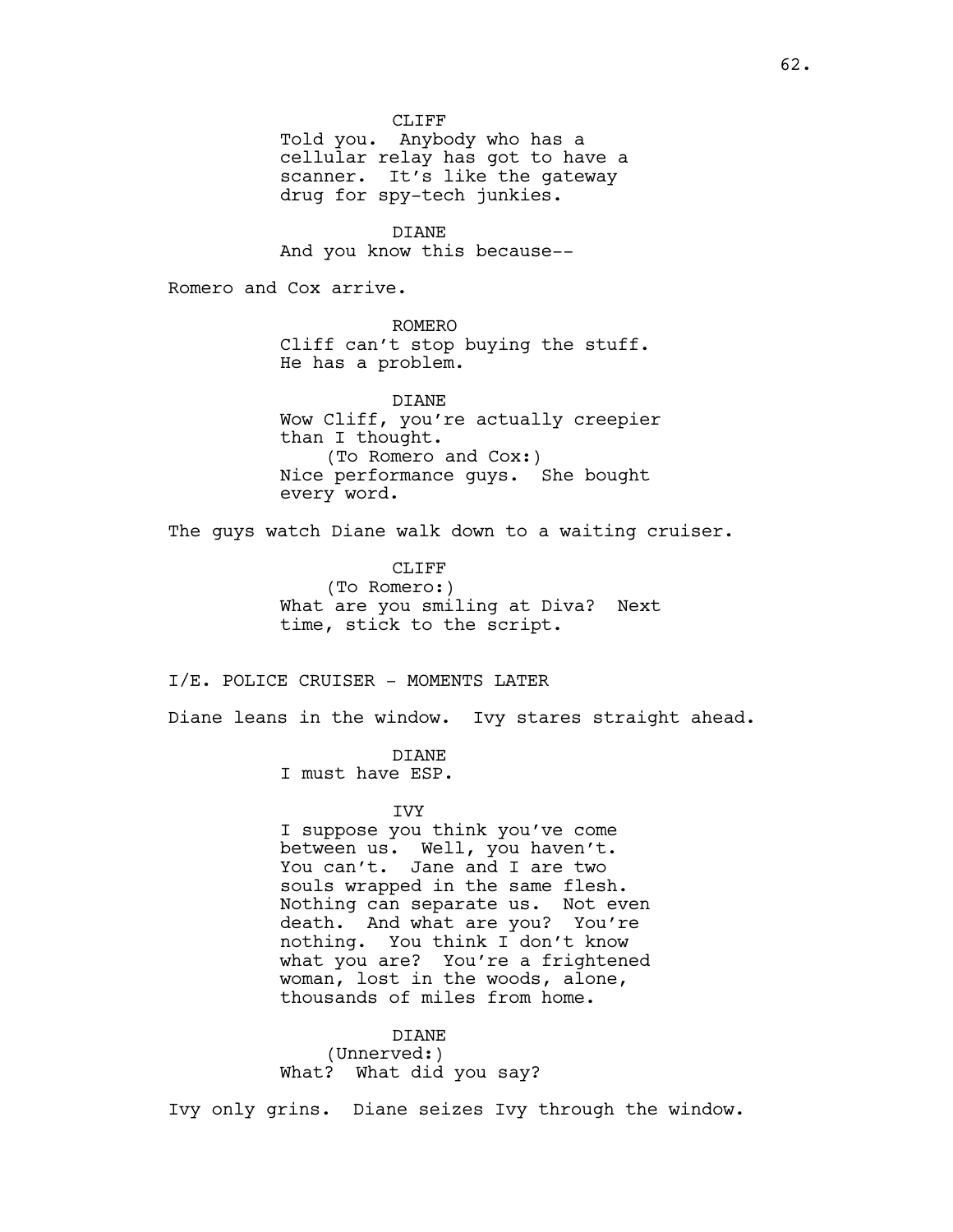CLIFF
Told you.  Anybody who has a cellular relay has got to have a scanner.  It's like the gateway drug for spy-tech junkies.

DIANE
And you know this because--

Romero and Cox arrive.

ROMERO
Cliff can't stop buying the stuff.  He has a problem.

DIANE
Wow Cliff, you're actually creepier than I thought.
(To Romero and Cox:)
Nice performance guys.  She bought every word.

The guys watch Diane walk down to a waiting cruiser.

CLIFF
(To Romero:)
What are you smiling at Diva?  Next time, stick to the script.

I/E. POLICE CRUISER - MOMENTS LATER

Diane leans in the window.  Ivy stares straight ahead.

DIANE
I must have ESP.

IVY
I suppose you think you've come between us.  Well, you haven't.  You can't.  Jane and I are two souls wrapped in the same flesh.  Nothing can separate us.  Not even death.  And what are you?  You're nothing.  You think I don't know what you are?  You're a frightened woman, lost in the woods, alone, thousands of miles from home.

DIANE
(Unnerved:)
What?  What did you say?

Ivy only grins.  Diane seizes Ivy through the window.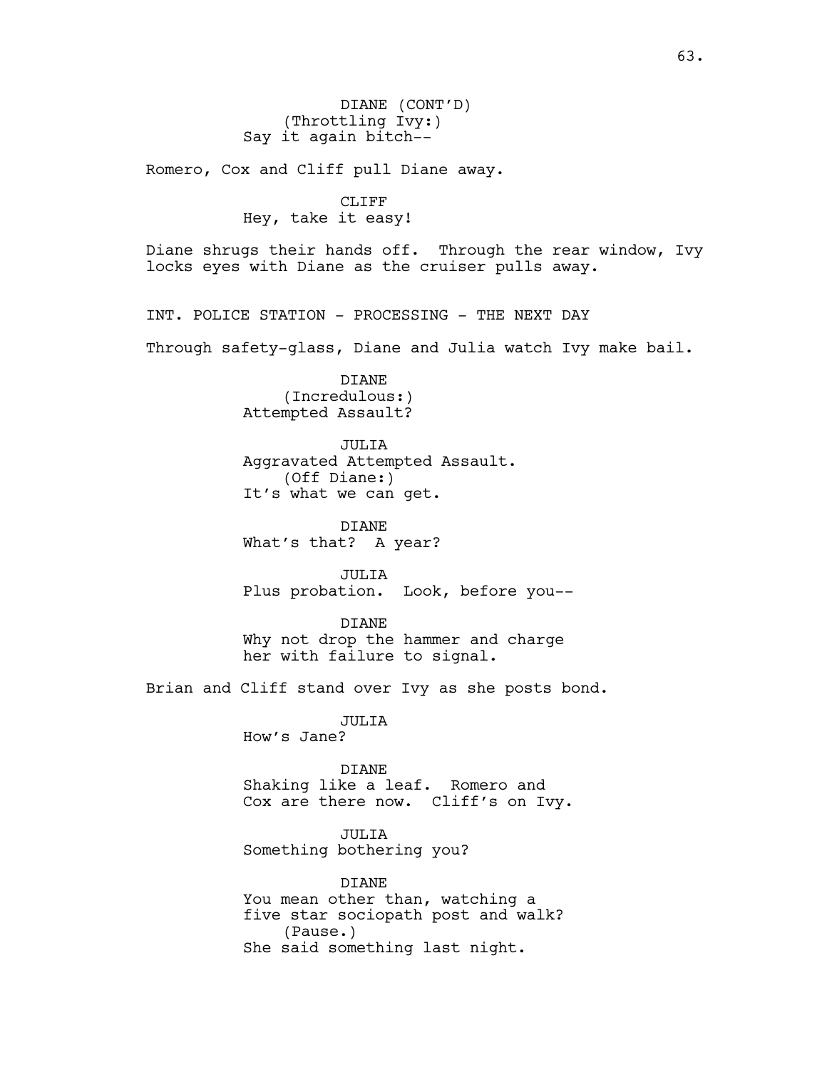DIANE (CONT'D)
(Throttling Ivy:)
Say it again bitch--

Romero, Cox and Cliff pull Diane away.

CLIFF
Hey, take it easy!

Diane shrugs their hands off. Through the rear window, Ivy locks eyes with Diane as the cruiser pulls away.

INT. POLICE STATION - PROCESSING - THE NEXT DAY

Through safety-glass, Diane and Julia watch Ivy make bail.

DIANE
(Incredulous:)
Attempted Assault?

JULIA
Aggravated Attempted Assault.
(Off Diane:)
It's what we can get.

DIANE
What's that? A year?

JULIA
Plus probation. Look, before you--

DIANE
Why not drop the hammer and charge her with failure to signal.

Brian and Cliff stand over Ivy as she posts bond.

JULIA
How's Jane?

DIANE
Shaking like a leaf. Romero and Cox are there now. Cliff's on Ivy.

JULIA
Something bothering you?

DIANE
You mean other than, watching a five star sociopath post and walk?
(Pause.)
She said something last night.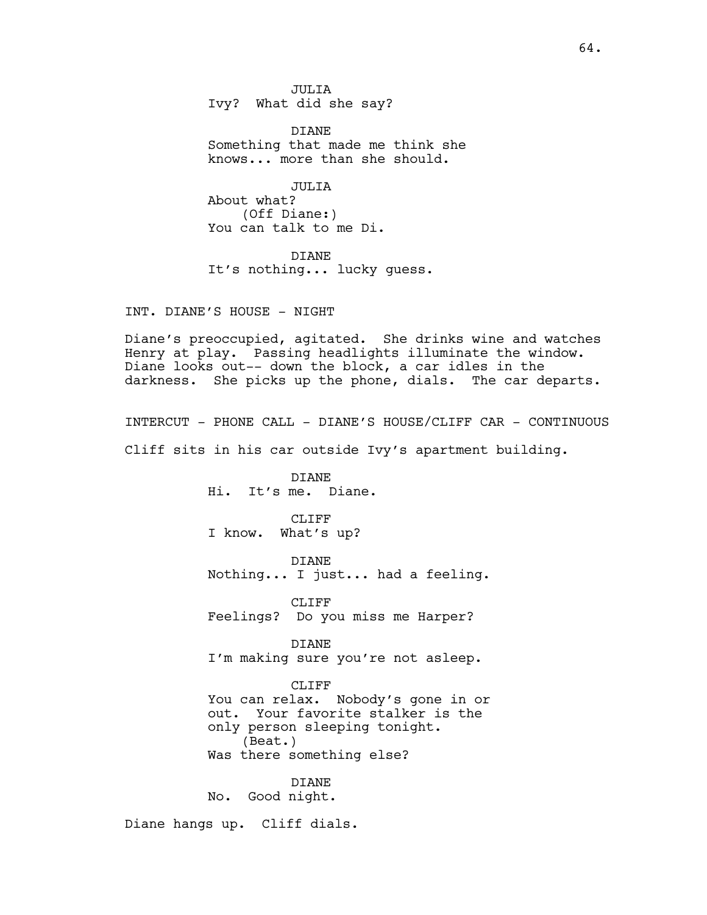JULIA
Ivy? What did she say?

DIANE
Something that made me think she knows... more than she should.

JULIA
About what?
(Off Diane:)
You can talk to me Di.

DIANE
It's nothing... lucky guess.

INT. DIANE'S HOUSE - NIGHT

Diane's preoccupied, agitated. She drinks wine and watches Henry at play. Passing headlights illuminate the window. Diane looks out-- down the block, a car idles in the darkness. She picks up the phone, dials. The car departs.

INTERCUT - PHONE CALL - DIANE'S HOUSE/CLIFF CAR - CONTINUOUS

Cliff sits in his car outside Ivy's apartment building.

DIANE
Hi. It's me. Diane.

CLIFF
I know. What's up?

DIANE
Nothing... I just... had a feeling.

CLIFF
Feelings? Do you miss me Harper?

DIANE
I'm making sure you're not asleep.

CLIFF
You can relax. Nobody's gone in or out. Your favorite stalker is the only person sleeping tonight.
(Beat.)
Was there something else?

DIANE
No. Good night.

Diane hangs up. Cliff dials.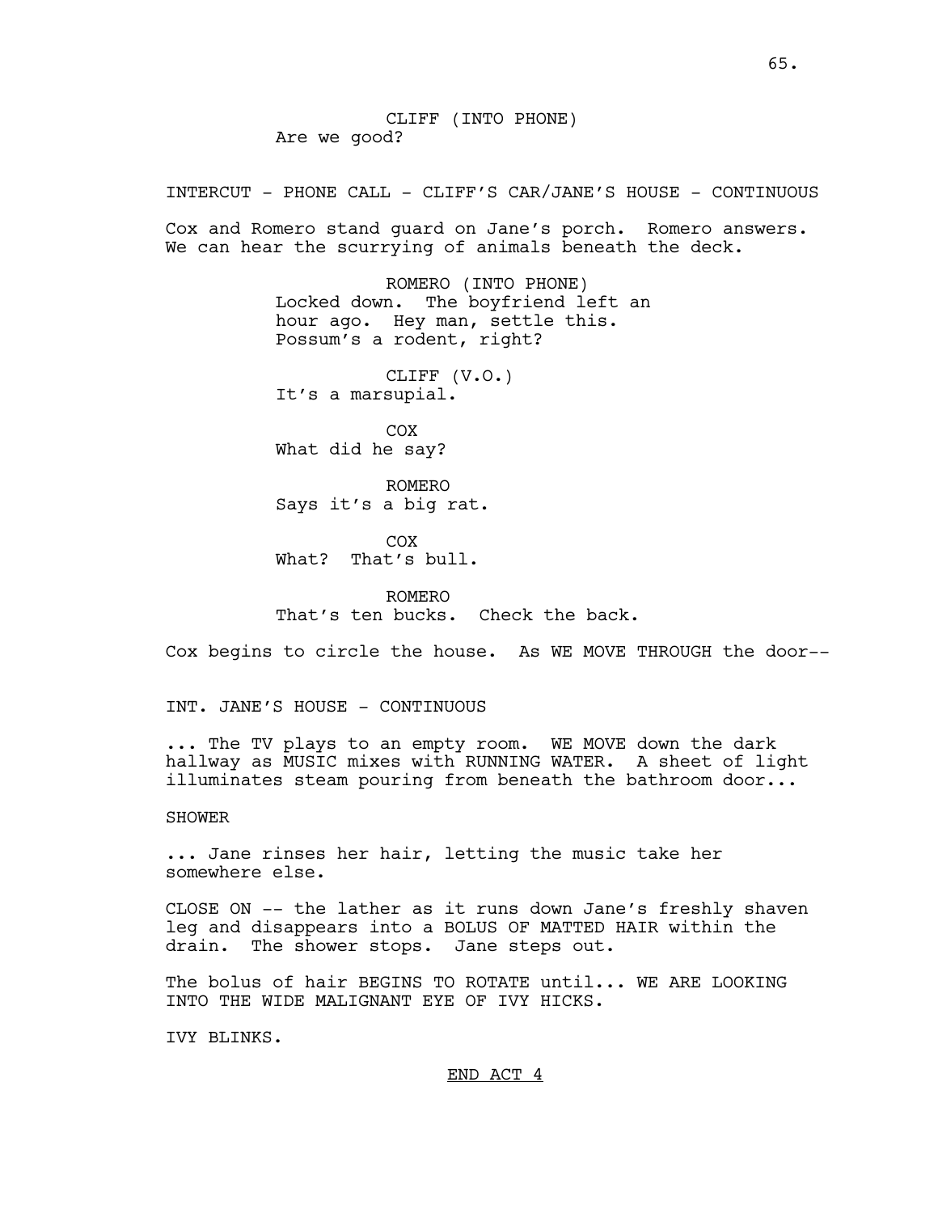CLIFF (INTO PHONE)
Are we good?

INTERCUT - PHONE CALL - CLIFF'S CAR/JANE'S HOUSE - CONTINUOUS

Cox and Romero stand guard on Jane's porch. Romero answers. We can hear the scurrying of animals beneath the deck.

ROMERO (INTO PHONE)
Locked down. The boyfriend left an hour ago. Hey man, settle this. Possum's a rodent, right?

CLIFF (V.O.)
It's a marsupial.

COX
What did he say?

ROMERO
Says it's a big rat.

COX
What? That's bull.

ROMERO
That's ten bucks. Check the back.

Cox begins to circle the house. As WE MOVE THROUGH the door--

INT. JANE'S HOUSE - CONTINUOUS

... The TV plays to an empty room. WE MOVE down the dark hallway as MUSIC mixes with RUNNING WATER. A sheet of light illuminates steam pouring from beneath the bathroom door...

SHOWER

... Jane rinses her hair, letting the music take her somewhere else.

CLOSE ON -- the lather as it runs down Jane's freshly shaven leg and disappears into a BOLUS OF MATTED HAIR within the drain. The shower stops. Jane steps out.

The bolus of hair BEGINS TO ROTATE until... WE ARE LOOKING INTO THE WIDE MALIGNANT EYE OF IVY HICKS.

IVY BLINKS.

END ACT 4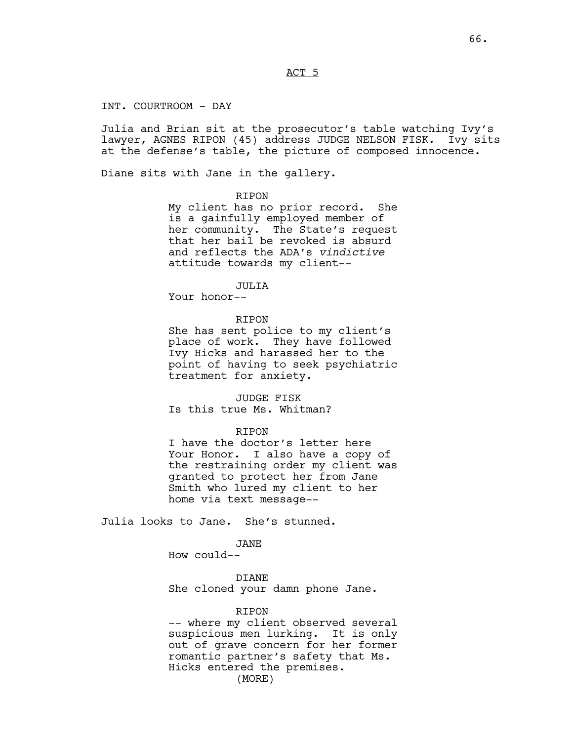ACT 5

INT. COURTROOM - DAY

Julia and Brian sit at the prosecutor's table watching Ivy's lawyer, AGNES RIPON (45) address JUDGE NELSON FISK. Ivy sits at the defense's table, the picture of composed innocence.

Diane sits with Jane in the gallery.

RIPON
My client has no prior record. She is a gainfully employed member of her community. The State's request that her bail be revoked is absurd and reflects the ADA's *vindictive* attitude towards my client--

JULIA
Your honor--

RIPON
She has sent police to my client's place of work. They have followed Ivy Hicks and harassed her to the point of having to seek psychiatric treatment for anxiety.

JUDGE FISK
Is this true Ms. Whitman?

RIPON
I have the doctor's letter here Your Honor. I also have a copy of the restraining order my client was granted to protect her from Jane Smith who lured my client to her home via text message--

Julia looks to Jane. She's stunned.

JANE
How could--

DIANE
She cloned your damn phone Jane.

RIPON
-- where my client observed several suspicious men lurking. It is only out of grave concern for her former romantic partner's safety that Ms. Hicks entered the premises.
(MORE)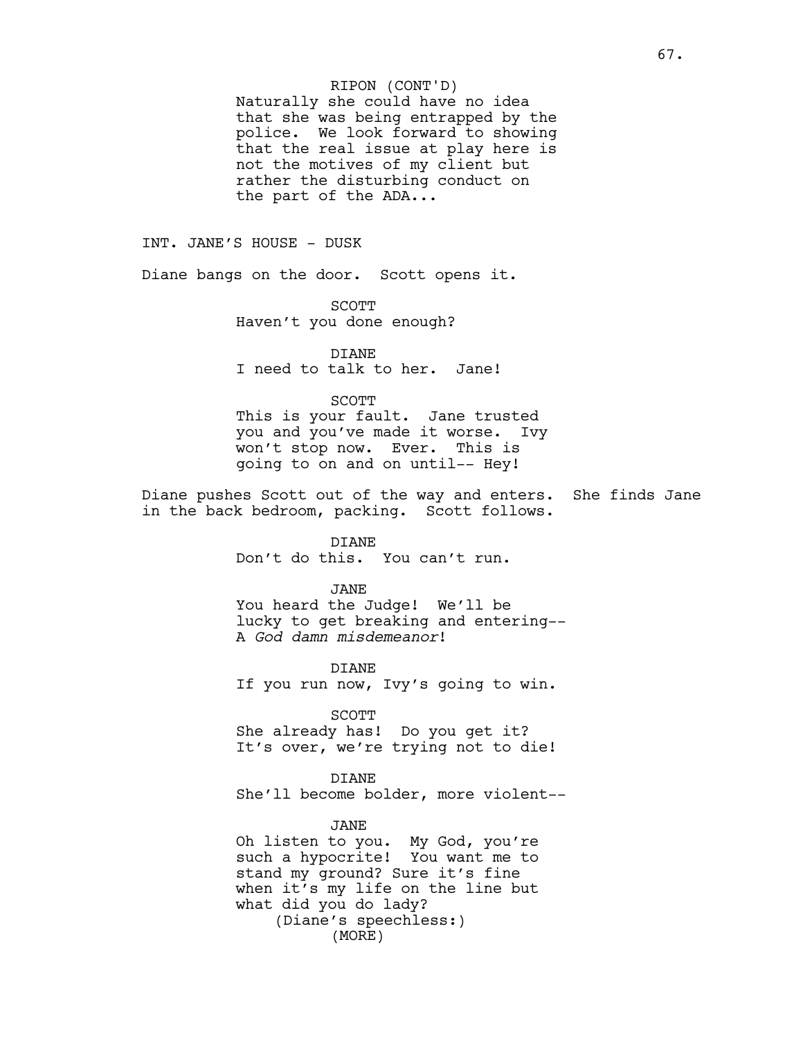RIPON (CONT'D)
Naturally she could have no idea that she was being entrapped by the police. We look forward to showing that the real issue at play here is not the motives of my client but rather the disturbing conduct on the part of the ADA...

INT. JANE'S HOUSE - DUSK

Diane bangs on the door. Scott opens it.

SCOTT
Haven't you done enough?

DIANE
I need to talk to her. Jane!

SCOTT
This is your fault. Jane trusted you and you've made it worse. Ivy won't stop now. Ever. This is going to on and on until-- Hey!

Diane pushes Scott out of the way and enters. She finds Jane in the back bedroom, packing. Scott follows.

DIANE
Don't do this. You can't run.

JANE
You heard the Judge! We'll be lucky to get breaking and entering-- A *God damn misdemeanor*!

DIANE
If you run now, Ivy's going to win.

SCOTT
She already has! Do you get it? It's over, we're trying not to die!

DIANE
She'll become bolder, more violent--

JANE
Oh listen to you. My God, you're such a hypocrite! You want me to stand my ground? Sure it's fine when it's my life on the line but what did you do lady?
(Diane's speechless:)
(MORE)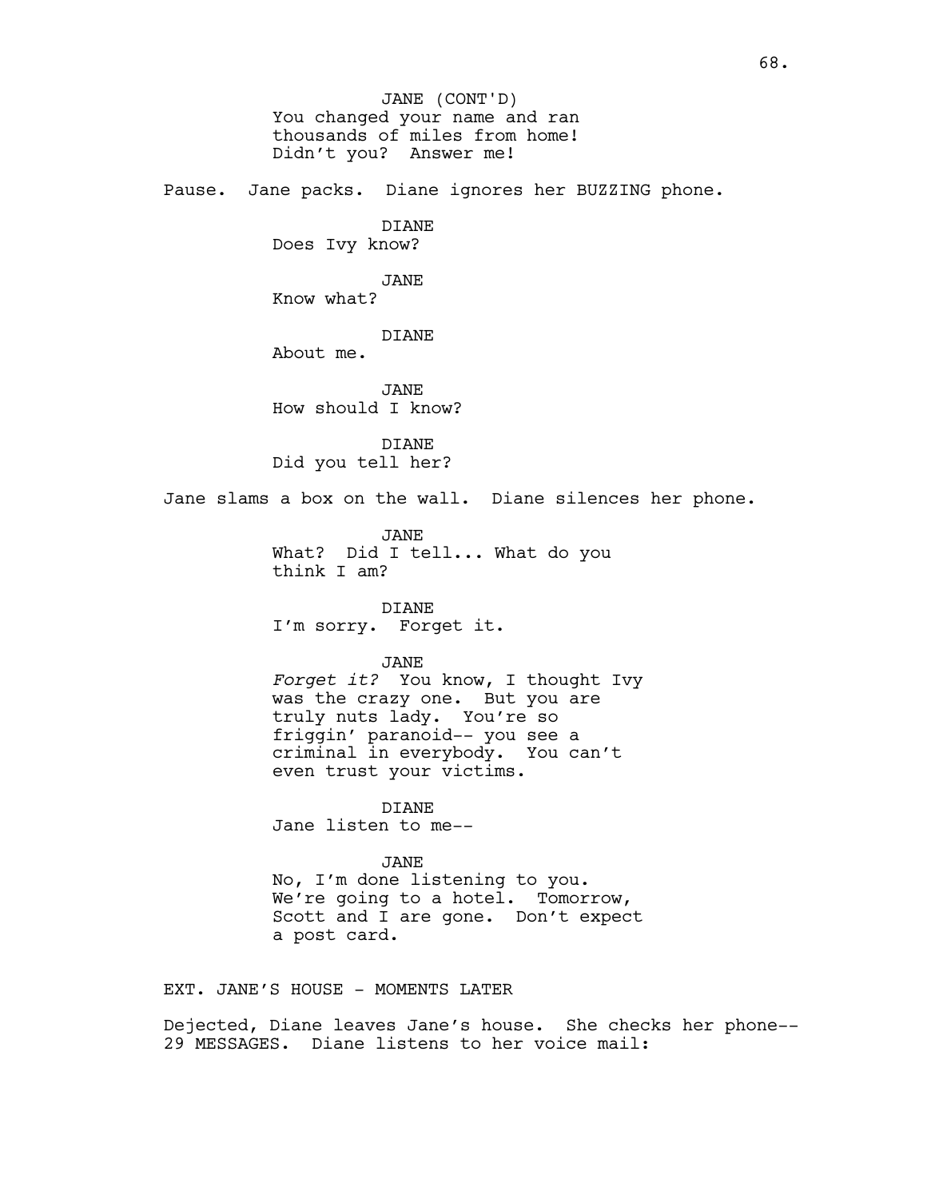JANE (CONT'D)
You changed your name and ran thousands of miles from home! Didn't you? Answer me!

Pause. Jane packs. Diane ignores her BUZZING phone.

DIANE
Does Ivy know?

JANE
Know what?

DIANE
About me.

JANE
How should I know?

DIANE
Did you tell her?

Jane slams a box on the wall. Diane silences her phone.

JANE
What? Did I tell... What do you think I am?

DIANE
I'm sorry. Forget it.

JANE
*Forget it?* You know, I thought Ivy was the crazy one. But you are truly nuts lady. You're so friggin' paranoid-- you see a criminal in everybody. You can't even trust your victims.

DIANE
Jane listen to me--

JANE
No, I'm done listening to you. We're going to a hotel. Tomorrow, Scott and I are gone. Don't expect a post card.

EXT. JANE'S HOUSE - MOMENTS LATER

Dejected, Diane leaves Jane's house. She checks her phone-- 29 MESSAGES. Diane listens to her voice mail: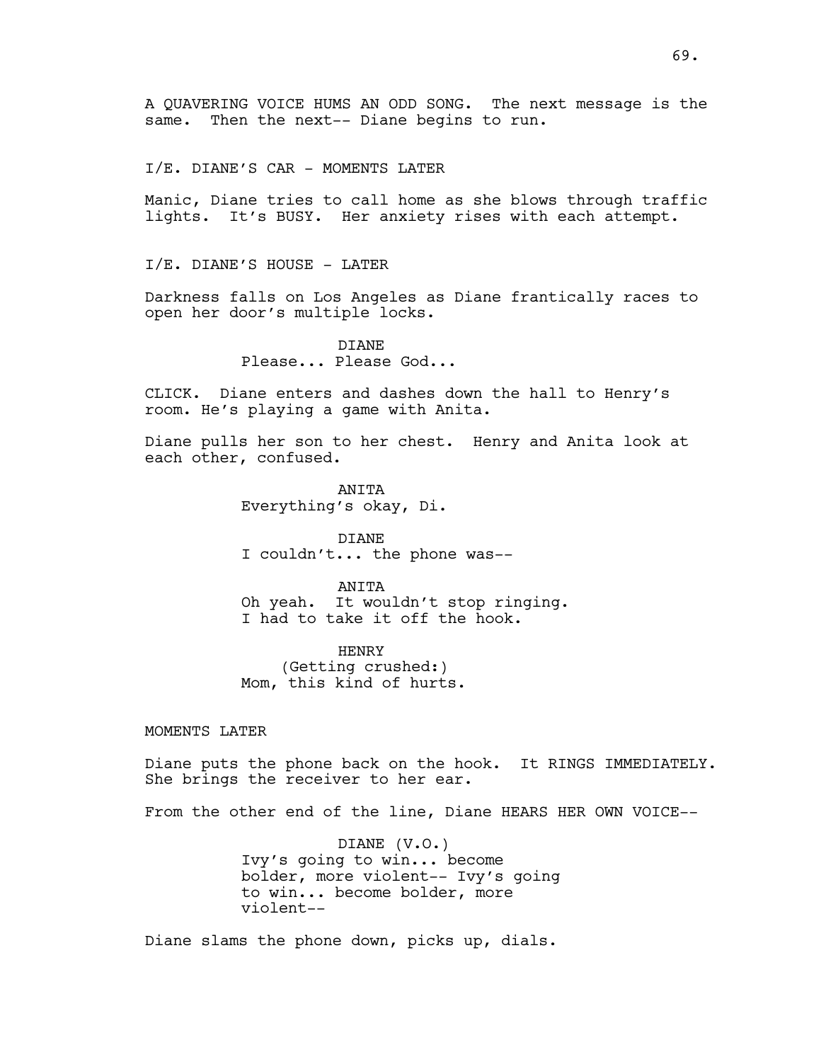A QUAVERING VOICE HUMS AN ODD SONG. The next message is the same. Then the next-- Diane begins to run.

I/E. DIANE'S CAR - MOMENTS LATER

Manic, Diane tries to call home as she blows through traffic lights. It's BUSY. Her anxiety rises with each attempt.

I/E. DIANE'S HOUSE - LATER

Darkness falls on Los Angeles as Diane frantically races to open her door's multiple locks.

DIANE
Please... Please God...

CLICK. Diane enters and dashes down the hall to Henry's room. He's playing a game with Anita.

Diane pulls her son to her chest. Henry and Anita look at each other, confused.

ANITA
Everything's okay, Di.

DIANE
I couldn't... the phone was--

ANITA
Oh yeah. It wouldn't stop ringing. I had to take it off the hook.

HENRY
(Getting crushed:)
Mom, this kind of hurts.

MOMENTS LATER

Diane puts the phone back on the hook. It RINGS IMMEDIATELY. She brings the receiver to her ear.

From the other end of the line, Diane HEARS HER OWN VOICE--

DIANE (V.O.)
Ivy's going to win... become bolder, more violent-- Ivy's going to win... become bolder, more violent--

Diane slams the phone down, picks up, dials.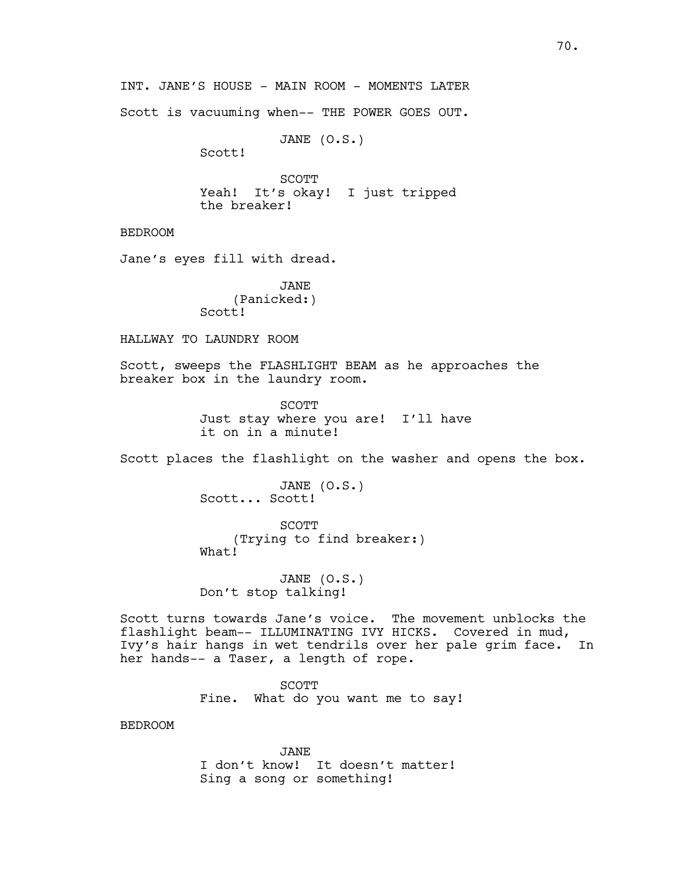INT. JANE'S HOUSE - MAIN ROOM - MOMENTS LATER

Scott is vacuuming when-- THE POWER GOES OUT.

JANE (O.S.)
Scott!

SCOTT
Yeah! It's okay! I just tripped the breaker!

BEDROOM

Jane's eyes fill with dread.

JANE
(Panicked:)
Scott!

HALLWAY TO LAUNDRY ROOM

Scott, sweeps the FLASHLIGHT BEAM as he approaches the breaker box in the laundry room.

SCOTT
Just stay where you are! I'll have it on in a minute!

Scott places the flashlight on the washer and opens the box.

JANE (O.S.)
Scott... Scott!

SCOTT
(Trying to find breaker:)
What!

JANE (O.S.)
Don't stop talking!

Scott turns towards Jane's voice. The movement unblocks the flashlight beam-- ILLUMINATING IVY HICKS. Covered in mud, Ivy's hair hangs in wet tendrils over her pale grim face. In her hands-- a Taser, a length of rope.

SCOTT
Fine. What do you want me to say!

BEDROOM

JANE
I don't know! It doesn't matter! Sing a song or something!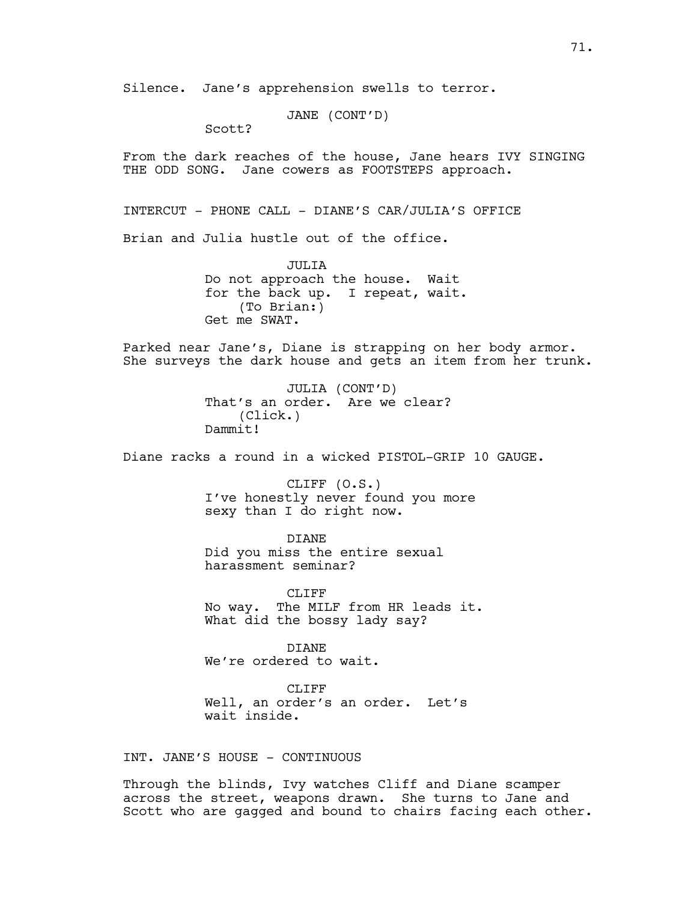Silence. Jane's apprehension swells to terror.

JANE (CONT'D)
Scott?

From the dark reaches of the house, Jane hears IVY SINGING THE ODD SONG. Jane cowers as FOOTSTEPS approach.

INTERCUT - PHONE CALL - DIANE'S CAR/JULIA'S OFFICE

Brian and Julia hustle out of the office.

JULIA
Do not approach the house. Wait for the back up. I repeat, wait.
(To Brian:)
Get me SWAT.

Parked near Jane's, Diane is strapping on her body armor. She surveys the dark house and gets an item from her trunk.

JULIA (CONT'D)
That's an order. Are we clear?
(Click.)
Dammit!

Diane racks a round in a wicked PISTOL-GRIP 10 GAUGE.

CLIFF (O.S.)
I've honestly never found you more sexy than I do right now.

DIANE
Did you miss the entire sexual harassment seminar?

CLIFF
No way. The MILF from HR leads it. What did the bossy lady say?

DIANE
We're ordered to wait.

CLIFF
Well, an order's an order. Let's wait inside.

INT. JANE'S HOUSE - CONTINUOUS

Through the blinds, Ivy watches Cliff and Diane scamper across the street, weapons drawn. She turns to Jane and Scott who are gagged and bound to chairs facing each other.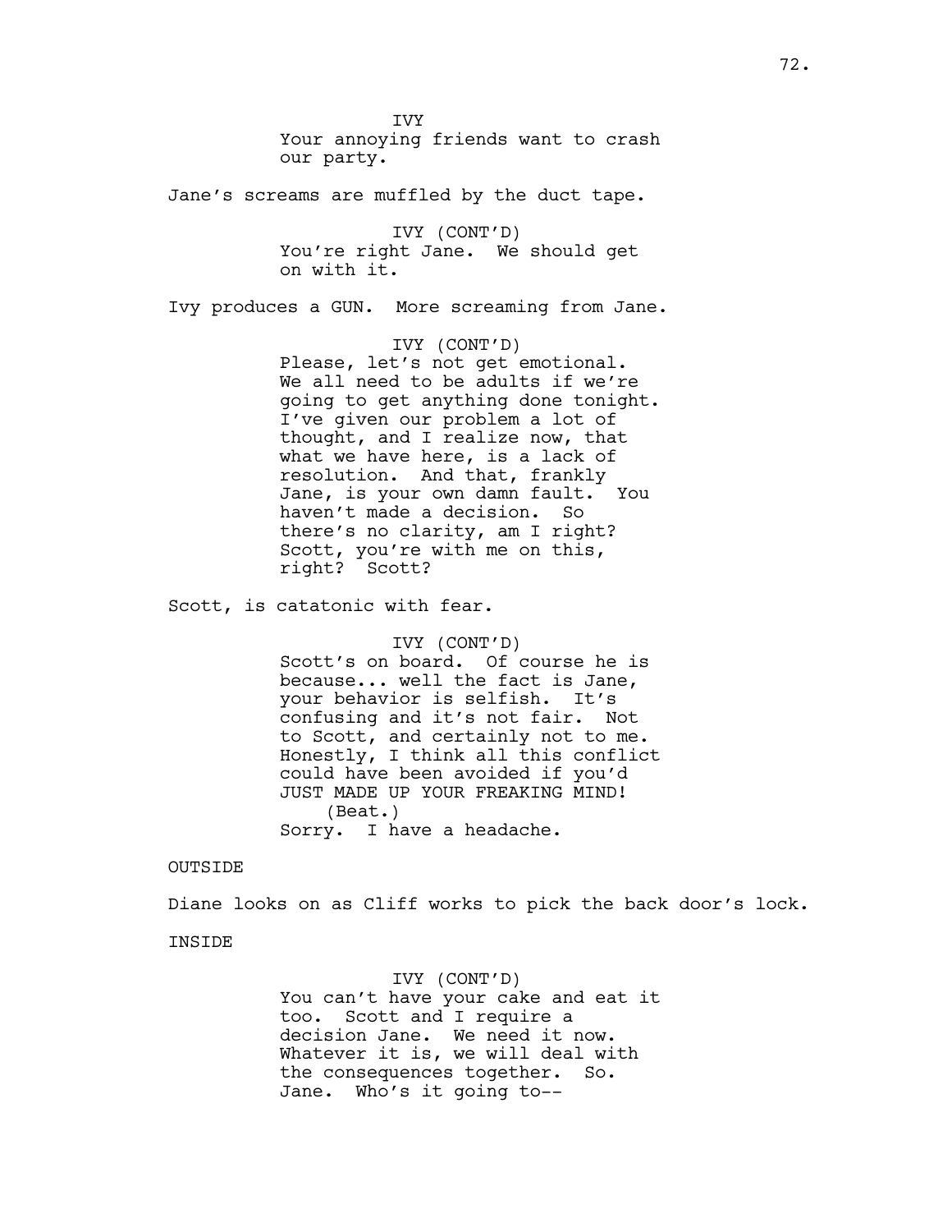IVY

Your annoying friends want to crash our party.

Jane's screams are muffled by the duct tape.

IVY (CONT'D)

You're right Jane. We should get on with it.

Ivy produces a GUN. More screaming from Jane.

IVY (CONT'D)

Please, let's not get emotional. We all need to be adults if we're going to get anything done tonight. I've given our problem a lot of thought, and I realize now, that what we have here, is a lack of resolution. And that, frankly Jane, is your own damn fault. You haven't made a decision. So there's no clarity, am I right? Scott, you're with me on this, right? Scott?

Scott, is catatonic with fear.

IVY (CONT'D)

Scott's on board. Of course he is because... well the fact is Jane, your behavior is selfish. It's confusing and it's not fair. Not to Scott, and certainly not to me. Honestly, I think all this conflict could have been avoided if you'd JUST MADE UP YOUR FREAKING MIND!

(Beat.)

Sorry. I have a headache.

OUTSIDE

Diane looks on as Cliff works to pick the back door's lock.

INSIDE

IVY (CONT'D)

You can't have your cake and eat it too. Scott and I require a decision Jane. We need it now. Whatever it is, we will deal with the consequences together. So. Jane. Who's it going to--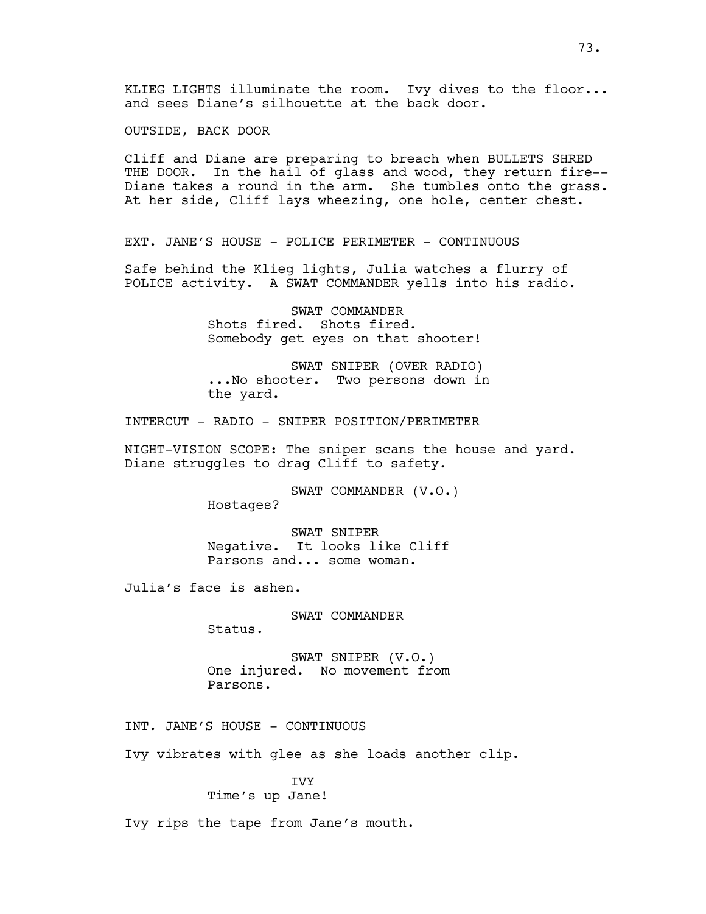KLIEG LIGHTS illuminate the room. Ivy dives to the floor... and sees Diane's silhouette at the back door.

OUTSIDE, BACK DOOR

Cliff and Diane are preparing to breach when BULLETS SHRED THE DOOR. In the hail of glass and wood, they return fire-- Diane takes a round in the arm. She tumbles onto the grass. At her side, Cliff lays wheezing, one hole, center chest.

EXT. JANE'S HOUSE - POLICE PERIMETER - CONTINUOUS

Safe behind the Klieg lights, Julia watches a flurry of POLICE activity. A SWAT COMMANDER yells into his radio.

SWAT COMMANDER
Shots fired. Shots fired. Somebody get eyes on that shooter!

SWAT SNIPER (OVER RADIO)
...No shooter. Two persons down in the yard.

INTERCUT - RADIO - SNIPER POSITION/PERIMETER

NIGHT-VISION SCOPE: The sniper scans the house and yard. Diane struggles to drag Cliff to safety.

SWAT COMMANDER (V.O.)
Hostages?

SWAT SNIPER
Negative. It looks like Cliff Parsons and... some woman.

Julia's face is ashen.

SWAT COMMANDER
Status.

SWAT SNIPER (V.O.)
One injured. No movement from Parsons.

INT. JANE'S HOUSE - CONTINUOUS

Ivy vibrates with glee as she loads another clip.

IVY
Time's up Jane!

Ivy rips the tape from Jane's mouth.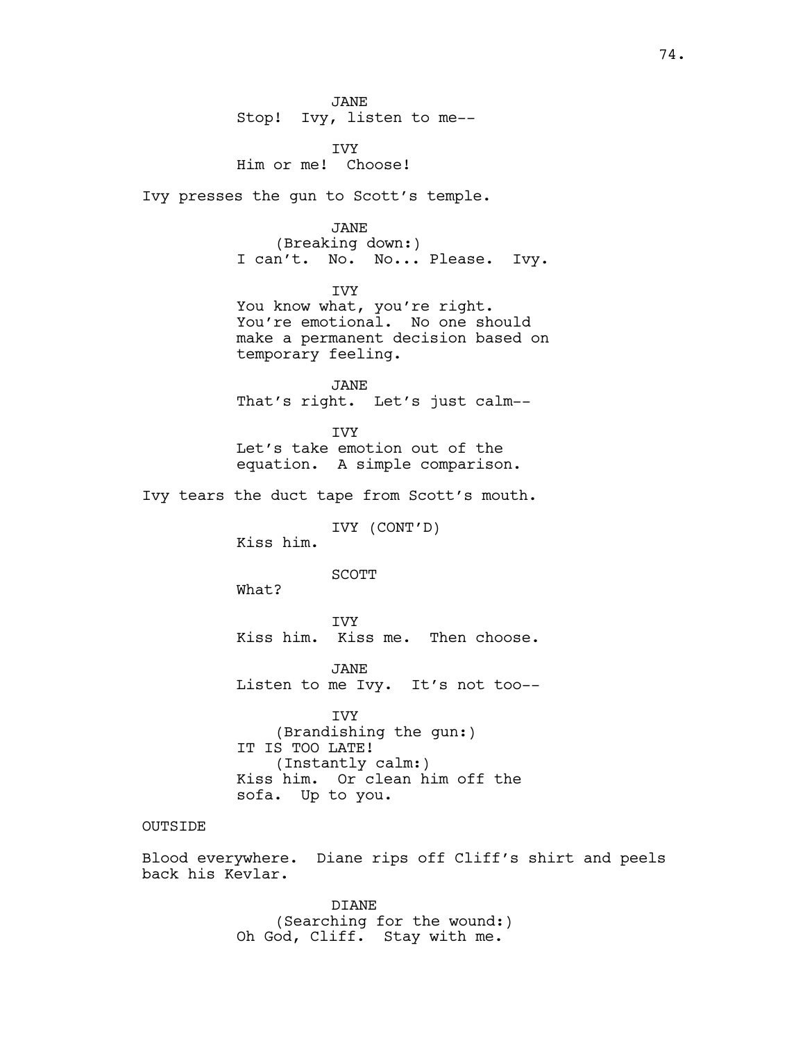JANE
Stop!  Ivy, listen to me--

IVY
Him or me!  Choose!

Ivy presses the gun to Scott's temple.

JANE
(Breaking down:)
I can't.  No.  No... Please.  Ivy.

IVY
You know what, you're right.
You're emotional.  No one should
make a permanent decision based on
temporary feeling.

JANE
That's right.  Let's just calm--

IVY
Let's take emotion out of the
equation.  A simple comparison.

Ivy tears the duct tape from Scott's mouth.

IVY (CONT'D)
Kiss him.

SCOTT
What?

IVY
Kiss him.  Kiss me.  Then choose.

JANE
Listen to me Ivy.  It's not too--

IVY
(Brandishing the gun:)
IT IS TOO LATE!
(Instantly calm:)
Kiss him.  Or clean him off the
sofa.  Up to you.

OUTSIDE

Blood everywhere.  Diane rips off Cliff's shirt and peels
back his Kevlar.

DIANE
(Searching for the wound:)
Oh God, Cliff.  Stay with me.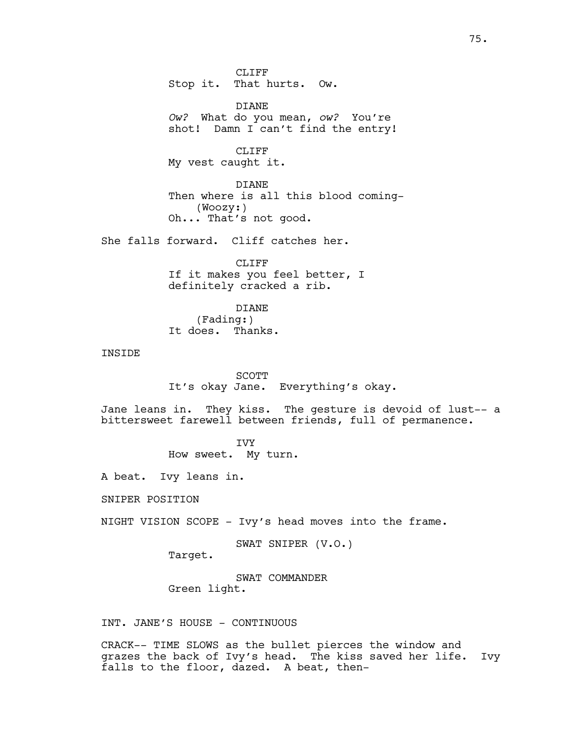CLIFF
Stop it.  That hurts.  Ow.

DIANE
*Ow?*  What do you mean, *ow?*  You're shot!  Damn I can't find the entry!

CLIFF
My vest caught it.

DIANE
Then where is all this blood coming-
(Woozy:)
Oh... That's not good.

She falls forward.  Cliff catches her.

CLIFF
If it makes you feel better, I definitely cracked a rib.

DIANE
(Fading:)
It does.  Thanks.

INSIDE

SCOTT
It's okay Jane.  Everything's okay.

Jane leans in.  They kiss.  The gesture is devoid of lust-- a bittersweet farewell between friends, full of permanence.

IVY
How sweet.  My turn.

A beat.  Ivy leans in.

SNIPER POSITION

NIGHT VISION SCOPE - Ivy's head moves into the frame.

SWAT SNIPER (V.O.)
Target.

SWAT COMMANDER
Green light.

INT. JANE'S HOUSE - CONTINUOUS

CRACK-- TIME SLOWS as the bullet pierces the window and grazes the back of Ivy's head.  The kiss saved her life.  Ivy falls to the floor, dazed.  A beat, then-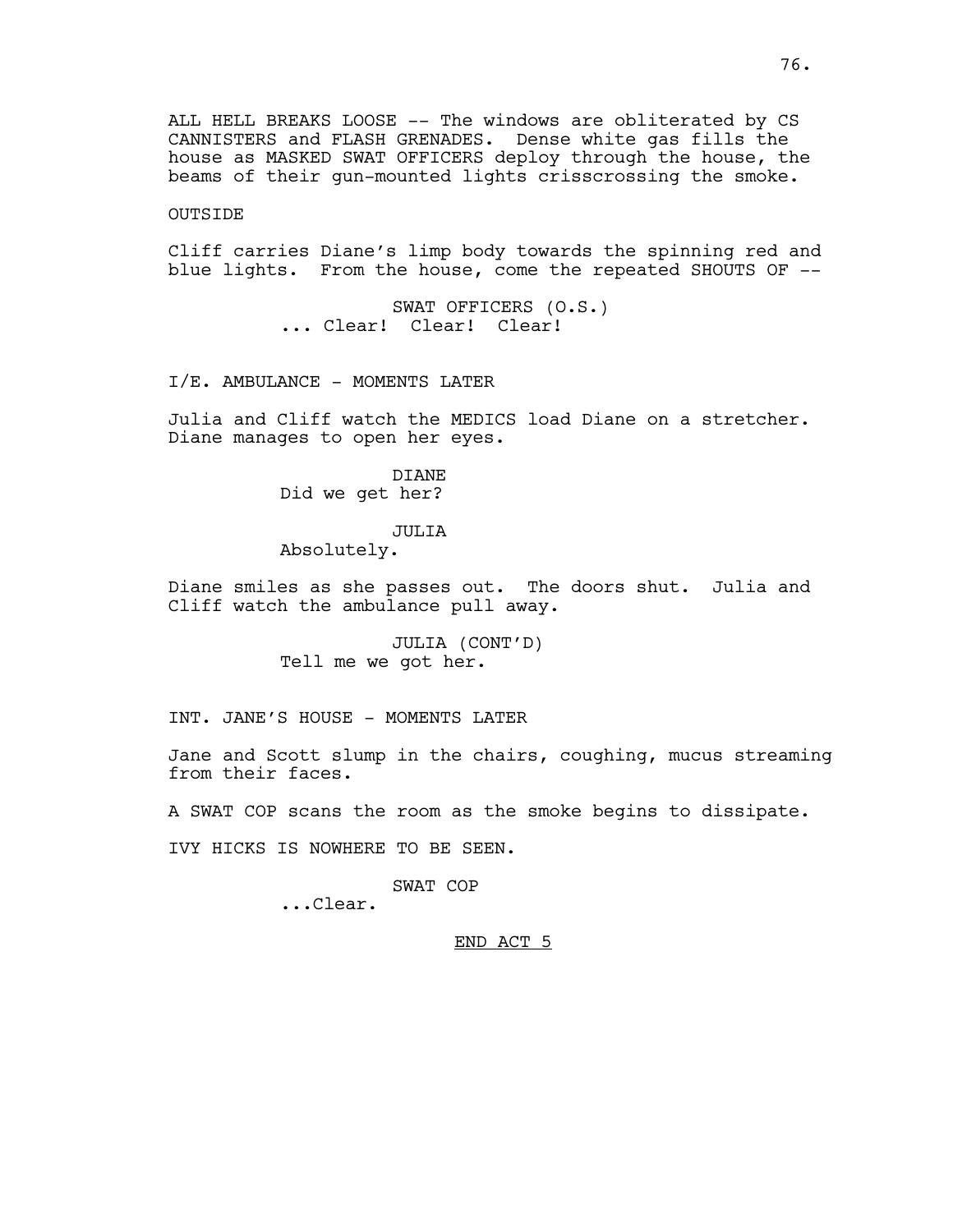ALL HELL BREAKS LOOSE -- The windows are obliterated by CS CANNISTERS and FLASH GRENADES. Dense white gas fills the house as MASKED SWAT OFFICERS deploy through the house, the beams of their gun-mounted lights crisscrossing the smoke.

OUTSIDE

Cliff carries Diane's limp body towards the spinning red and blue lights. From the house, come the repeated SHOUTS OF --

SWAT OFFICERS (O.S.)
... Clear! Clear! Clear!

I/E. AMBULANCE - MOMENTS LATER

Julia and Cliff watch the MEDICS load Diane on a stretcher. Diane manages to open her eyes.

DIANE
Did we get her?

JULIA
Absolutely.

Diane smiles as she passes out. The doors shut. Julia and Cliff watch the ambulance pull away.

JULIA (CONT'D)
Tell me we got her.

INT. JANE'S HOUSE - MOMENTS LATER

Jane and Scott slump in the chairs, coughing, mucus streaming from their faces.

A SWAT COP scans the room as the smoke begins to dissipate.

IVY HICKS IS NOWHERE TO BE SEEN.

SWAT COP
...Clear.

END ACT 5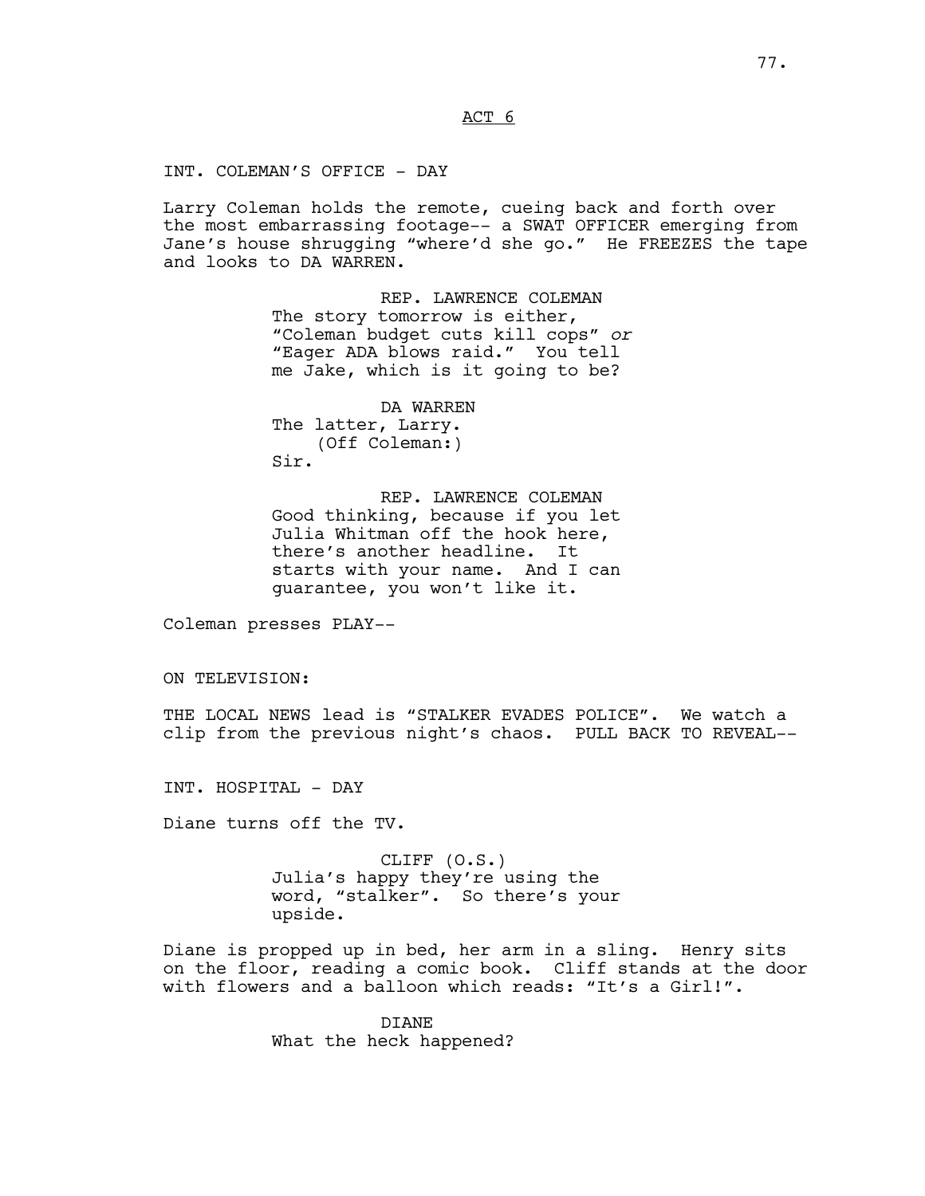ACT 6

INT. COLEMAN'S OFFICE - DAY

Larry Coleman holds the remote, cueing back and forth over the most embarrassing footage-- a SWAT OFFICER emerging from Jane's house shrugging "where'd she go." He FREEZES the tape and looks to DA WARREN.

REP. LAWRENCE COLEMAN
The story tomorrow is either, "Coleman budget cuts kill cops" *or* "Eager ADA blows raid." You tell me Jake, which is it going to be?

DA WARREN
The latter, Larry.
(Off Coleman:)
Sir.

REP. LAWRENCE COLEMAN
Good thinking, because if you let Julia Whitman off the hook here, there's another headline. It starts with your name. And I can guarantee, you won't like it.

Coleman presses PLAY--

ON TELEVISION:

THE LOCAL NEWS lead is "STALKER EVADES POLICE". We watch a clip from the previous night's chaos. PULL BACK TO REVEAL--

INT. HOSPITAL - DAY

Diane turns off the TV.

CLIFF (O.S.)
Julia's happy they're using the word, "stalker". So there's your upside.

Diane is propped up in bed, her arm in a sling. Henry sits on the floor, reading a comic book. Cliff stands at the door with flowers and a balloon which reads: "It's a Girl!".

DIANE
What the heck happened?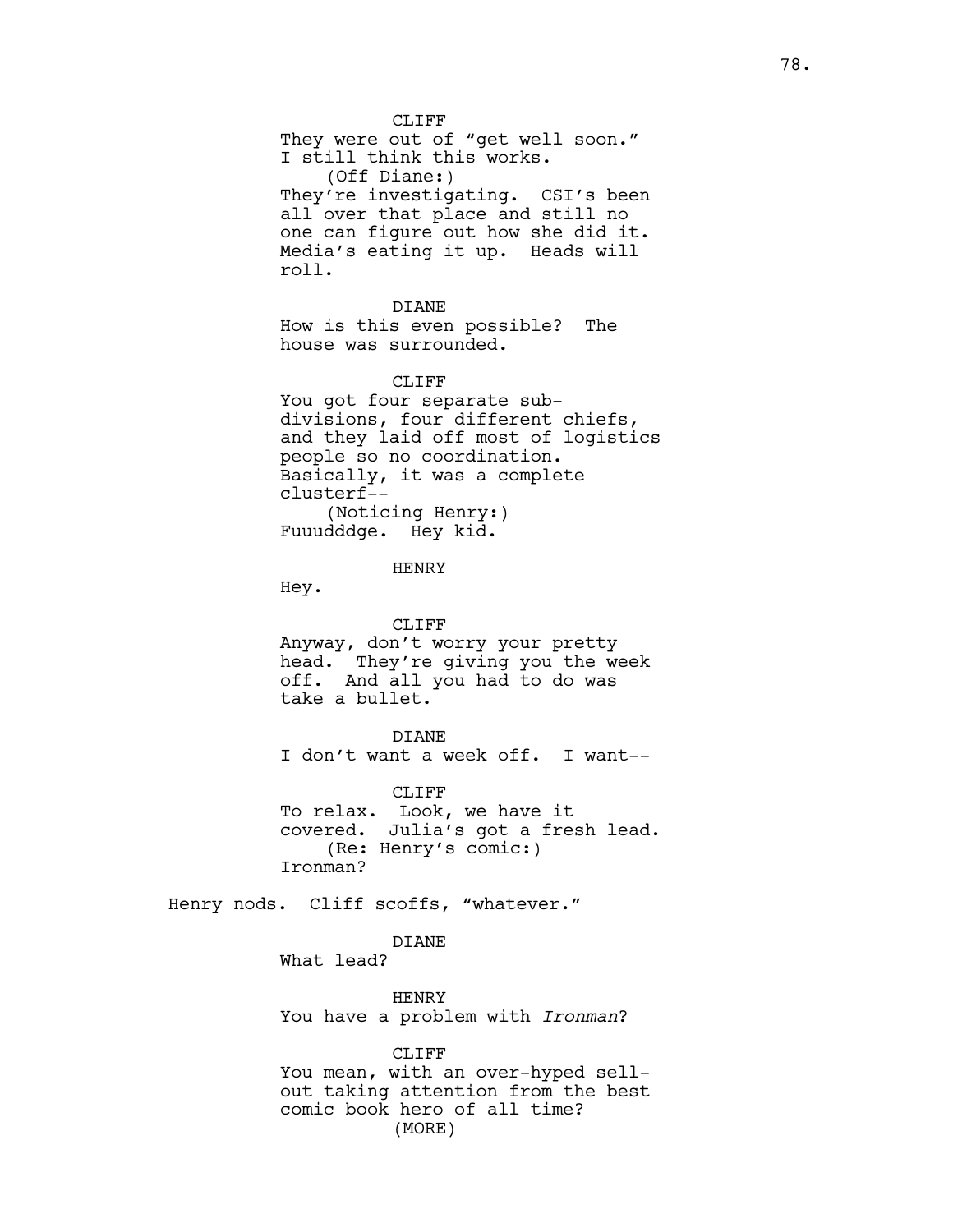CLIFF

They were out of "get well soon." I still think this works.

(Off Diane:)

They're investigating. CSI's been all over that place and still no one can figure out how she did it. Media's eating it up. Heads will roll.

DIANE

How is this even possible? The house was surrounded.

CLIFF

You got four separate sub-divisions, four different chiefs, and they laid off most of logistics people so no coordination. Basically, it was a complete clusterf--

(Noticing Henry:)

Fuuudddge. Hey kid.

HENRY

Hey.

CLIFF

Anyway, don't worry your pretty head. They're giving you the week off. And all you had to do was take a bullet.

DIANE

I don't want a week off. I want--

CLIFF

To relax. Look, we have it covered. Julia's got a fresh lead.

(Re: Henry's comic:)

Ironman?

Henry nods. Cliff scoffs, "whatever."

DIANE

What lead?

HENRY

You have a problem with *Ironman*?

CLIFF

You mean, with an over-hyped sell-out taking attention from the best comic book hero of all time?

(MORE)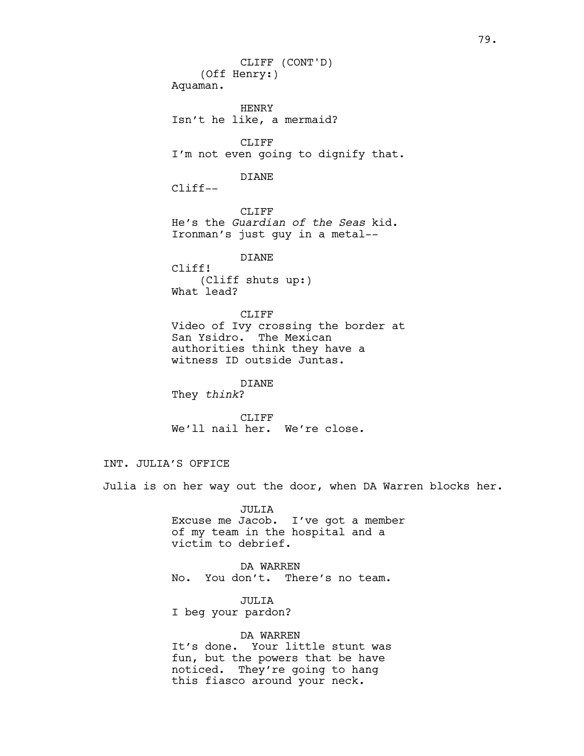CLIFF (CONT'D)
(Off Henry:)
Aquaman.

HENRY
Isn't he like, a mermaid?

CLIFF
I'm not even going to dignify that.

DIANE
Cliff--

CLIFF
He's the *Guardian of the Seas* kid.
Ironman's just guy in a metal--

DIANE
Cliff!
(Cliff shuts up:)
What lead?

CLIFF
Video of Ivy crossing the border at
San Ysidro. The Mexican
authorities think they have a
witness ID outside Juntas.

DIANE
They *think*?

CLIFF
We'll nail her. We're close.

INT. JULIA'S OFFICE

Julia is on her way out the door, when DA Warren blocks her.

JULIA
Excuse me Jacob. I've got a member
of my team in the hospital and a
victim to debrief.

DA WARREN
No. You don't. There's no team.

JULIA
I beg your pardon?

DA WARREN
It's done. Your little stunt was
fun, but the powers that be have
noticed. They're going to hang
this fiasco around your neck.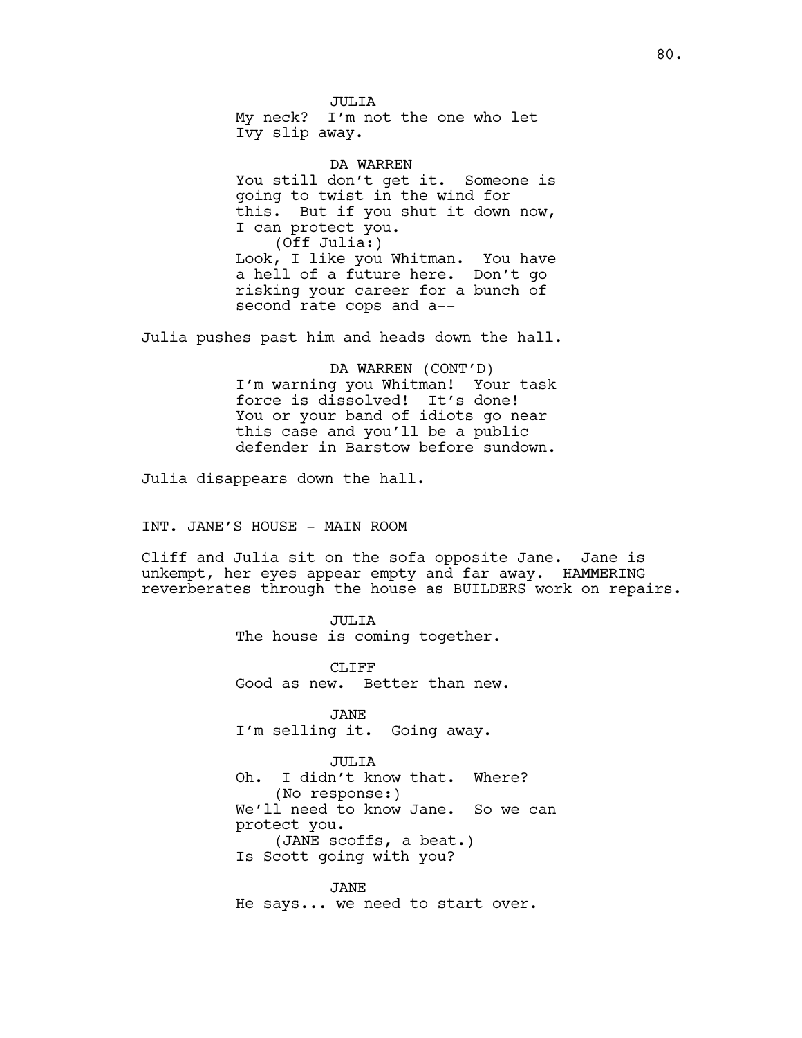JULIA
My neck? I'm not the one who let Ivy slip away.

DA WARREN
You still don't get it. Someone is going to twist in the wind for this. But if you shut it down now, I can protect you.
(Off Julia:)
Look, I like you Whitman. You have a hell of a future here. Don't go risking your career for a bunch of second rate cops and a--

Julia pushes past him and heads down the hall.

DA WARREN (CONT'D)
I'm warning you Whitman! Your task force is dissolved! It's done! You or your band of idiots go near this case and you'll be a public defender in Barstow before sundown.

Julia disappears down the hall.

INT. JANE'S HOUSE - MAIN ROOM

Cliff and Julia sit on the sofa opposite Jane. Jane is unkempt, her eyes appear empty and far away. HAMMERING reverberates through the house as BUILDERS work on repairs.

JULIA
The house is coming together.

CLIFF
Good as new. Better than new.

JANE
I'm selling it. Going away.

JULIA
Oh. I didn't know that. Where?
(No response:)
We'll need to know Jane. So we can protect you.
(JANE scoffs, a beat.)
Is Scott going with you?

JANE
He says... we need to start over.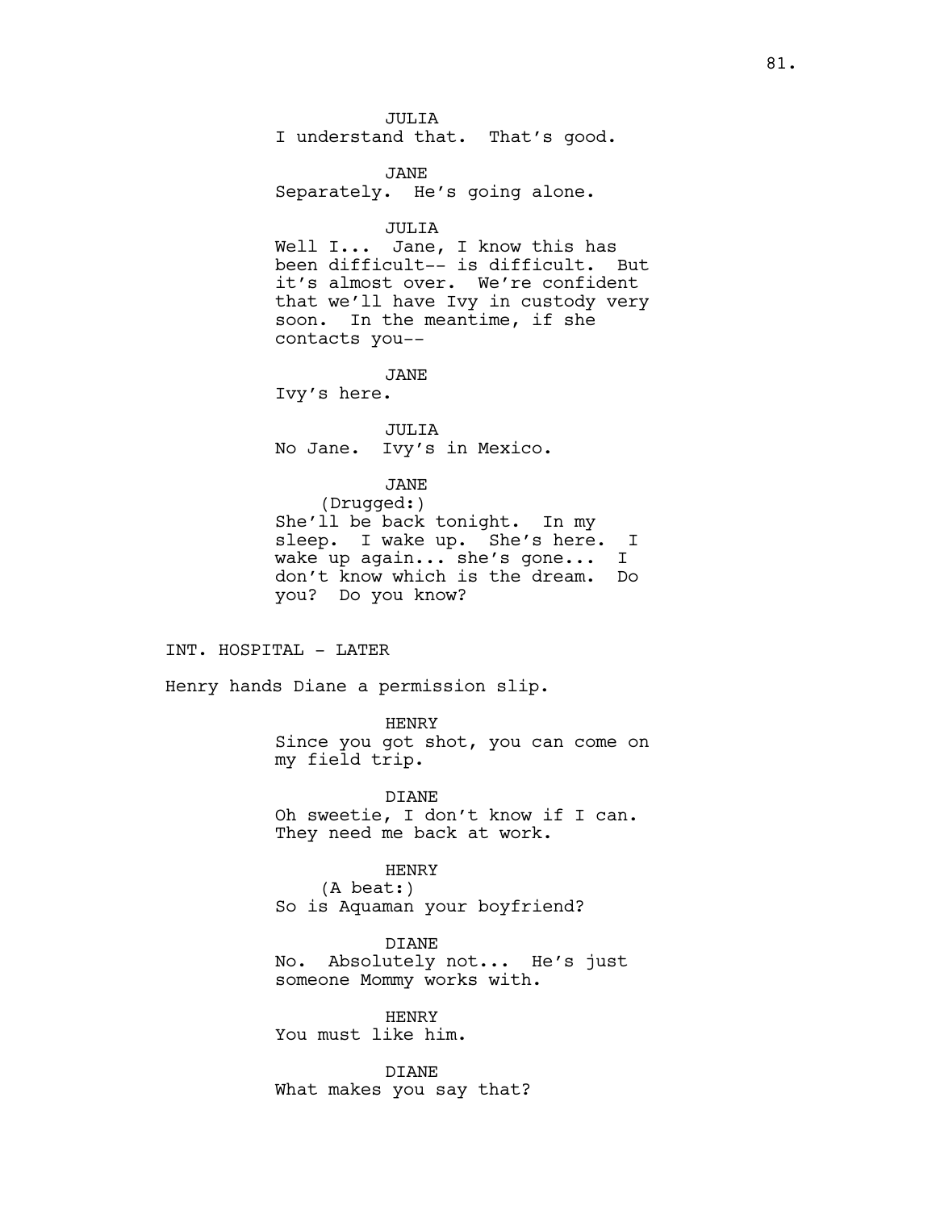JULIA
I understand that. That's good.

JANE
Separately. He's going alone.

JULIA
Well I... Jane, I know this has been difficult-- is difficult. But it's almost over. We're confident that we'll have Ivy in custody very soon. In the meantime, if she contacts you--

JANE
Ivy's here.

JULIA
No Jane. Ivy's in Mexico.

JANE
(Drugged:)
She'll be back tonight. In my sleep. I wake up. She's here. I wake up again... she's gone... I don't know which is the dream. Do you? Do you know?

INT. HOSPITAL - LATER

Henry hands Diane a permission slip.

HENRY
Since you got shot, you can come on my field trip.

DIANE
Oh sweetie, I don't know if I can. They need me back at work.

HENRY
(A beat:)
So is Aquaman your boyfriend?

DIANE
No. Absolutely not... He's just someone Mommy works with.

HENRY
You must like him.

DIANE
What makes you say that?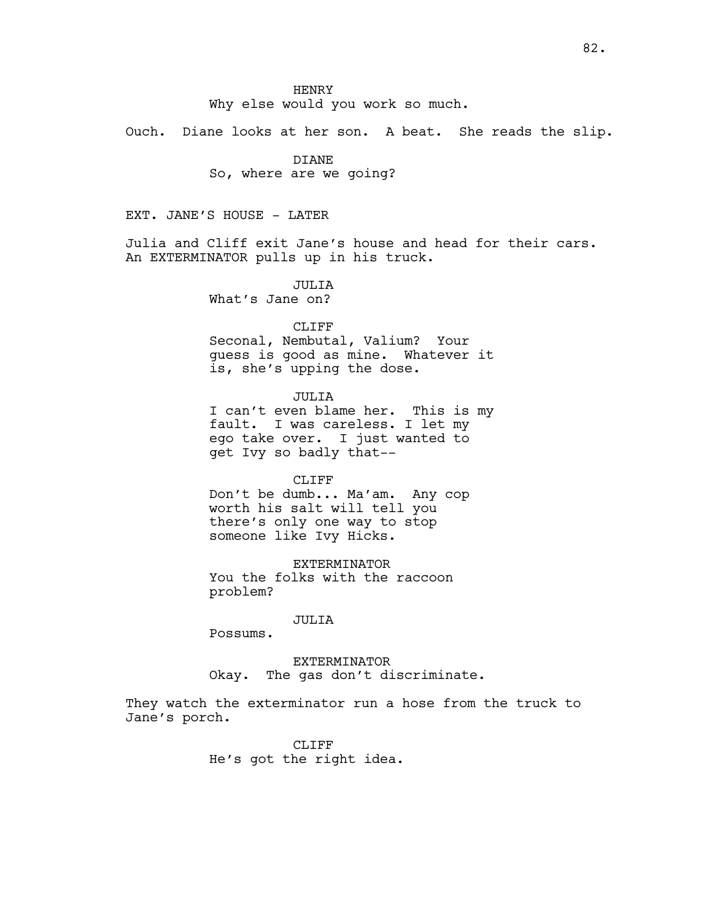HENRY
Why else would you work so much.

Ouch. Diane looks at her son. A beat. She reads the slip.

DIANE
So, where are we going?

EXT. JANE'S HOUSE - LATER

Julia and Cliff exit Jane's house and head for their cars. An EXTERMINATOR pulls up in his truck.

JULIA
What's Jane on?

CLIFF
Seconal, Nembutal, Valium? Your guess is good as mine. Whatever it is, she's upping the dose.

JULIA
I can't even blame her. This is my fault. I was careless. I let my ego take over. I just wanted to get Ivy so badly that--

CLIFF
Don't be dumb... Ma'am. Any cop worth his salt will tell you there's only one way to stop someone like Ivy Hicks.

EXTERMINATOR
You the folks with the raccoon problem?

JULIA
Possums.

EXTERMINATOR
Okay. The gas don't discriminate.

They watch the exterminator run a hose from the truck to Jane's porch.

CLIFF
He's got the right idea.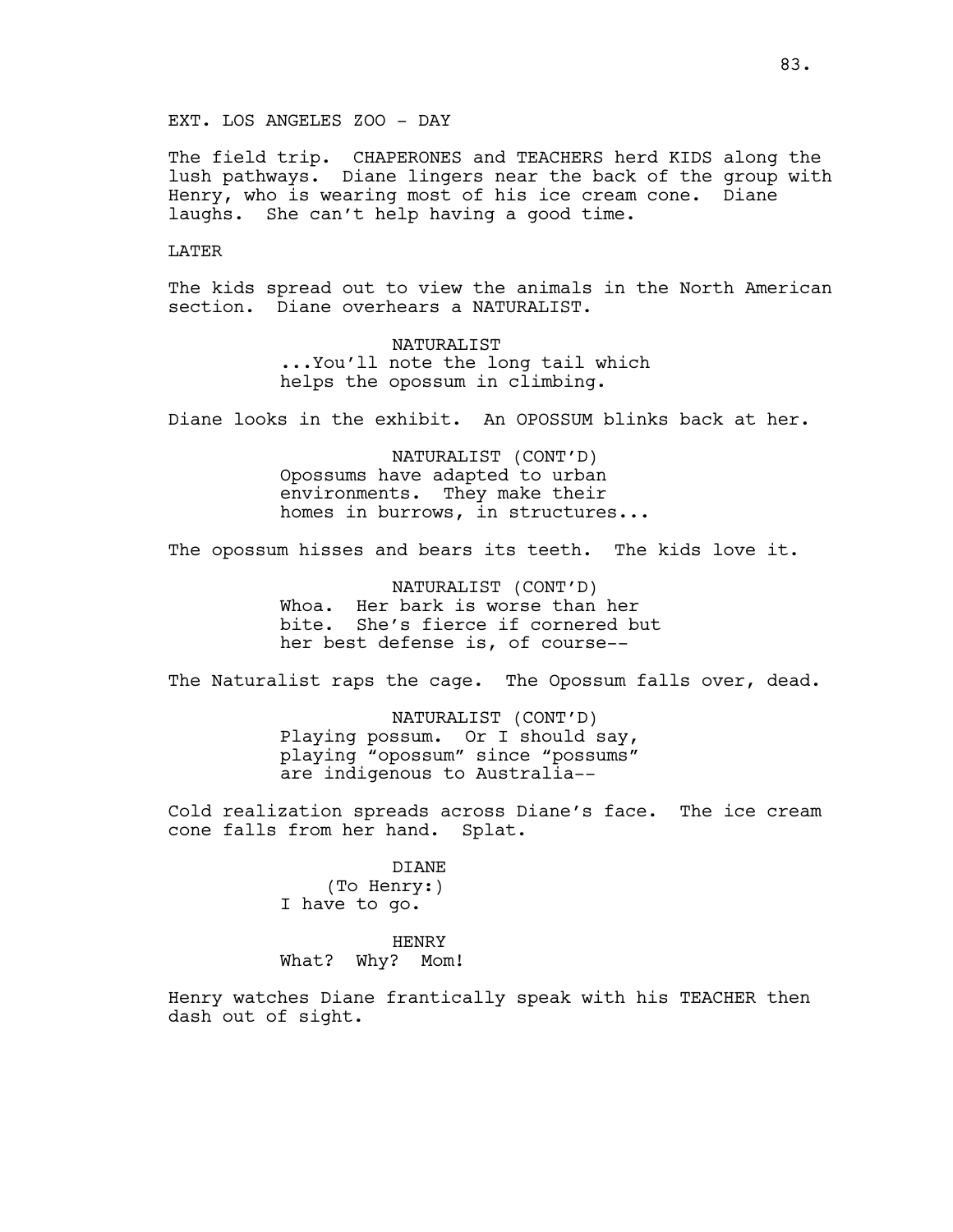EXT. LOS ANGELES ZOO - DAY

The field trip. CHAPERONES and TEACHERS herd KIDS along the lush pathways. Diane lingers near the back of the group with Henry, who is wearing most of his ice cream cone. Diane laughs. She can't help having a good time.

LATER

The kids spread out to view the animals in the North American section. Diane overhears a NATURALIST.

NATURALIST
...You'll note the long tail which helps the opossum in climbing.

Diane looks in the exhibit. An OPOSSUM blinks back at her.

NATURALIST (CONT'D)
Opossums have adapted to urban environments. They make their homes in burrows, in structures...

The opossum hisses and bears its teeth. The kids love it.

NATURALIST (CONT'D)
Whoa. Her bark is worse than her bite. She's fierce if cornered but her best defense is, of course--

The Naturalist raps the cage. The Opossum falls over, dead.

NATURALIST (CONT'D)
Playing possum. Or I should say, playing "opossum" since "possums" are indigenous to Australia--

Cold realization spreads across Diane's face. The ice cream cone falls from her hand. Splat.

DIANE
(To Henry:)
I have to go.

HENRY
What? Why? Mom!

Henry watches Diane frantically speak with his TEACHER then dash out of sight.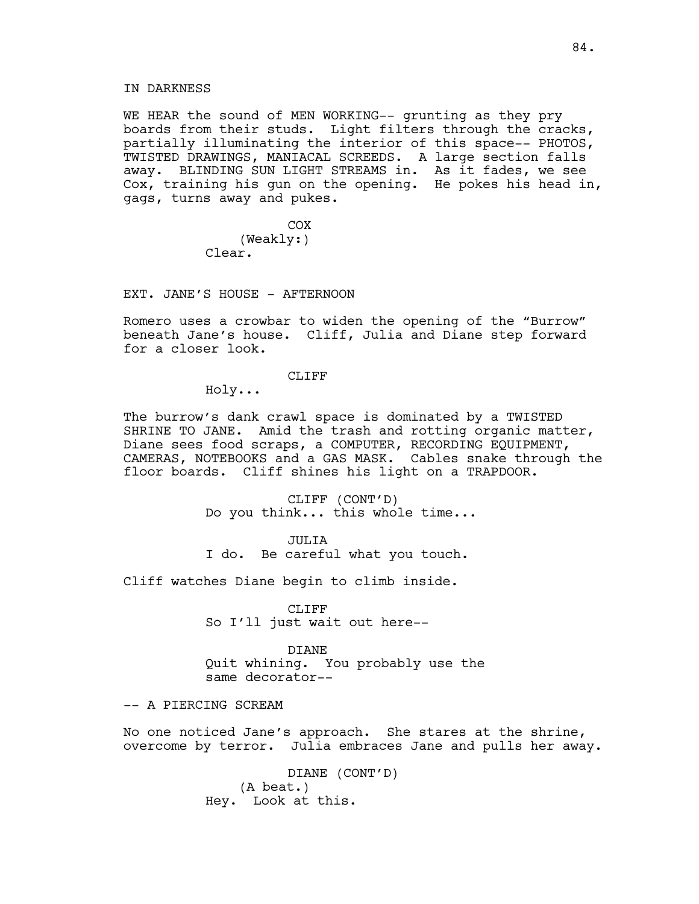IN DARKNESS

WE HEAR the sound of MEN WORKING-- grunting as they pry boards from their studs. Light filters through the cracks, partially illuminating the interior of this space-- PHOTOS, TWISTED DRAWINGS, MANIACAL SCREEDS. A large section falls away. BLINDING SUN LIGHT STREAMS in. As it fades, we see Cox, training his gun on the opening. He pokes his head in, gags, turns away and pukes.

COX
(Weakly:)
Clear.

EXT. JANE'S HOUSE - AFTERNOON

Romero uses a crowbar to widen the opening of the "Burrow" beneath Jane's house. Cliff, Julia and Diane step forward for a closer look.

CLIFF
Holy...

The burrow's dank crawl space is dominated by a TWISTED SHRINE TO JANE. Amid the trash and rotting organic matter, Diane sees food scraps, a COMPUTER, RECORDING EQUIPMENT, CAMERAS, NOTEBOOKS and a GAS MASK. Cables snake through the floor boards. Cliff shines his light on a TRAPDOOR.

CLIFF (CONT'D)
Do you think... this whole time...

JULIA
I do. Be careful what you touch.

Cliff watches Diane begin to climb inside.

CLIFF
So I'll just wait out here--

DIANE
Quit whining. You probably use the same decorator--

-- A PIERCING SCREAM

No one noticed Jane's approach. She stares at the shrine, overcome by terror. Julia embraces Jane and pulls her away.

DIANE (CONT'D)
(A beat.)
Hey. Look at this.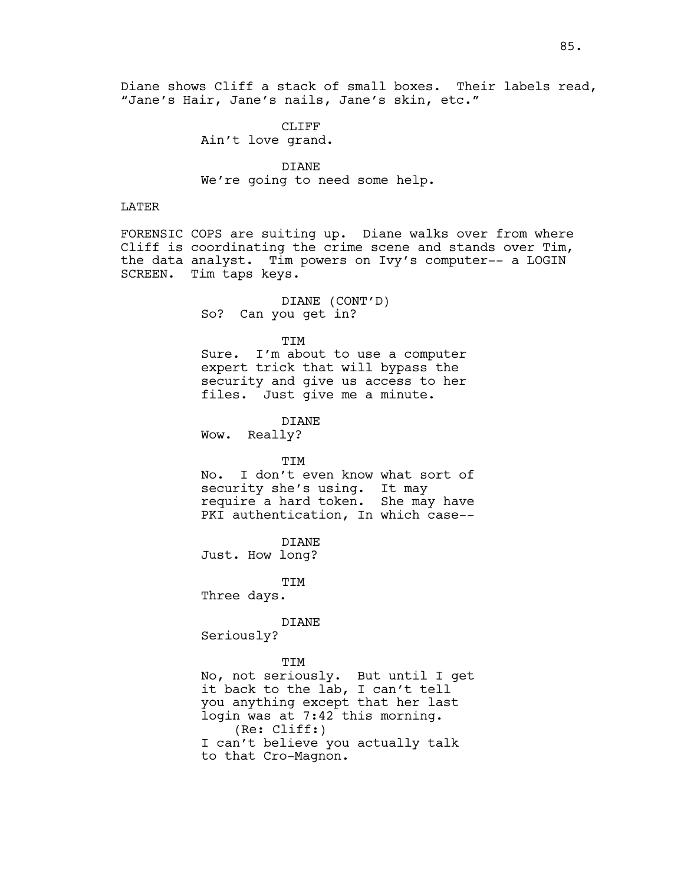Diane shows Cliff a stack of small boxes. Their labels read, "Jane's Hair, Jane's nails, Jane's skin, etc."

CLIFF
Ain't love grand.

DIANE
We're going to need some help.

LATER

FORENSIC COPS are suiting up. Diane walks over from where Cliff is coordinating the crime scene and stands over Tim, the data analyst. Tim powers on Ivy's computer-- a LOGIN SCREEN. Tim taps keys.

DIANE (CONT'D)
So? Can you get in?

TIM
Sure. I'm about to use a computer expert trick that will bypass the security and give us access to her files. Just give me a minute.

DIANE
Wow. Really?

TIM
No. I don't even know what sort of security she's using. It may require a hard token. She may have PKI authentication, In which case--

DIANE
Just. How long?

TIM
Three days.

DIANE
Seriously?

TIM
No, not seriously. But until I get it back to the lab, I can't tell you anything except that her last login was at 7:42 this morning.
(Re: Cliff:)
I can't believe you actually talk to that Cro-Magnon.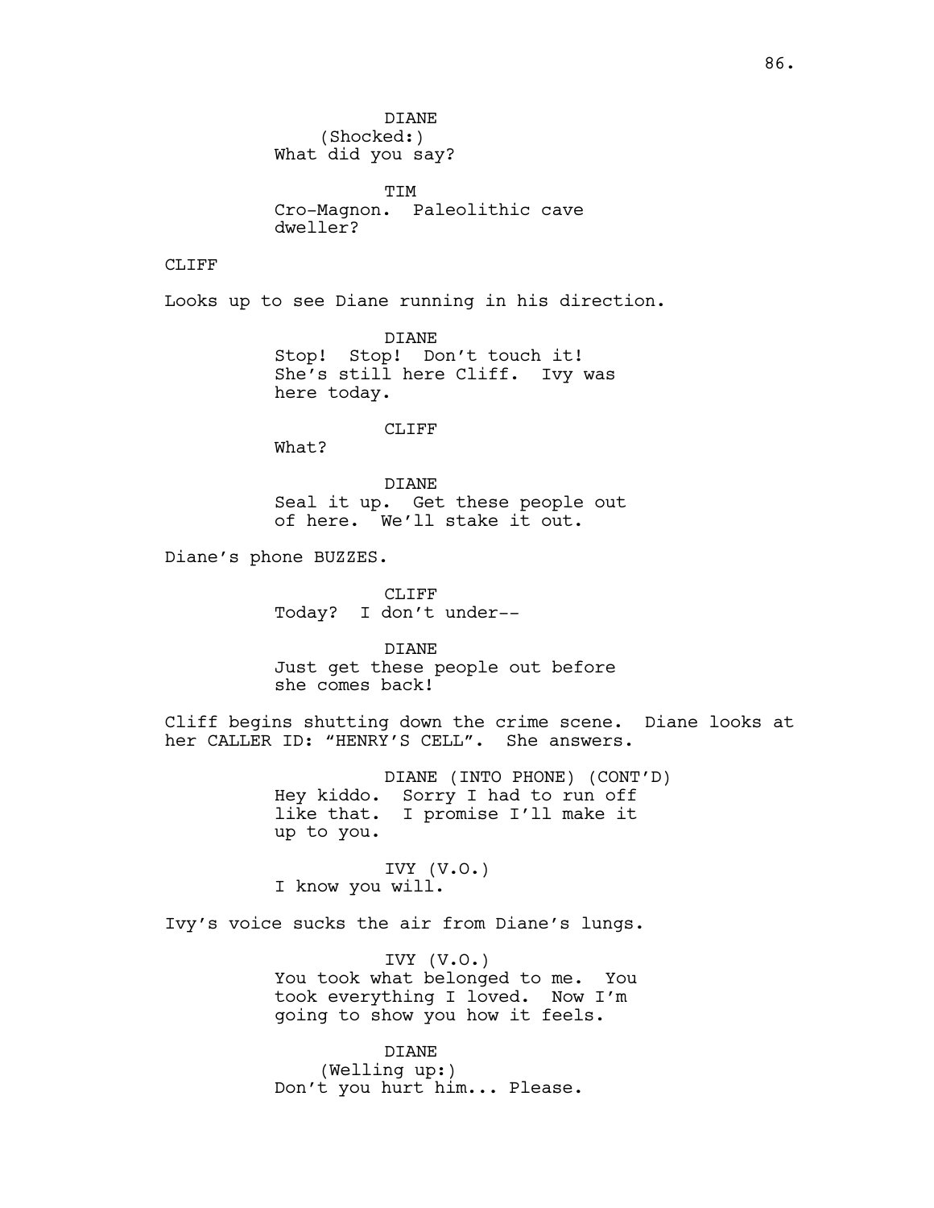DIANE
(Shocked:)
What did you say?

TIM
Cro-Magnon. Paleolithic cave dweller?

CLIFF

Looks up to see Diane running in his direction.

DIANE
Stop! Stop! Don't touch it! She's still here Cliff. Ivy was here today.

CLIFF
What?

DIANE
Seal it up. Get these people out of here. We'll stake it out.

Diane's phone BUZZES.

CLIFF
Today? I don't under--

DIANE
Just get these people out before she comes back!

Cliff begins shutting down the crime scene. Diane looks at her CALLER ID: "HENRY'S CELL". She answers.

DIANE (INTO PHONE) (CONT'D)
Hey kiddo. Sorry I had to run off like that. I promise I'll make it up to you.

IVY (V.O.)
I know you will.

Ivy's voice sucks the air from Diane's lungs.

IVY (V.O.)
You took what belonged to me. You took everything I loved. Now I'm going to show you how it feels.

DIANE
(Welling up:)
Don't you hurt him... Please.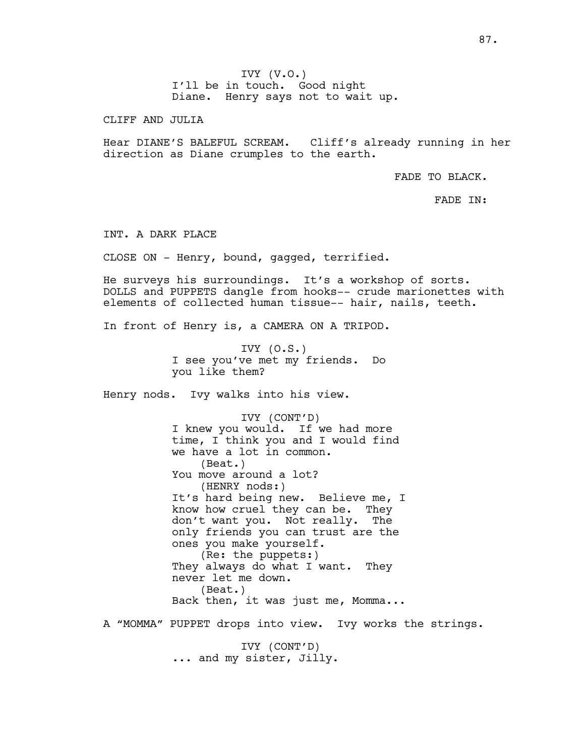IVY (V.O.)
I'll be in touch. Good night Diane. Henry says not to wait up.

CLIFF AND JULIA

Hear DIANE'S BALEFUL SCREAM. Cliff's already running in her direction as Diane crumples to the earth.

FADE TO BLACK.

FADE IN:

INT. A DARK PLACE

CLOSE ON - Henry, bound, gagged, terrified.

He surveys his surroundings. It's a workshop of sorts. DOLLS and PUPPETS dangle from hooks-- crude marionettes with elements of collected human tissue-- hair, nails, teeth.

In front of Henry is, a CAMERA ON A TRIPOD.

IVY (O.S.)
I see you've met my friends. Do you like them?

Henry nods. Ivy walks into his view.

IVY (CONT'D)
I knew you would. If we had more time, I think you and I would find we have a lot in common.
(Beat.)
You move around a lot?
(HENRY nods:)
It's hard being new. Believe me, I know how cruel they can be. They don't want you. Not really. The only friends you can trust are the ones you make yourself.
(Re: the puppets:)
They always do what I want. They never let me down.
(Beat.)
Back then, it was just me, Momma...

A "MOMMA" PUPPET drops into view. Ivy works the strings.

IVY (CONT'D)
... and my sister, Jilly.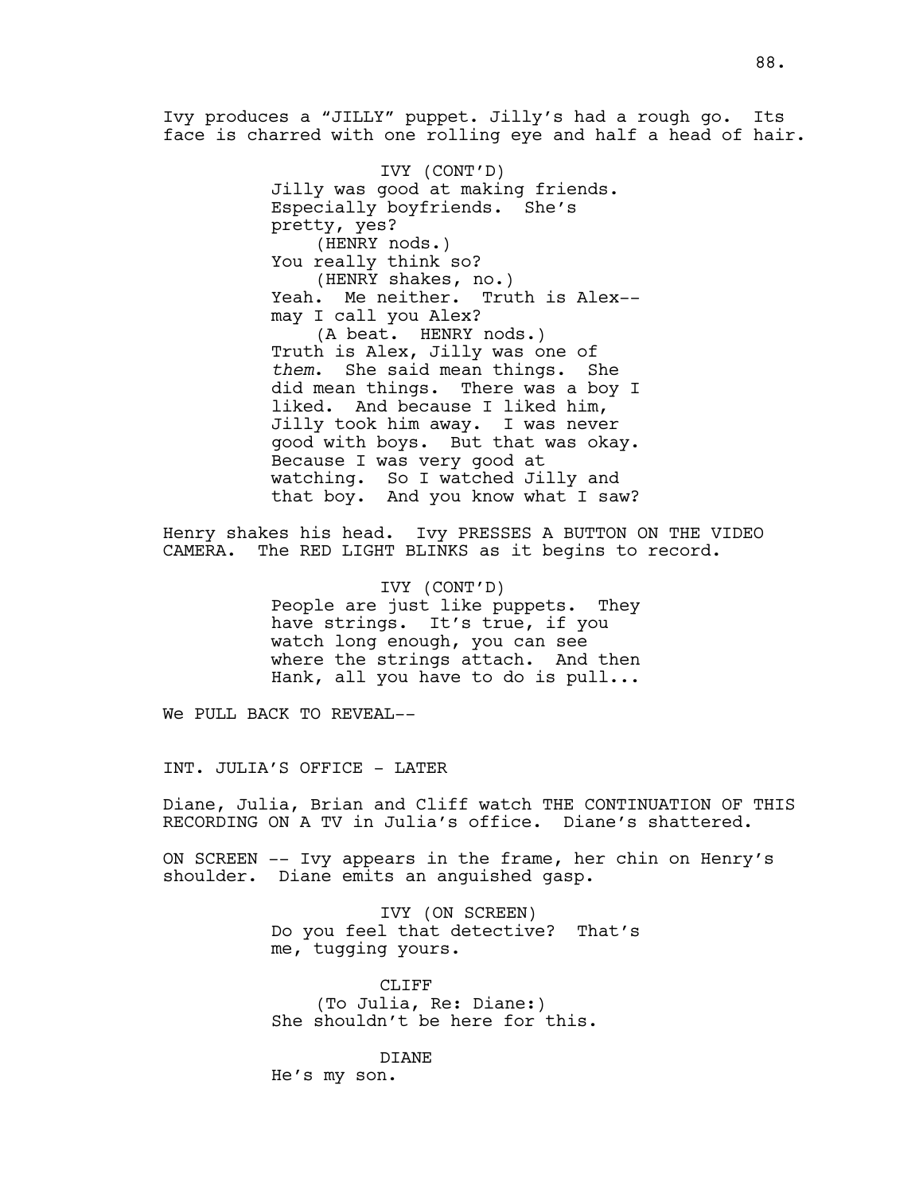Ivy produces a "JILLY" puppet. Jilly's had a rough go. Its face is charred with one rolling eye and half a head of hair.

IVY (CONT'D)
Jilly was good at making friends. Especially boyfriends. She's pretty, yes?
(HENRY nods.)
You really think so?
(HENRY shakes, no.)
Yeah. Me neither. Truth is Alex-- may I call you Alex?
(A beat. HENRY nods.)
Truth is Alex, Jilly was one of *them*. She said mean things. She did mean things. There was a boy I liked. And because I liked him, Jilly took him away. I was never good with boys. But that was okay. Because I was very good at watching. So I watched Jilly and that boy. And you know what I saw?

Henry shakes his head. Ivy PRESSES A BUTTON ON THE VIDEO CAMERA. The RED LIGHT BLINKS as it begins to record.

IVY (CONT'D)
People are just like puppets. They have strings. It's true, if you watch long enough, you can see where the strings attach. And then Hank, all you have to do is pull...

We PULL BACK TO REVEAL--

INT. JULIA'S OFFICE - LATER

Diane, Julia, Brian and Cliff watch THE CONTINUATION OF THIS RECORDING ON A TV in Julia's office. Diane's shattered.

ON SCREEN -- Ivy appears in the frame, her chin on Henry's shoulder. Diane emits an anguished gasp.

IVY (ON SCREEN)
Do you feel that detective? That's me, tugging yours.

CLIFF
(To Julia, Re: Diane:)
She shouldn't be here for this.

DIANE
He's my son.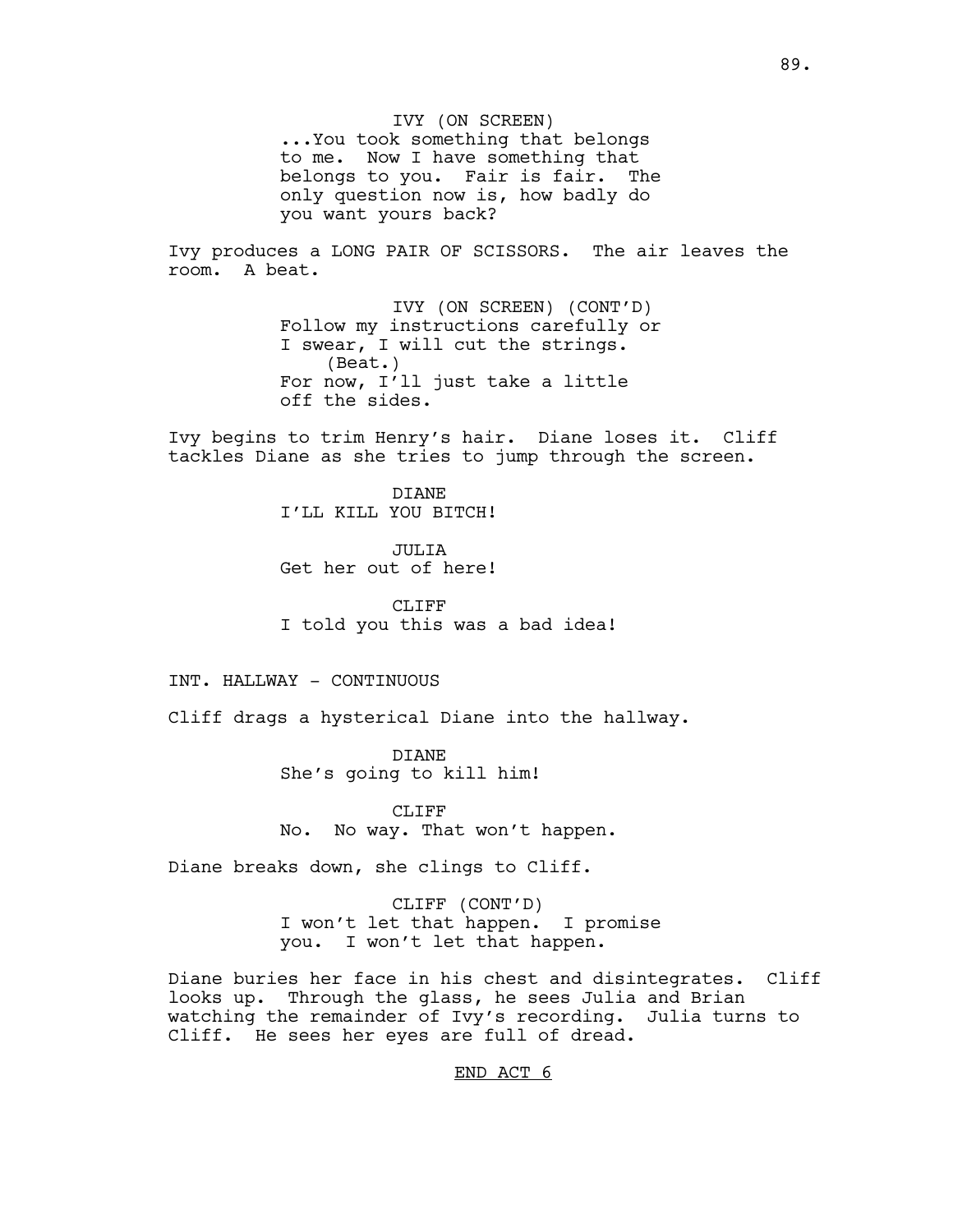IVY (ON SCREEN)
...You took something that belongs to me. Now I have something that belongs to you. Fair is fair. The only question now is, how badly do you want yours back?

Ivy produces a LONG PAIR OF SCISSORS. The air leaves the room. A beat.

IVY (ON SCREEN) (CONT'D)
Follow my instructions carefully or I swear, I will cut the strings.
(Beat.)
For now, I'll just take a little off the sides.

Ivy begins to trim Henry's hair. Diane loses it. Cliff tackles Diane as she tries to jump through the screen.

DIANE
I'LL KILL YOU BITCH!

JULIA
Get her out of here!

CLIFF
I told you this was a bad idea!

INT. HALLWAY - CONTINUOUS

Cliff drags a hysterical Diane into the hallway.

DIANE
She's going to kill him!

CLIFF
No. No way. That won't happen.

Diane breaks down, she clings to Cliff.

CLIFF (CONT'D)
I won't let that happen. I promise you. I won't let that happen.

Diane buries her face in his chest and disintegrates. Cliff looks up. Through the glass, he sees Julia and Brian watching the remainder of Ivy's recording. Julia turns to Cliff. He sees her eyes are full of dread.

END ACT 6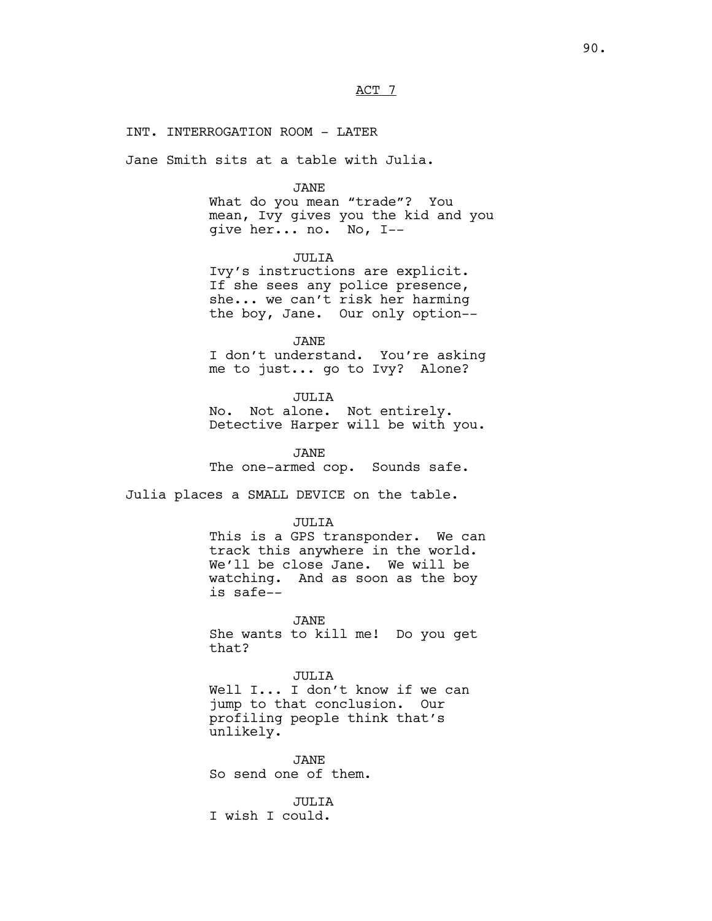## ACT 7

INT. INTERROGATION ROOM - LATER

Jane Smith sits at a table with Julia.

JANE
What do you mean “trade”? You mean, Ivy gives you the kid and you give her... no. No, I--

JULIA
Ivy’s instructions are explicit. If she sees any police presence, she... we can’t risk her harming the boy, Jane. Our only option--

JANE
I don’t understand. You’re asking me to just... go to Ivy? Alone?

JULIA
No. Not alone. Not entirely. Detective Harper will be with you.

JANE
The one-armed cop. Sounds safe.

Julia places a SMALL DEVICE on the table.

JULIA
This is a GPS transponder. We can track this anywhere in the world. We’ll be close Jane. We will be watching. And as soon as the boy is safe--

JANE
She wants to kill me! Do you get that?

JULIA
Well I... I don’t know if we can jump to that conclusion. Our profiling people think that’s unlikely.

JANE
So send one of them.

JULIA
I wish I could.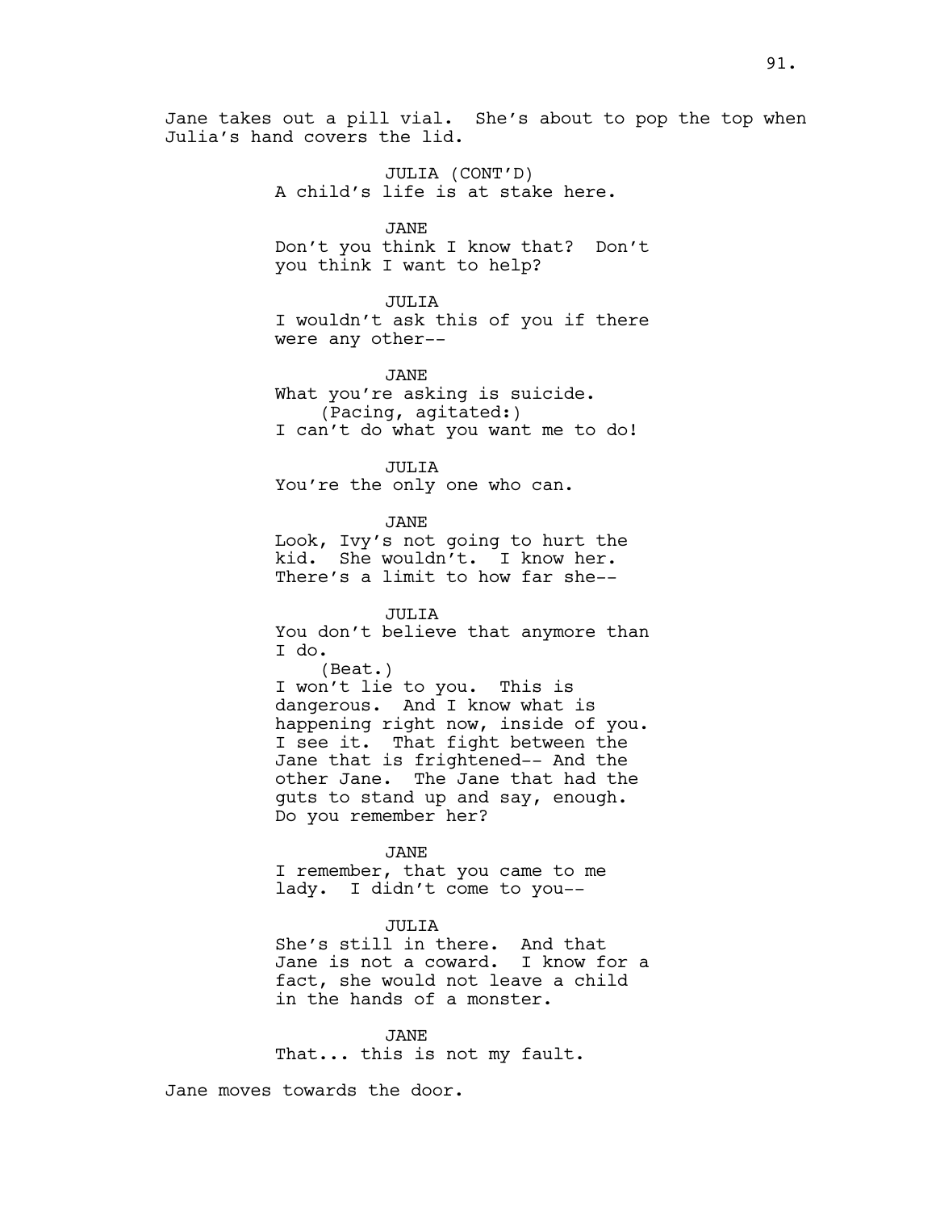Jane takes out a pill vial. She's about to pop the top when Julia's hand covers the lid.

JULIA (CONT'D)
A child's life is at stake here.

JANE
Don't you think I know that? Don't you think I want to help?

JULIA
I wouldn't ask this of you if there were any other--

JANE
What you're asking is suicide.
(Pacing, agitated:)
I can't do what you want me to do!

JULIA
You're the only one who can.

JANE
Look, Ivy's not going to hurt the kid. She wouldn't. I know her. There's a limit to how far she--

JULIA
You don't believe that anymore than I do.
(Beat.)
I won't lie to you. This is dangerous. And I know what is happening right now, inside of you. I see it. That fight between the Jane that is frightened-- And the other Jane. The Jane that had the guts to stand up and say, enough. Do you remember her?

JANE
I remember, that you came to me lady. I didn't come to you--

JULIA
She's still in there. And that Jane is not a coward. I know for a fact, she would not leave a child in the hands of a monster.

JANE
That... this is not my fault.

Jane moves towards the door.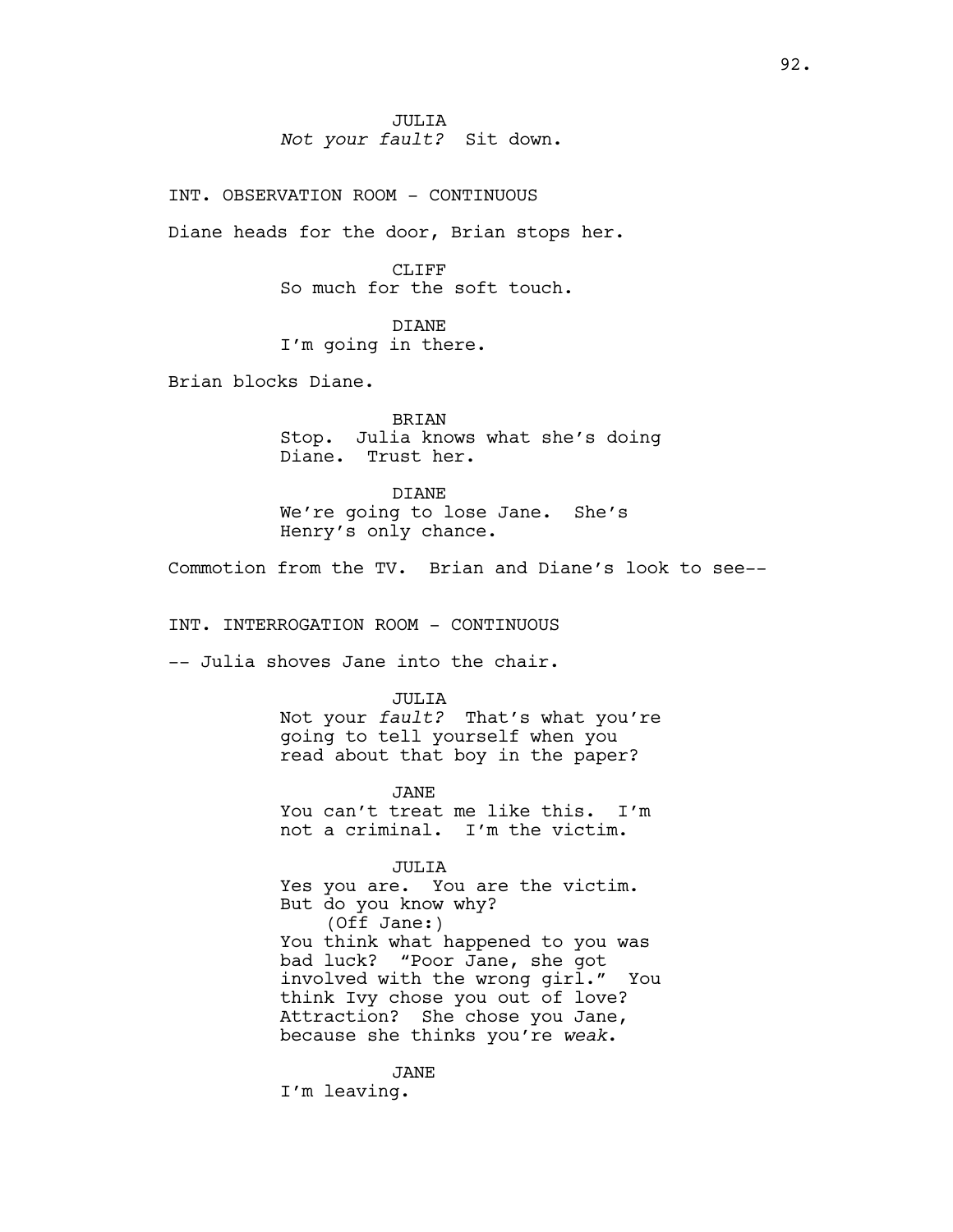JULIA
*Not your fault?* Sit down.

INT. OBSERVATION ROOM - CONTINUOUS

Diane heads for the door, Brian stops her.

CLIFF
So much for the soft touch.

DIANE
I'm going in there.

Brian blocks Diane.

BRIAN
Stop. Julia knows what she's doing Diane. Trust her.

DIANE
We're going to lose Jane. She's Henry's only chance.

Commotion from the TV. Brian and Diane's look to see--

INT. INTERROGATION ROOM - CONTINUOUS

-- Julia shoves Jane into the chair.

JULIA
Not your *fault?* That's what you're going to tell yourself when you read about that boy in the paper?

JANE
You can't treat me like this. I'm not a criminal. I'm the victim.

JULIA
Yes you are. You are the victim. But do you know why?
(Off Jane:)
You think what happened to you was bad luck? "Poor Jane, she got involved with the wrong girl." You think Ivy chose you out of love? Attraction? She chose you Jane, because she thinks you're *weak*.

JANE
I'm leaving.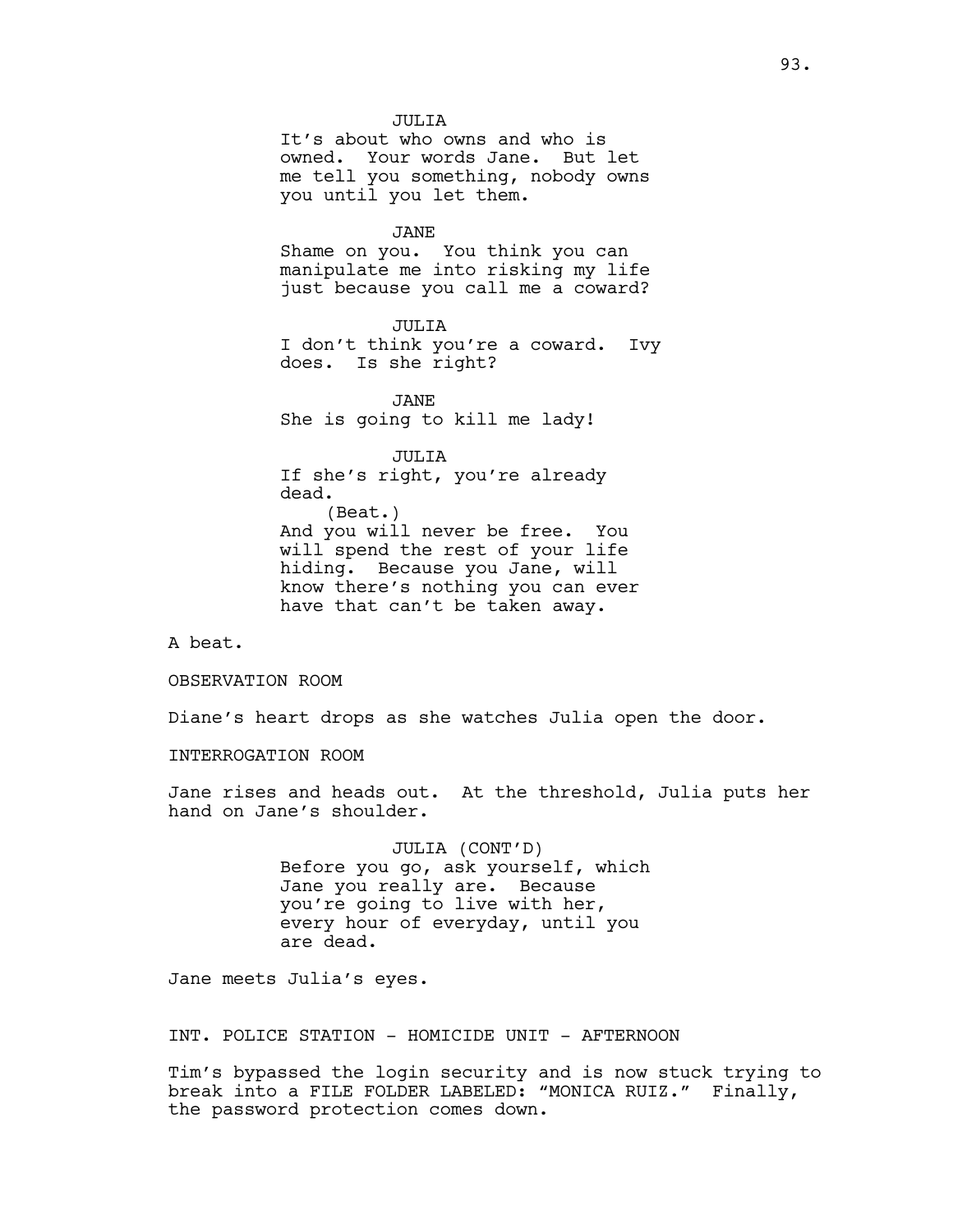JULIA
It's about who owns and who is owned. Your words Jane. But let me tell you something, nobody owns you until you let them.

JANE
Shame on you. You think you can manipulate me into risking my life just because you call me a coward?

JULIA
I don't think you're a coward. Ivy does. Is she right?

JANE
She is going to kill me lady!

JULIA
If she's right, you're already dead.
(Beat.)
And you will never be free. You will spend the rest of your life hiding. Because you Jane, will know there's nothing you can ever have that can't be taken away.

A beat.

OBSERVATION ROOM

Diane's heart drops as she watches Julia open the door.

INTERROGATION ROOM

Jane rises and heads out. At the threshold, Julia puts her hand on Jane's shoulder.

JULIA (CONT'D)
Before you go, ask yourself, which Jane you really are. Because you're going to live with her, every hour of everyday, until you are dead.

Jane meets Julia's eyes.

INT. POLICE STATION - HOMICIDE UNIT - AFTERNOON

Tim's bypassed the login security and is now stuck trying to break into a FILE FOLDER LABELED: "MONICA RUIZ." Finally, the password protection comes down.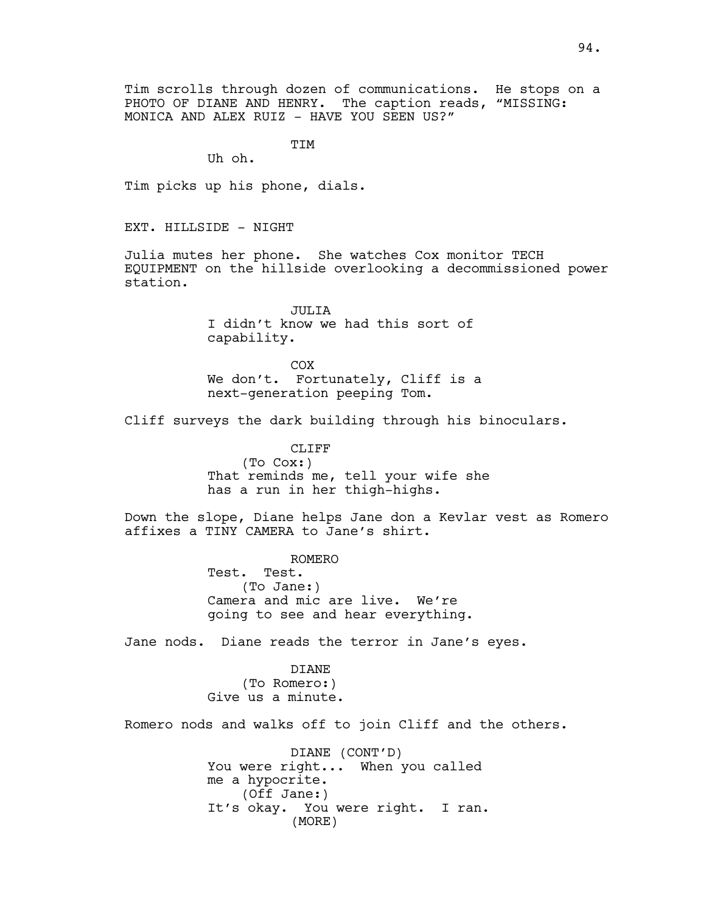Tim scrolls through dozen of communications. He stops on a PHOTO OF DIANE AND HENRY. The caption reads, “MISSING: MONICA AND ALEX RUIZ - HAVE YOU SEEN US?”

TIM
Uh oh.

Tim picks up his phone, dials.

EXT. HILLSIDE - NIGHT

Julia mutes her phone. She watches Cox monitor TECH EQUIPMENT on the hillside overlooking a decommissioned power station.

JULIA
I didn’t know we had this sort of capability.

COX
We don’t. Fortunately, Cliff is a next-generation peeping Tom.

Cliff surveys the dark building through his binoculars.

CLIFF
(To Cox:)
That reminds me, tell your wife she has a run in her thigh-highs.

Down the slope, Diane helps Jane don a Kevlar vest as Romero affixes a TINY CAMERA to Jane’s shirt.

ROMERO
Test. Test.
(To Jane:)
Camera and mic are live. We’re going to see and hear everything.

Jane nods. Diane reads the terror in Jane’s eyes.

DIANE
(To Romero:)
Give us a minute.

Romero nods and walks off to join Cliff and the others.

DIANE (CONT’D)
You were right... When you called me a hypocrite.
(Off Jane:)
It’s okay. You were right. I ran.
(MORE)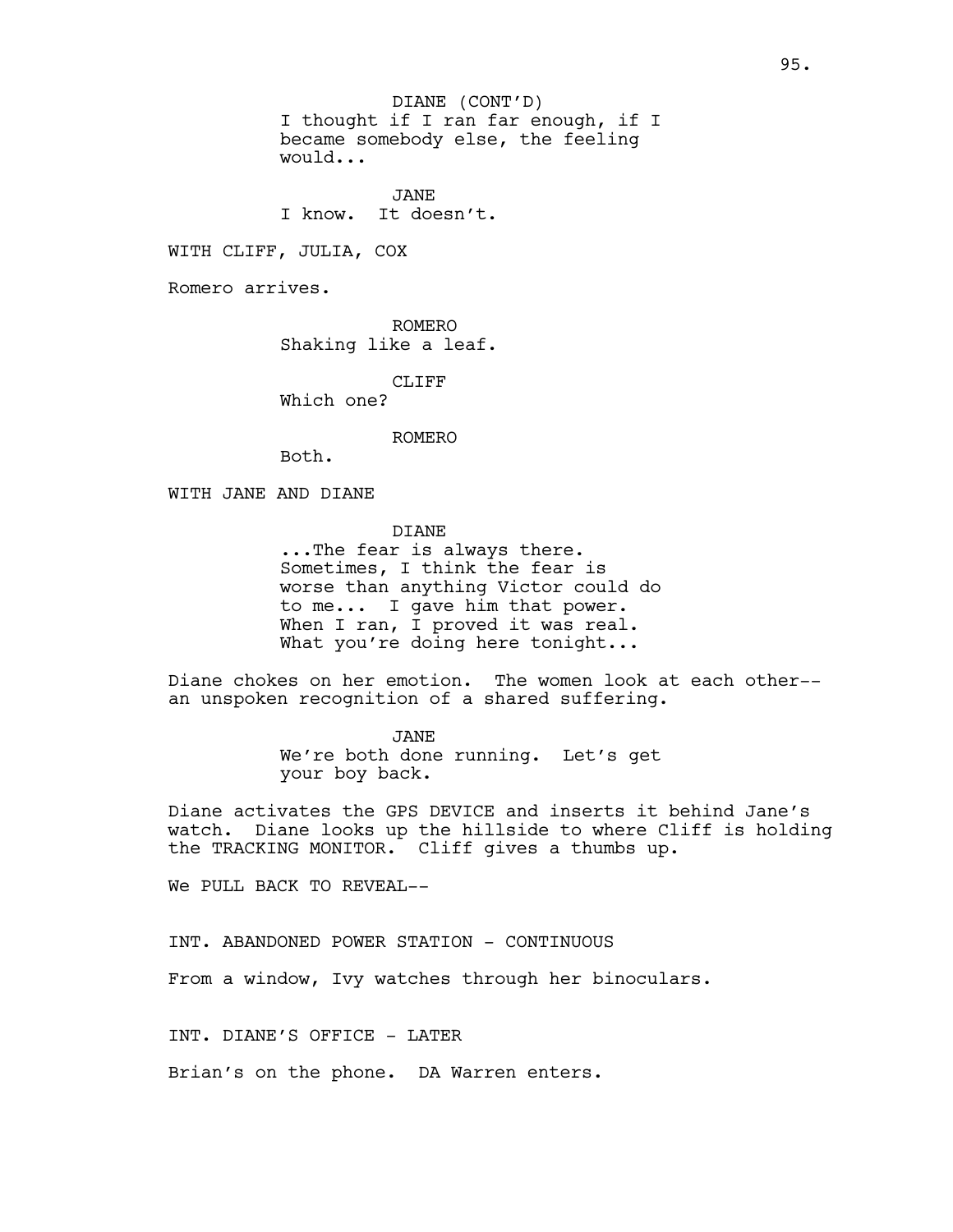DIANE (CONT'D)
I thought if I ran far enough, if I became somebody else, the feeling would...

JANE
I know. It doesn't.

WITH CLIFF, JULIA, COX

Romero arrives.

ROMERO
Shaking like a leaf.

CLIFF
Which one?

ROMERO
Both.

WITH JANE AND DIANE

DIANE
...The fear is always there. Sometimes, I think the fear is worse than anything Victor could do to me... I gave him that power. When I ran, I proved it was real. What you're doing here tonight...

Diane chokes on her emotion. The women look at each other-- an unspoken recognition of a shared suffering.

JANE
We're both done running. Let's get your boy back.

Diane activates the GPS DEVICE and inserts it behind Jane's watch. Diane looks up the hillside to where Cliff is holding the TRACKING MONITOR. Cliff gives a thumbs up.

We PULL BACK TO REVEAL--

INT. ABANDONED POWER STATION - CONTINUOUS

From a window, Ivy watches through her binoculars.

INT. DIANE'S OFFICE - LATER

Brian's on the phone. DA Warren enters.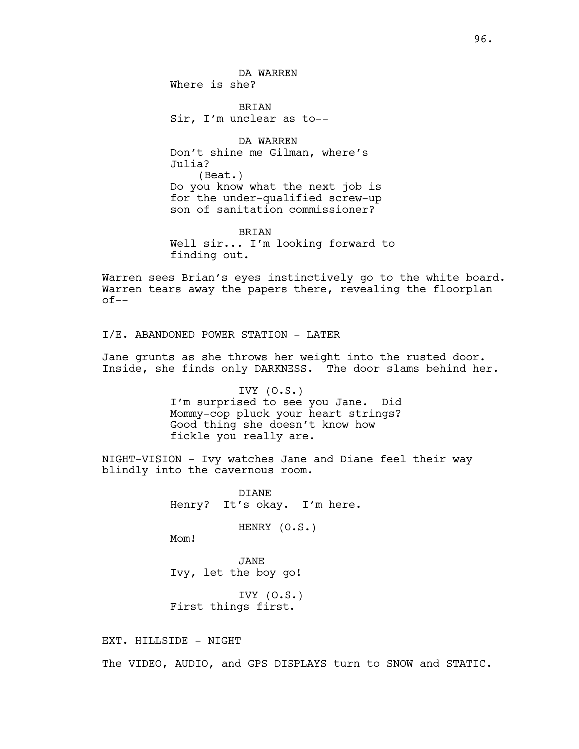DA WARREN
Where is she?

BRIAN
Sir, I'm unclear as to--

DA WARREN
Don't shine me Gilman, where's Julia?
(Beat.)
Do you know what the next job is for the under-qualified screw-up son of sanitation commissioner?

BRIAN
Well sir... I'm looking forward to finding out.

Warren sees Brian's eyes instinctively go to the white board. Warren tears away the papers there, revealing the floorplan of--

I/E. ABANDONED POWER STATION - LATER

Jane grunts as she throws her weight into the rusted door. Inside, she finds only DARKNESS. The door slams behind her.

IVY (O.S.)
I'm surprised to see you Jane. Did Mommy-cop pluck your heart strings? Good thing she doesn't know how fickle you really are.

NIGHT-VISION - Ivy watches Jane and Diane feel their way blindly into the cavernous room.

DIANE
Henry? It's okay. I'm here.

HENRY (O.S.)
Mom!

JANE
Ivy, let the boy go!

IVY (O.S.)
First things first.

EXT. HILLSIDE - NIGHT

The VIDEO, AUDIO, and GPS DISPLAYS turn to SNOW and STATIC.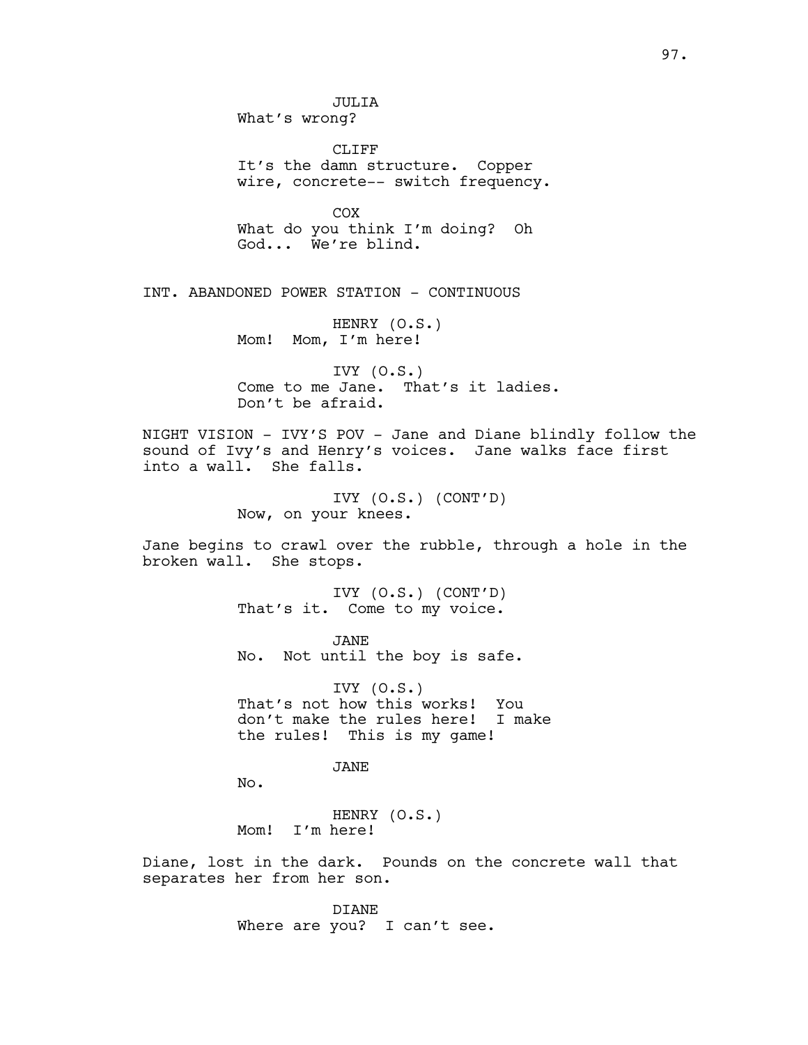JULIA
What's wrong?

CLIFF
It's the damn structure. Copper wire, concrete-- switch frequency.

COX
What do you think I'm doing? Oh God... We're blind.

INT. ABANDONED POWER STATION - CONTINUOUS

HENRY (O.S.)
Mom! Mom, I'm here!

IVY (O.S.)
Come to me Jane. That's it ladies. Don't be afraid.

NIGHT VISION - IVY'S POV - Jane and Diane blindly follow the sound of Ivy's and Henry's voices. Jane walks face first into a wall. She falls.

IVY (O.S.) (CONT'D)
Now, on your knees.

Jane begins to crawl over the rubble, through a hole in the broken wall. She stops.

IVY (O.S.) (CONT'D)
That's it. Come to my voice.

JANE
No. Not until the boy is safe.

IVY (O.S.)
That's not how this works! You don't make the rules here! I make the rules! This is my game!

JANE
No.

HENRY (O.S.)
Mom! I'm here!

Diane, lost in the dark. Pounds on the concrete wall that separates her from her son.

DIANE
Where are you? I can't see.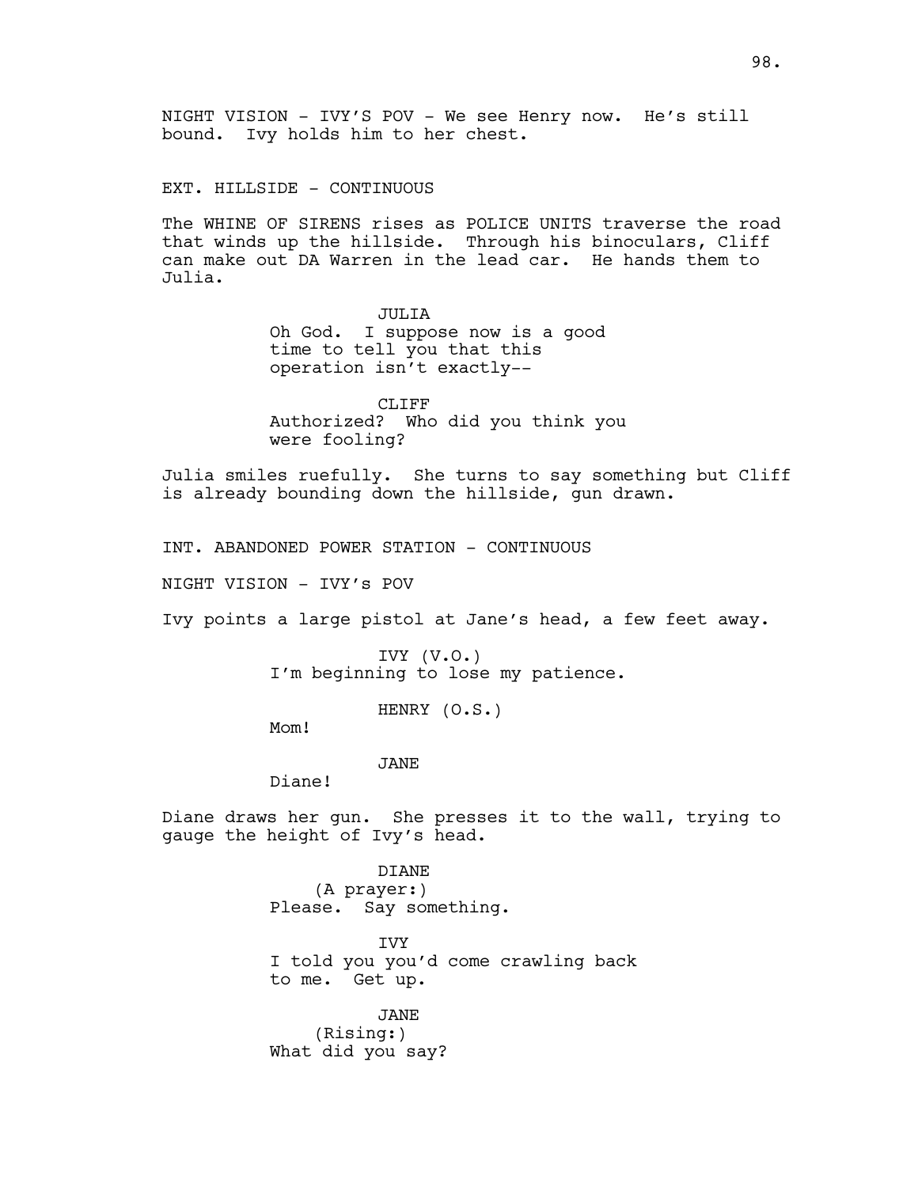NIGHT VISION - IVY'S POV - We see Henry now. He's still bound. Ivy holds him to her chest.

EXT. HILLSIDE - CONTINUOUS

The WHINE OF SIRENS rises as POLICE UNITS traverse the road that winds up the hillside. Through his binoculars, Cliff can make out DA Warren in the lead car. He hands them to Julia.

JULIA
Oh God. I suppose now is a good time to tell you that this operation isn't exactly--

CLIFF
Authorized? Who did you think you were fooling?

Julia smiles ruefully. She turns to say something but Cliff is already bounding down the hillside, gun drawn.

INT. ABANDONED POWER STATION - CONTINUOUS

NIGHT VISION - IVY's POV

Ivy points a large pistol at Jane's head, a few feet away.

IVY (V.O.)
I'm beginning to lose my patience.

HENRY (O.S.)
Mom!

JANE
Diane!

Diane draws her gun. She presses it to the wall, trying to gauge the height of Ivy's head.

DIANE
(A prayer:)
Please. Say something.

IVY
I told you you'd come crawling back to me. Get up.

JANE
(Rising:)
What did you say?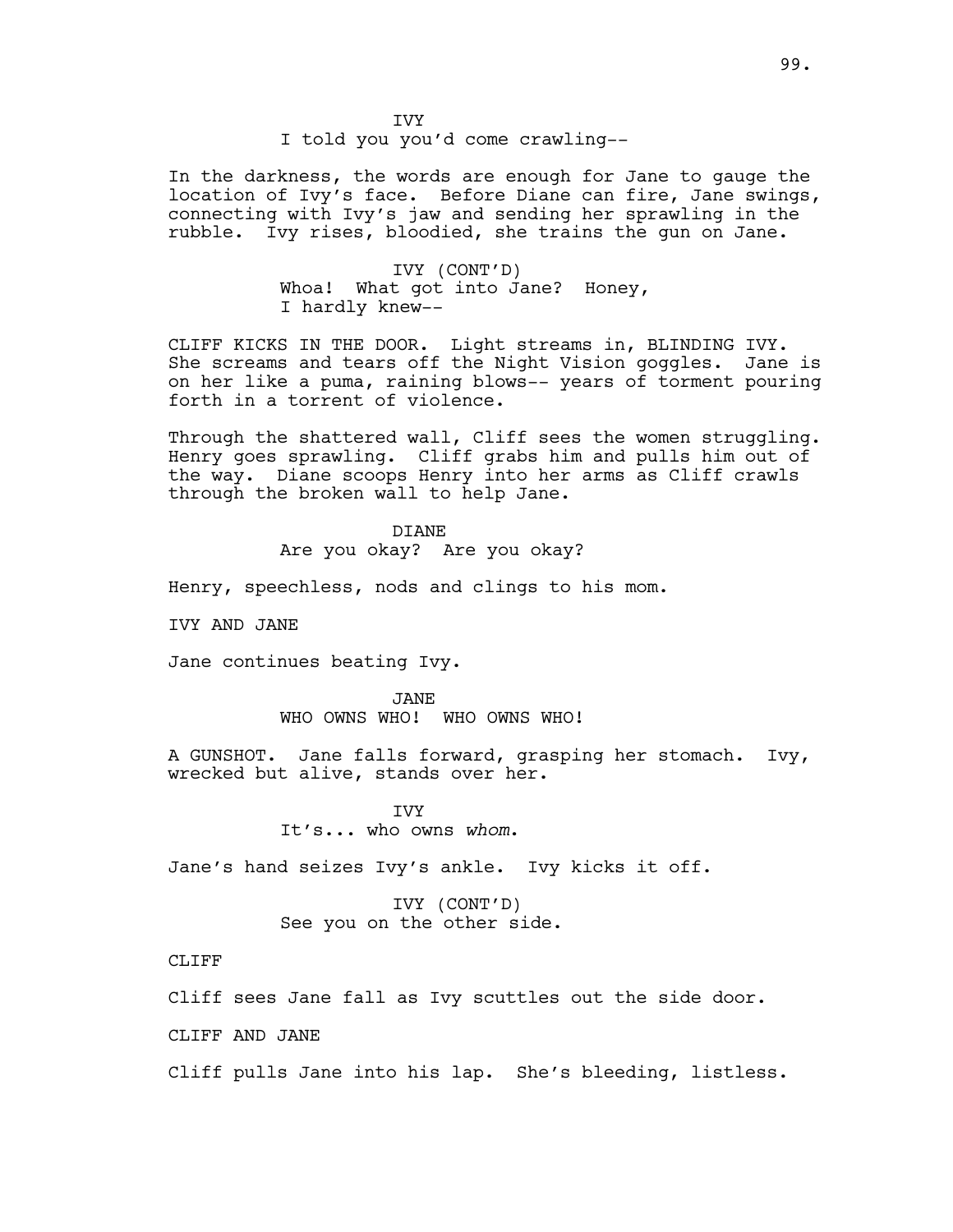IVY

I told you you'd come crawling--

In the darkness, the words are enough for Jane to gauge the location of Ivy's face. Before Diane can fire, Jane swings, connecting with Ivy's jaw and sending her sprawling in the rubble. Ivy rises, bloodied, she trains the gun on Jane.

IVY (CONT'D)

Whoa! What got into Jane? Honey, I hardly knew--

CLIFF KICKS IN THE DOOR. Light streams in, BLINDING IVY. She screams and tears off the Night Vision goggles. Jane is on her like a puma, raining blows-- years of torment pouring forth in a torrent of violence.

Through the shattered wall, Cliff sees the women struggling. Henry goes sprawling. Cliff grabs him and pulls him out of the way. Diane scoops Henry into her arms as Cliff crawls through the broken wall to help Jane.

DIANE

Are you okay? Are you okay?

Henry, speechless, nods and clings to his mom.

IVY AND JANE

Jane continues beating Ivy.

JANE

WHO OWNS WHO! WHO OWNS WHO!

A GUNSHOT. Jane falls forward, grasping her stomach. Ivy, wrecked but alive, stands over her.

IVY

It's... who owns *whom*.

Jane's hand seizes Ivy's ankle. Ivy kicks it off.

IVY (CONT'D)

See you on the other side.

CLIFF

Cliff sees Jane fall as Ivy scuttles out the side door.

CLIFF AND JANE

Cliff pulls Jane into his lap. She's bleeding, listless.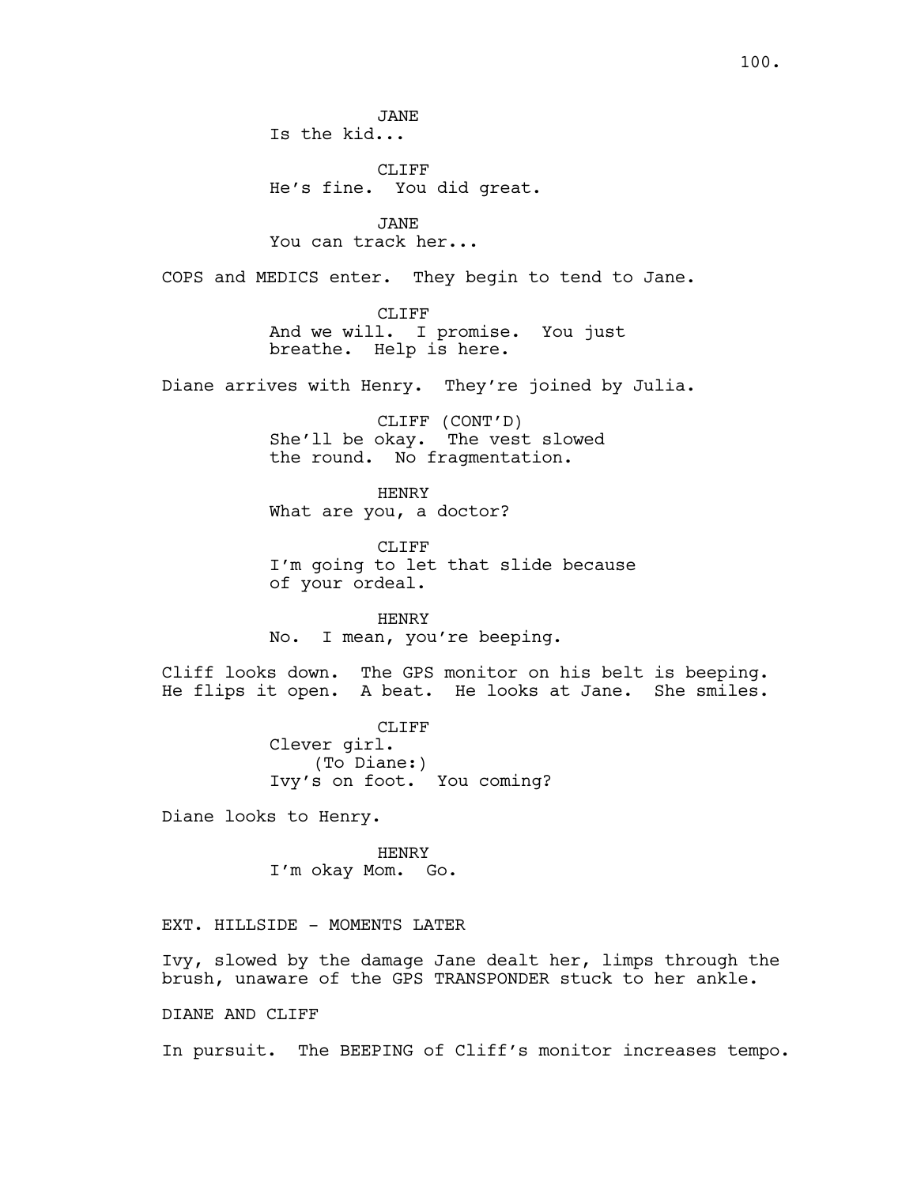JANE
Is the kid...

CLIFF
He's fine. You did great.

JANE
You can track her...

COPS and MEDICS enter. They begin to tend to Jane.

CLIFF
And we will. I promise. You just breathe. Help is here.

Diane arrives with Henry. They're joined by Julia.

CLIFF (CONT'D)
She'll be okay. The vest slowed the round. No fragmentation.

HENRY
What are you, a doctor?

CLIFF
I'm going to let that slide because of your ordeal.

HENRY
No. I mean, you're beeping.

Cliff looks down. The GPS monitor on his belt is beeping. He flips it open. A beat. He looks at Jane. She smiles.

CLIFF
Clever girl.
(To Diane:)
Ivy's on foot. You coming?

Diane looks to Henry.

HENRY
I'm okay Mom. Go.

EXT. HILLSIDE - MOMENTS LATER

Ivy, slowed by the damage Jane dealt her, limps through the brush, unaware of the GPS TRANSPONDER stuck to her ankle.

DIANE AND CLIFF

In pursuit. The BEEPING of Cliff's monitor increases tempo.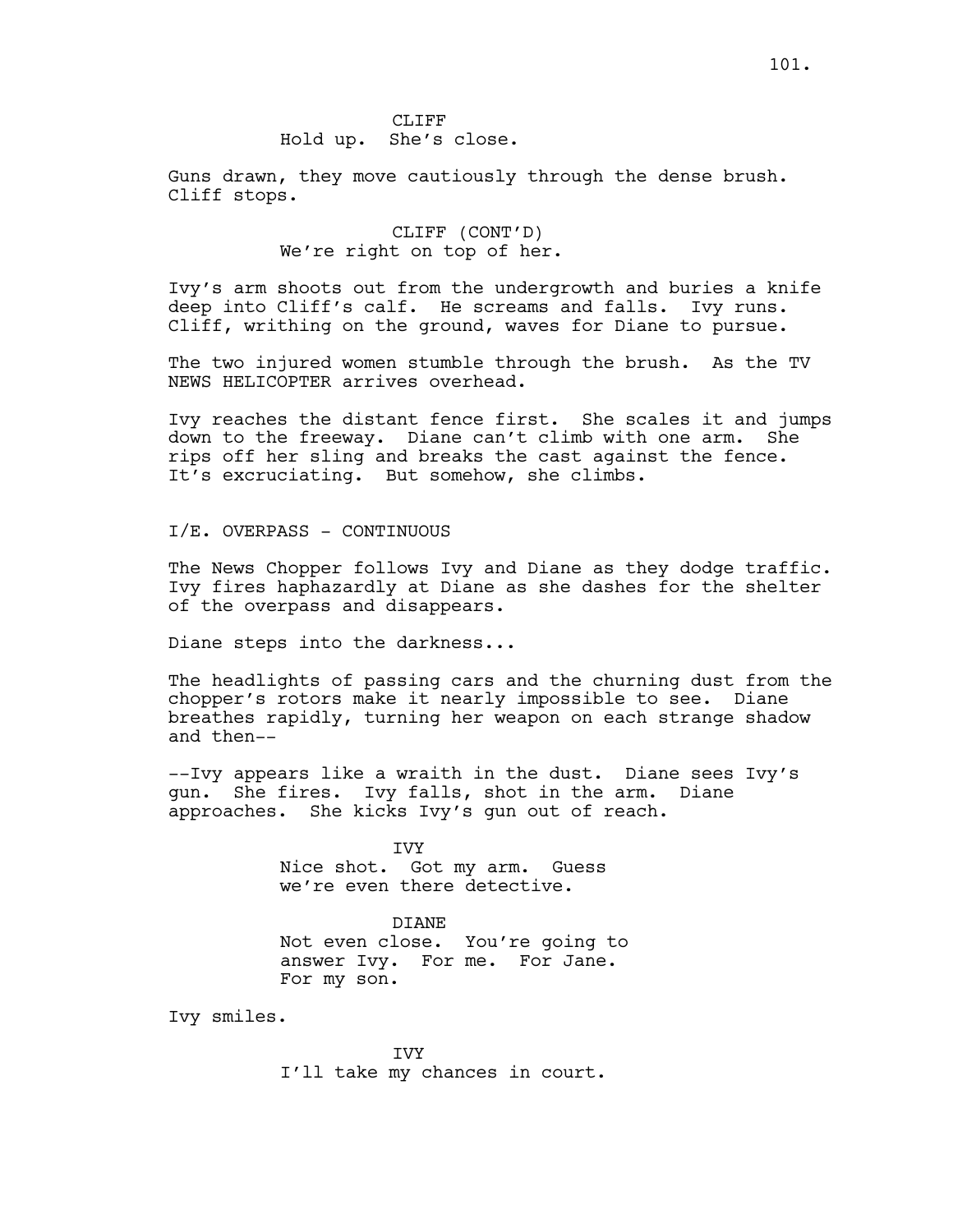CLIFF
Hold up.  She's close.

Guns drawn, they move cautiously through the dense brush. Cliff stops.

CLIFF (CONT'D)
We're right on top of her.

Ivy's arm shoots out from the undergrowth and buries a knife deep into Cliff's calf.  He screams and falls.  Ivy runs. Cliff, writhing on the ground, waves for Diane to pursue.

The two injured women stumble through the brush.  As the TV NEWS HELICOPTER arrives overhead.

Ivy reaches the distant fence first.  She scales it and jumps down to the freeway.  Diane can't climb with one arm.  She rips off her sling and breaks the cast against the fence. It's excruciating.  But somehow, she climbs.

I/E. OVERPASS - CONTINUOUS

The News Chopper follows Ivy and Diane as they dodge traffic. Ivy fires haphazardly at Diane as she dashes for the shelter of the overpass and disappears.

Diane steps into the darkness...

The headlights of passing cars and the churning dust from the chopper's rotors make it nearly impossible to see.  Diane breathes rapidly, turning her weapon on each strange shadow and then--

--Ivy appears like a wraith in the dust.  Diane sees Ivy's gun.  She fires.  Ivy falls, shot in the arm.  Diane approaches.  She kicks Ivy's gun out of reach.

IVY
Nice shot.  Got my arm.  Guess we're even there detective.

DIANE
Not even close.  You're going to answer Ivy.  For me.  For Jane. For my son.

Ivy smiles.

IVY
I'll take my chances in court.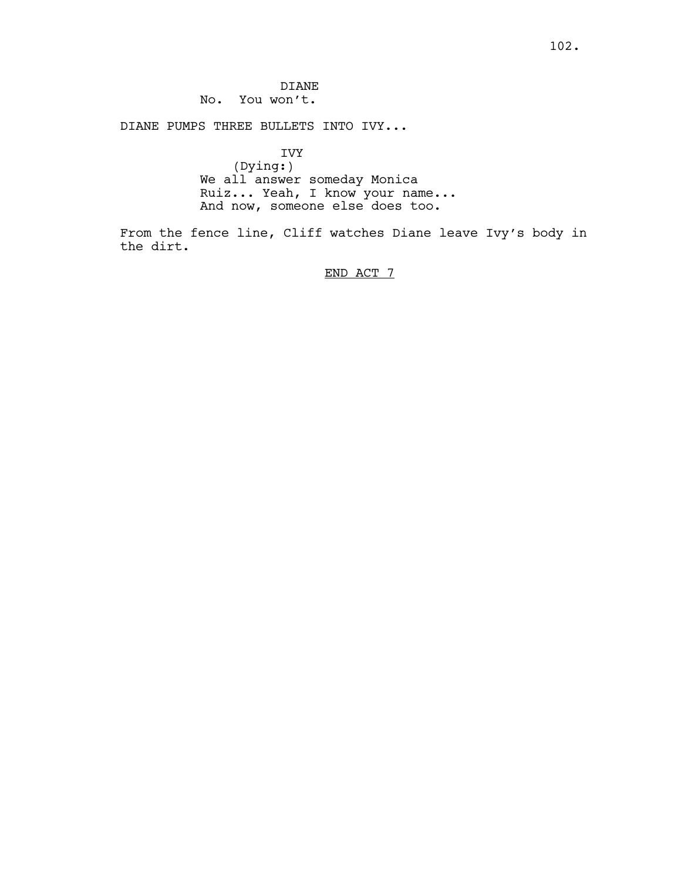DIANE
No. You won't.

DIANE PUMPS THREE BULLETS INTO IVY...

IVY
(Dying:)
We all answer someday Monica Ruiz... Yeah, I know your name... And now, someone else does too.

From the fence line, Cliff watches Diane leave Ivy's body in the dirt.

END ACT 7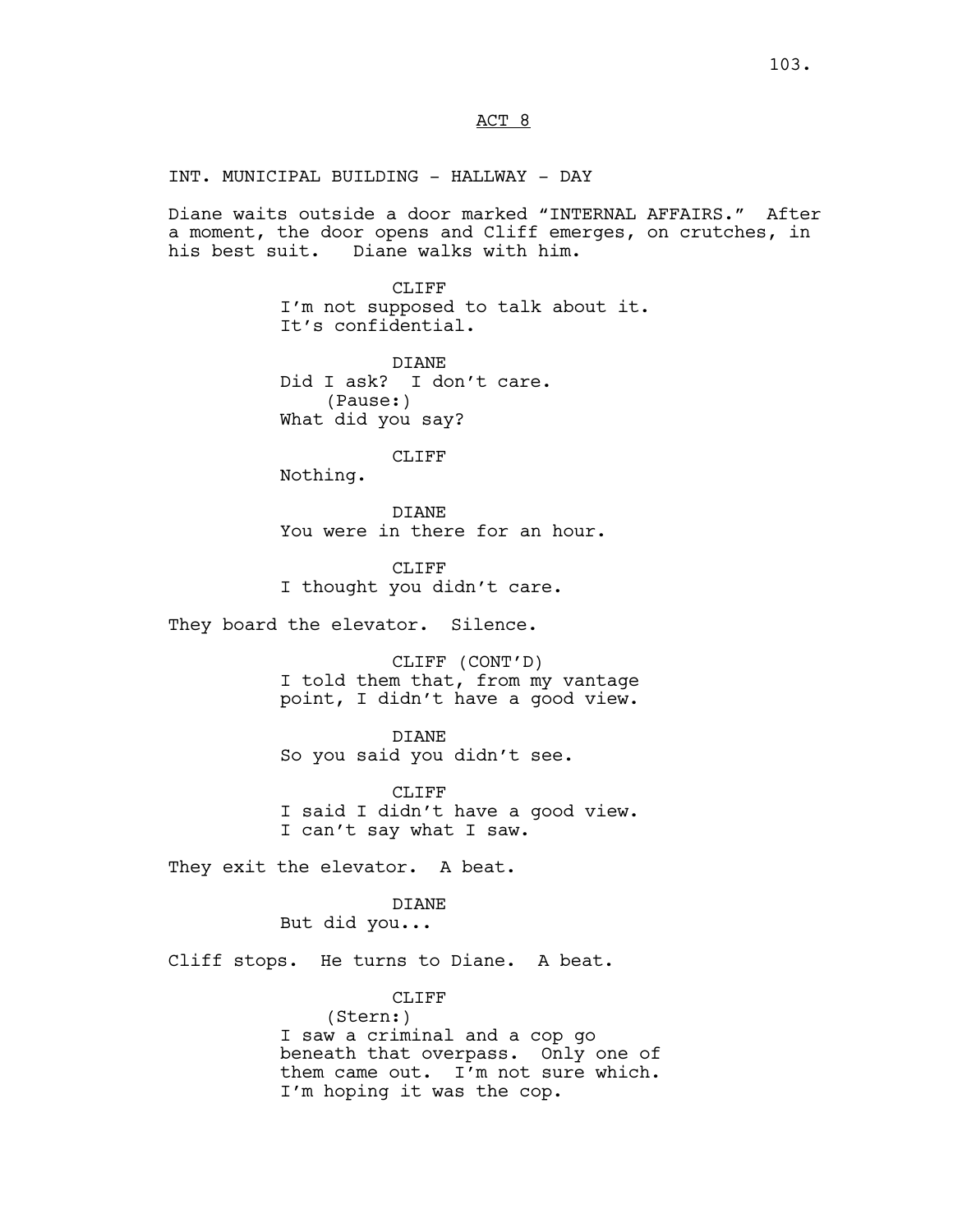## ACT 8

INT. MUNICIPAL BUILDING - HALLWAY - DAY

Diane waits outside a door marked "INTERNAL AFFAIRS." After a moment, the door opens and Cliff emerges, on crutches, in his best suit. Diane walks with him.

CLIFF
I'm not supposed to talk about it. It's confidential.

DIANE
Did I ask? I don't care.
(Pause:)
What did you say?

CLIFF
Nothing.

DIANE
You were in there for an hour.

CLIFF
I thought you didn't care.

They board the elevator. Silence.

CLIFF (CONT'D)
I told them that, from my vantage point, I didn't have a good view.

DIANE
So you said you didn't see.

CLIFF
I said I didn't have a good view. I can't say what I saw.

They exit the elevator. A beat.

DIANE
But did you...

Cliff stops. He turns to Diane. A beat.

CLIFF
(Stern:)
I saw a criminal and a cop go beneath that overpass. Only one of them came out. I'm not sure which. I'm hoping it was the cop.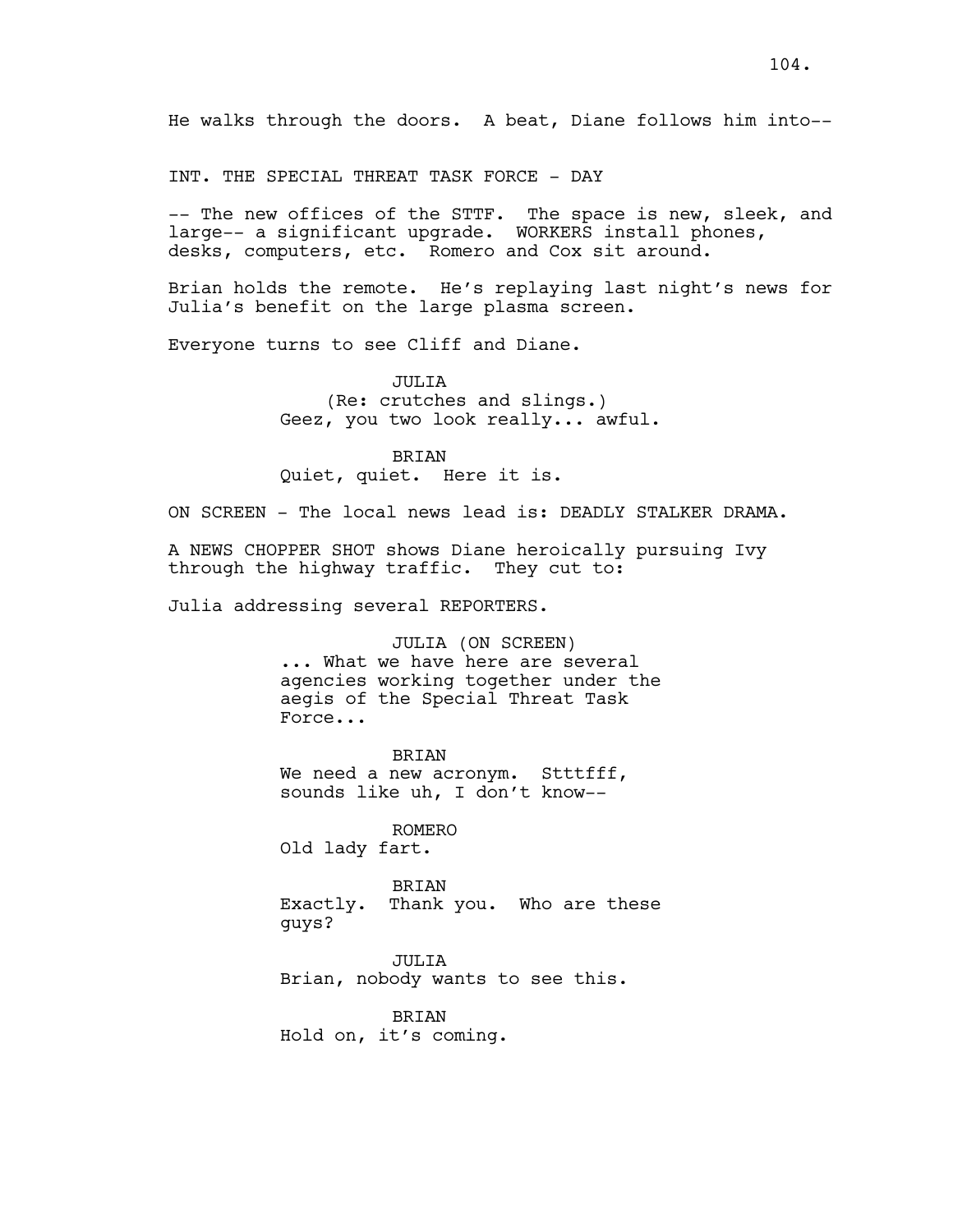He walks through the doors. A beat, Diane follows him into--

INT. THE SPECIAL THREAT TASK FORCE - DAY

-- The new offices of the STTF. The space is new, sleek, and large-- a significant upgrade. WORKERS install phones, desks, computers, etc. Romero and Cox sit around.

Brian holds the remote. He's replaying last night's news for Julia's benefit on the large plasma screen.

Everyone turns to see Cliff and Diane.

JULIA
(Re: crutches and slings.)
Geez, you two look really... awful.

BRIAN
Quiet, quiet. Here it is.

ON SCREEN - The local news lead is: DEADLY STALKER DRAMA.

A NEWS CHOPPER SHOT shows Diane heroically pursuing Ivy through the highway traffic. They cut to:

Julia addressing several REPORTERS.

JULIA (ON SCREEN)
... What we have here are several agencies working together under the aegis of the Special Threat Task Force...

BRIAN
We need a new acronym. Stttfff, sounds like uh, I don't know--

ROMERO
Old lady fart.

BRIAN
Exactly. Thank you. Who are these guys?

JULIA
Brian, nobody wants to see this.

BRIAN
Hold on, it's coming.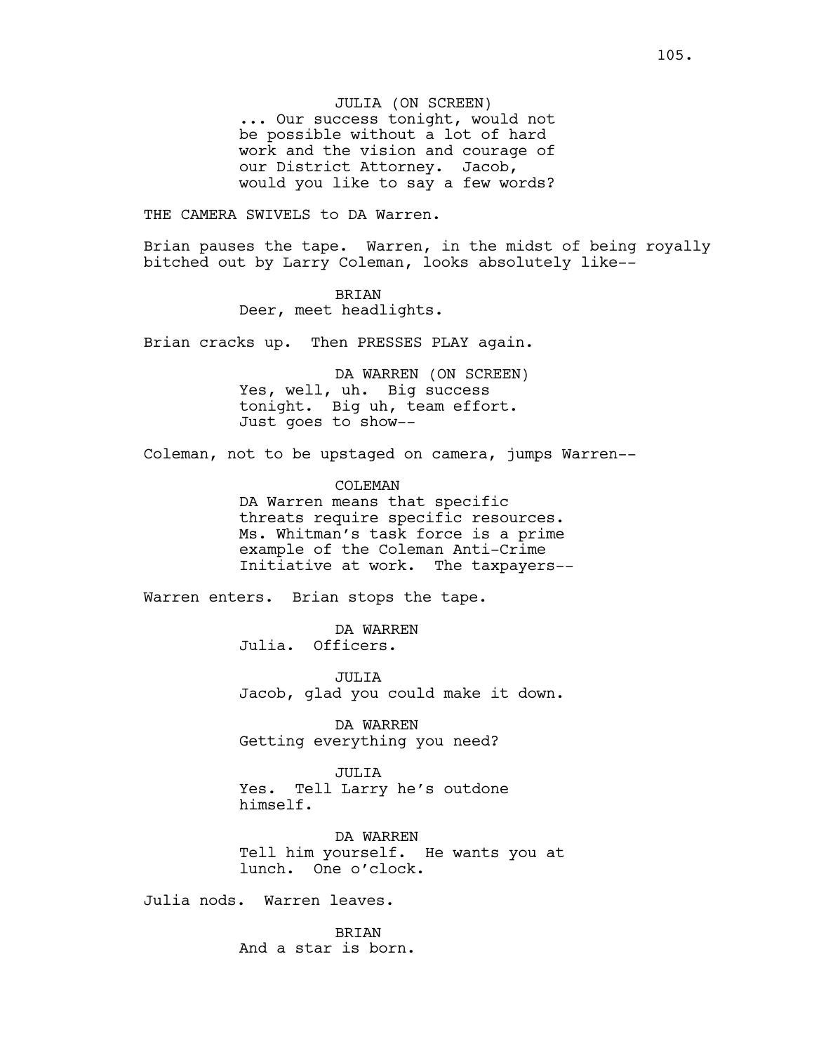JULIA (ON SCREEN)
... Our success tonight, would not be possible without a lot of hard work and the vision and courage of our District Attorney. Jacob, would you like to say a few words?

THE CAMERA SWIVELS to DA Warren.

Brian pauses the tape. Warren, in the midst of being royally bitched out by Larry Coleman, looks absolutely like--

BRIAN
Deer, meet headlights.

Brian cracks up. Then PRESSES PLAY again.

DA WARREN (ON SCREEN)
Yes, well, uh. Big success tonight. Big uh, team effort. Just goes to show--

Coleman, not to be upstaged on camera, jumps Warren--

COLEMAN
DA Warren means that specific threats require specific resources. Ms. Whitman's task force is a prime example of the Coleman Anti-Crime Initiative at work. The taxpayers--

Warren enters. Brian stops the tape.

DA WARREN
Julia. Officers.

JULIA
Jacob, glad you could make it down.

DA WARREN
Getting everything you need?

JULIA
Yes. Tell Larry he's outdone himself.

DA WARREN
Tell him yourself. He wants you at lunch. One o'clock.

Julia nods. Warren leaves.

BRIAN
And a star is born.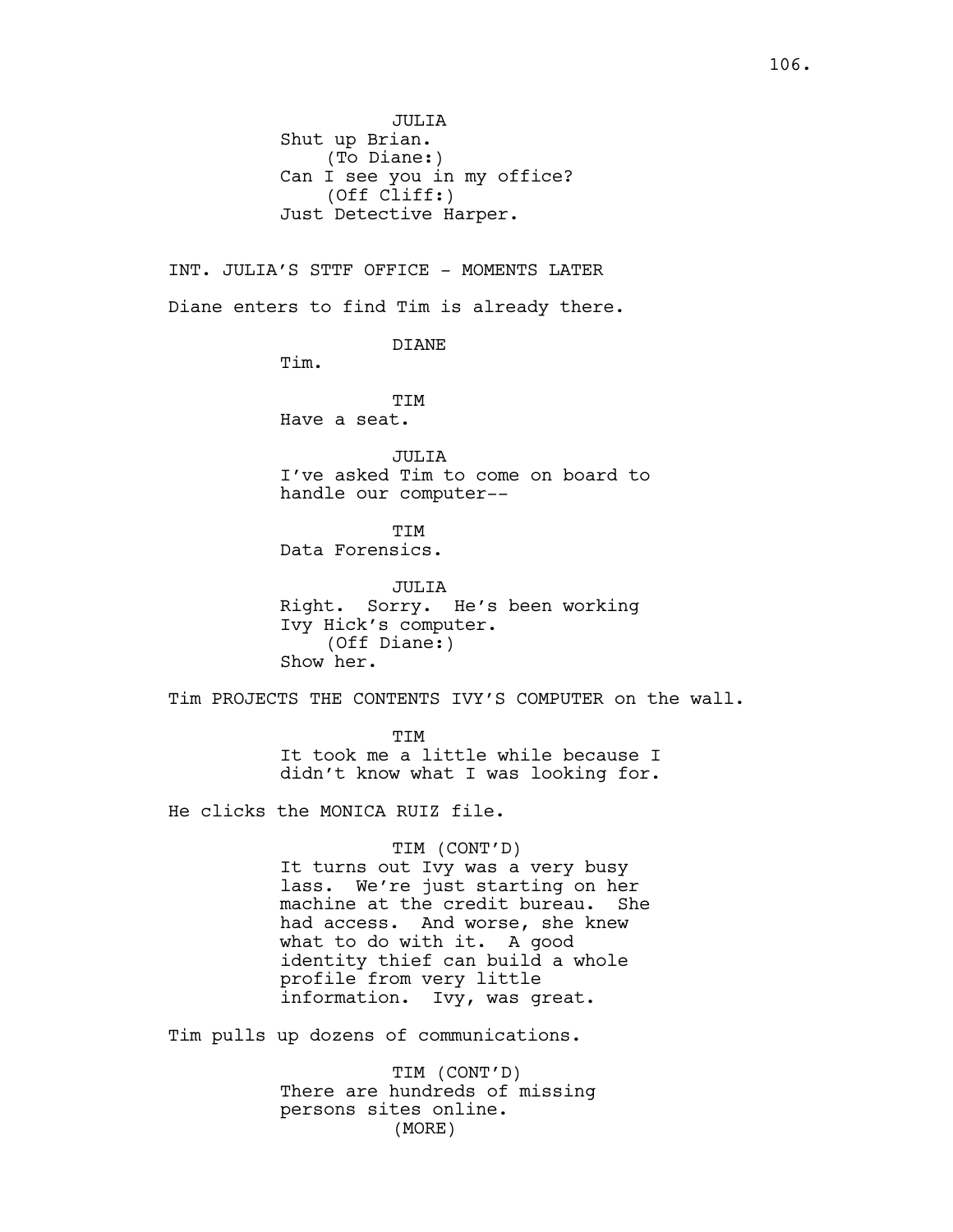JULIA
Shut up Brian.
(To Diane:)
Can I see you in my office?
(Off Cliff:)
Just Detective Harper.

INT. JULIA'S STTF OFFICE - MOMENTS LATER

Diane enters to find Tim is already there.

DIANE
Tim.

TIM
Have a seat.

JULIA
I've asked Tim to come on board to handle our computer--

TIM
Data Forensics.

JULIA
Right. Sorry. He's been working Ivy Hick's computer.
(Off Diane:)
Show her.

Tim PROJECTS THE CONTENTS IVY'S COMPUTER on the wall.

TIM
It took me a little while because I didn't know what I was looking for.

He clicks the MONICA RUIZ file.

TIM (CONT'D)
It turns out Ivy was a very busy lass. We're just starting on her machine at the credit bureau. She had access. And worse, she knew what to do with it. A good identity thief can build a whole profile from very little information. Ivy, was great.

Tim pulls up dozens of communications.

TIM (CONT'D)
There are hundreds of missing persons sites online.
(MORE)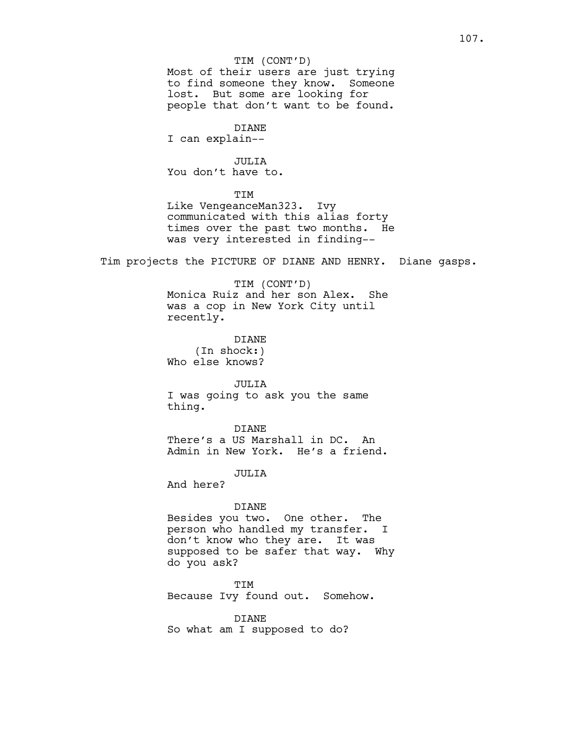TIM (CONT'D)
Most of their users are just trying to find someone they know. Someone lost. But some are looking for people that don't want to be found.

DIANE
I can explain--

JULIA
You don't have to.

TIM
Like VengeanceMan323. Ivy communicated with this alias forty times over the past two months. He was very interested in finding--

Tim projects the PICTURE OF DIANE AND HENRY. Diane gasps.

TIM (CONT'D)
Monica Ruiz and her son Alex. She was a cop in New York City until recently.

DIANE
(In shock:)
Who else knows?

JULIA
I was going to ask you the same thing.

DIANE
There's a US Marshall in DC. An Admin in New York. He's a friend.

JULIA
And here?

DIANE
Besides you two. One other. The person who handled my transfer. I don't know who they are. It was supposed to be safer that way. Why do you ask?

TIM
Because Ivy found out. Somehow.

DIANE
So what am I supposed to do?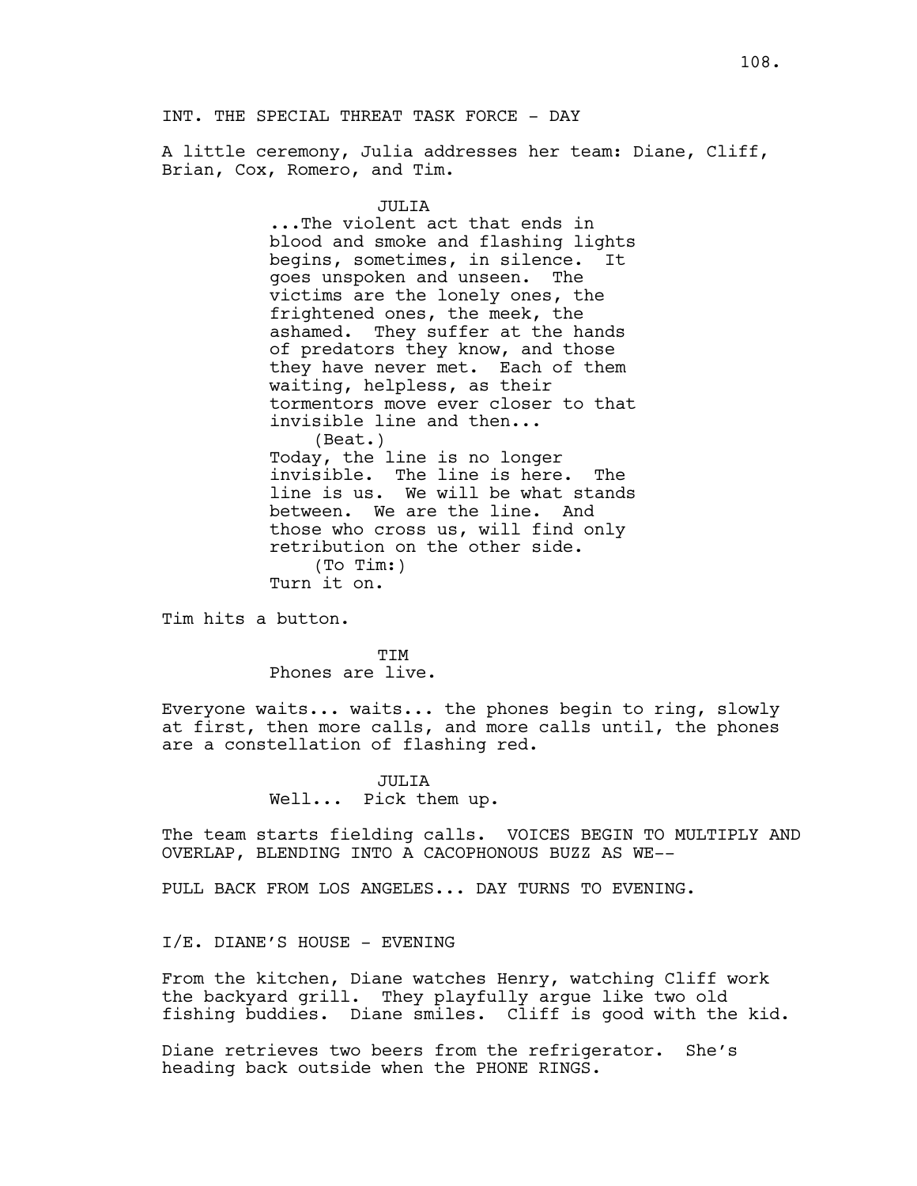INT. THE SPECIAL THREAT TASK FORCE - DAY

A little ceremony, Julia addresses her team: Diane, Cliff, Brian, Cox, Romero, and Tim.

JULIA

...The violent act that ends in blood and smoke and flashing lights begins, sometimes, in silence. It goes unspoken and unseen. The victims are the lonely ones, the frightened ones, the meek, the ashamed. They suffer at the hands of predators they know, and those they have never met. Each of them waiting, helpless, as their tormentors move ever closer to that invisible line and then...

(Beat.)

Today, the line is no longer invisible. The line is here. The line is us. We will be what stands between. We are the line. And those who cross us, will find only retribution on the other side.

(To Tim:)

Turn it on.

Tim hits a button.

TIM

Phones are live.

Everyone waits... waits... the phones begin to ring, slowly at first, then more calls, and more calls until, the phones are a constellation of flashing red.

JULIA

Well... Pick them up.

The team starts fielding calls. VOICES BEGIN TO MULTIPLY AND OVERLAP, BLENDING INTO A CACOPHONOUS BUZZ AS WE--

PULL BACK FROM LOS ANGELES... DAY TURNS TO EVENING.

I/E. DIANE'S HOUSE - EVENING

From the kitchen, Diane watches Henry, watching Cliff work the backyard grill. They playfully argue like two old fishing buddies. Diane smiles. Cliff is good with the kid.

Diane retrieves two beers from the refrigerator. She's heading back outside when the PHONE RINGS.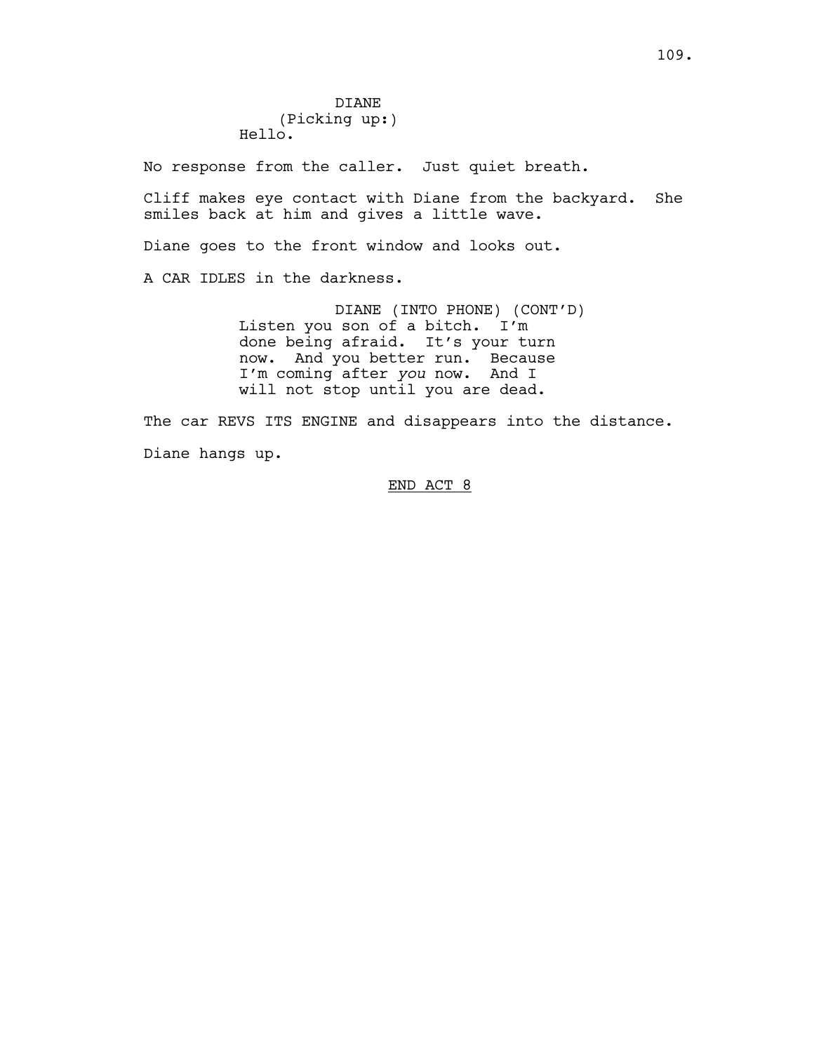DIANE
(Picking up:)
Hello.

No response from the caller. Just quiet breath.

Cliff makes eye contact with Diane from the backyard. She smiles back at him and gives a little wave.

Diane goes to the front window and looks out.

A CAR IDLES in the darkness.

DIANE (INTO PHONE) (CONT'D)
Listen you son of a bitch. I'm done being afraid. It's your turn now. And you better run. Because I'm coming after *you* now. And I will not stop until you are dead.

The car REVS ITS ENGINE and disappears into the distance.

Diane hangs up.

END ACT 8